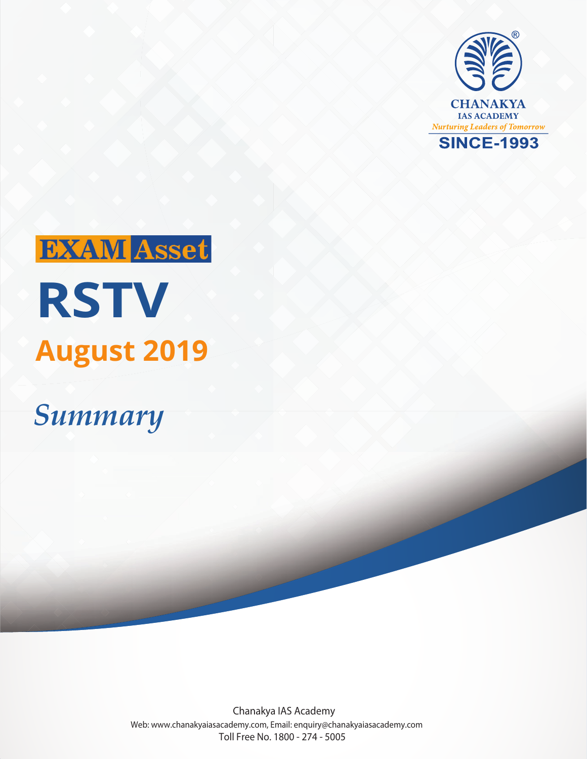CHANAKYA
IAS ACADEMY
*Nurturing Leaders of Tomorrow*
SINCE-1993

# EXAM Asset

# RSTV

## August 2019

*Summary*

Chanakya IAS Academy
Web: www.chanakyaiasacademy.com, Email: enquiry@chanakyaiasacademy.com
Toll Free No. 1800 - 274 - 5005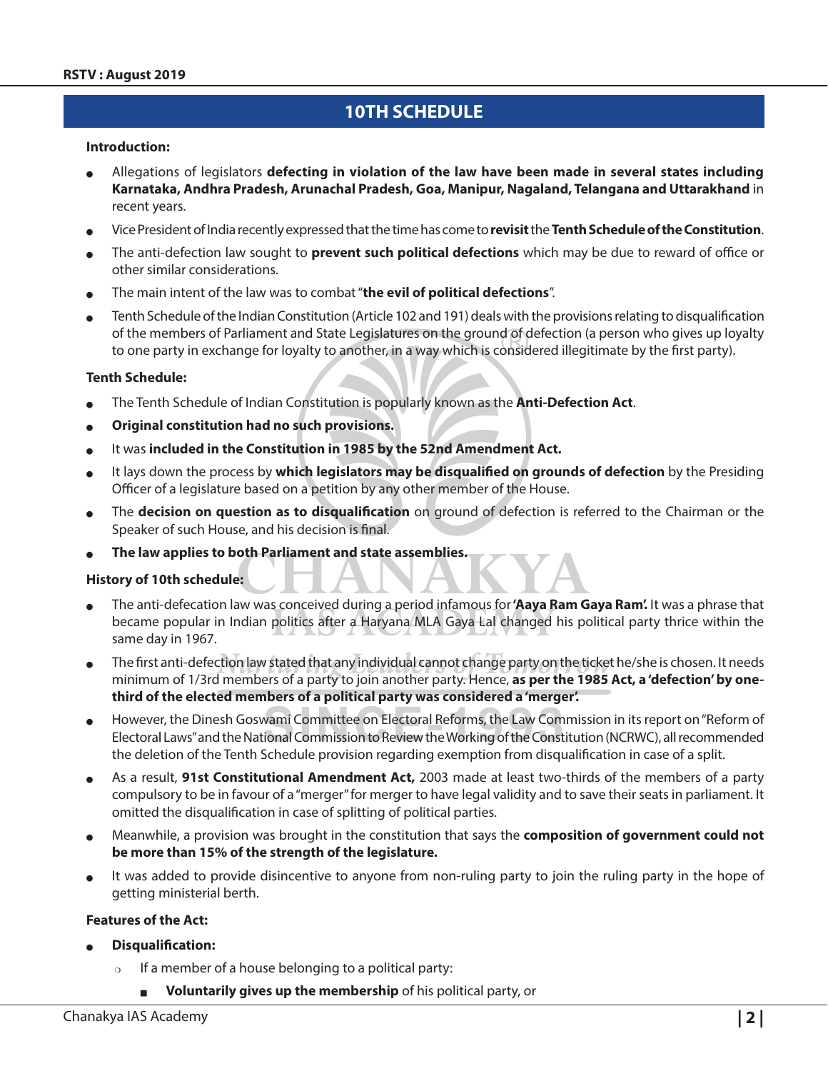## 10TH SCHEDULE

**Introduction:**

- Allegations of legislators **defecting in violation of the law have been made in several states including Karnataka, Andhra Pradesh, Arunachal Pradesh, Goa, Manipur, Nagaland, Telangana and Uttarakhand** in recent years.
- Vice President of India recently expressed that the time has come to **revisit** the **Tenth Schedule of the Constitution**.
- The anti-defection law sought to **prevent such political defections** which may be due to reward of office or other similar considerations.
- The main intent of the law was to combat "**the evil of political defections**".
- Tenth Schedule of the Indian Constitution (Article 102 and 191) deals with the provisions relating to disqualification of the members of Parliament and State Legislatures on the ground of defection (a person who gives up loyalty to one party in exchange for loyalty to another, in a way which is considered illegitimate by the first party).

**Tenth Schedule:**

- The Tenth Schedule of Indian Constitution is popularly known as the **Anti-Defection Act**.
- **Original constitution had no such provisions.**
- It was **included in the Constitution in 1985 by the 52nd Amendment Act.**
- It lays down the process by **which legislators may be disqualified on grounds of defection** by the Presiding Officer of a legislature based on a petition by any other member of the House.
- The **decision on question as to disqualification** on ground of defection is referred to the Chairman or the Speaker of such House, and his decision is final.
- **The law applies to both Parliament and state assemblies.**

**History of 10th schedule:**

- The anti-defecation law was conceived during a period infamous for **'Aaya Ram Gaya Ram'.** It was a phrase that became popular in Indian politics after a Haryana MLA Gaya Lal changed his political party thrice within the same day in 1967.
- The first anti-defection law stated that any individual cannot change party on the ticket he/she is chosen. It needs minimum of 1/3rd members of a party to join another party. Hence, **as per the 1985 Act, a 'defection' by one-third of the elected members of a political party was considered a 'merger'.**
- However, the Dinesh Goswami Committee on Electoral Reforms, the Law Commission in its report on "Reform of Electoral Laws" and the National Commission to Review the Working of the Constitution (NCRWC), all recommended the deletion of the Tenth Schedule provision regarding exemption from disqualification in case of a split.
- As a result, **91st Constitutional Amendment Act,** 2003 made at least two-thirds of the members of a party compulsory to be in favour of a "merger" for merger to have legal validity and to save their seats in parliament. It omitted the disqualification in case of splitting of political parties.
- Meanwhile, a provision was brought in the constitution that says the **composition of government could not be more than 15% of the strength of the legislature.**
- It was added to provide disincentive to anyone from non-ruling party to join the ruling party in the hope of getting ministerial berth.

**Features of the Act:**

- **Disqualification:**
  - If a member of a house belonging to a political party:
    - **Voluntarily gives up the membership** of his political party, or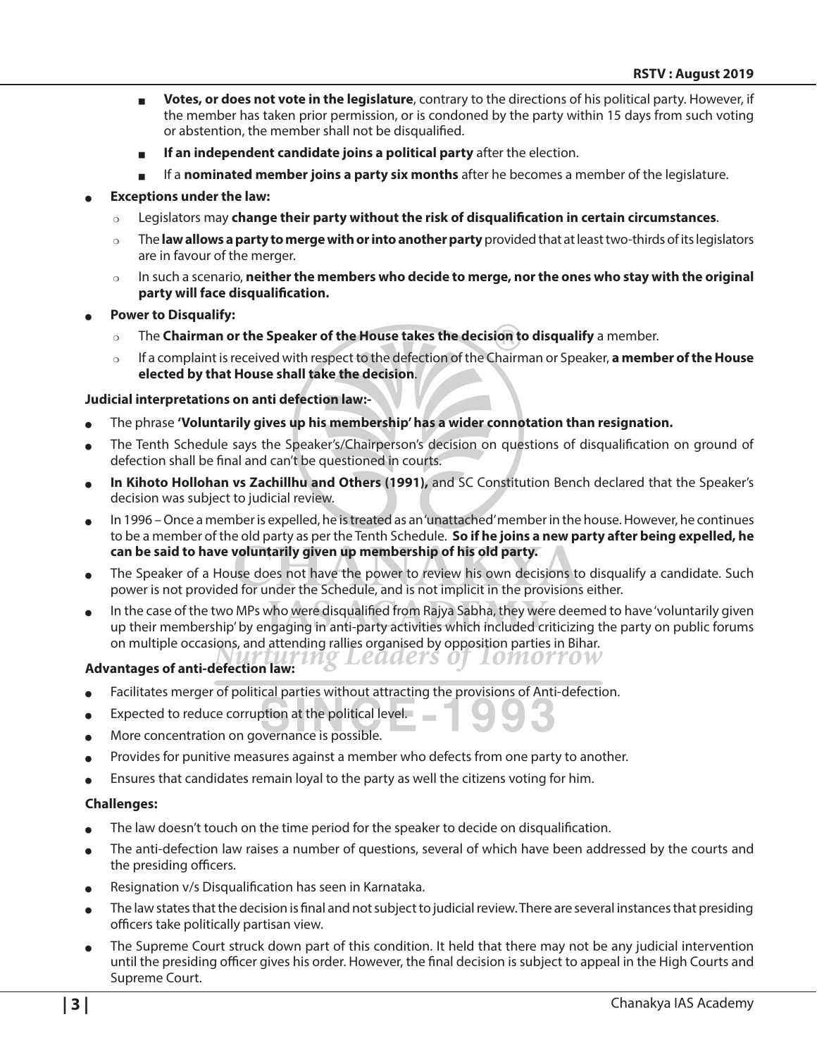- **Votes, or does not vote in the legislature**, contrary to the directions of his political party. However, if the member has taken prior permission, or is condoned by the party within 15 days from such voting or abstention, the member shall not be disqualified.
    - **If an independent candidate joins a political party** after the election.
    - If a **nominated member joins a party six months** after he becomes a member of the legislature.
- **Exceptions under the law:**
    - Legislators may **change their party without the risk of disqualification in certain circumstances**.
    - The **law allows a party to merge with or into another party** provided that at least two-thirds of its legislators are in favour of the merger.
    - In such a scenario, **neither the members who decide to merge, nor the ones who stay with the original party will face disqualification.**
- **Power to Disqualify:**
    - The **Chairman or the Speaker of the House takes the decision to disqualify** a member.
    - If a complaint is received with respect to the defection of the Chairman or Speaker, **a member of the House elected by that House shall take the decision**.

**Judicial interpretations on anti defection law:-**

- The phrase **'Voluntarily gives up his membership' has a wider connotation than resignation.**
- The Tenth Schedule says the Speaker's/Chairperson's decision on questions of disqualification on ground of defection shall be final and can't be questioned in courts.
- **In Kihoto Hollohan vs Zachillhu and Others (1991),** and SC Constitution Bench declared that the Speaker's decision was subject to judicial review.
- In 1996 – Once a member is expelled, he is treated as an 'unattached' member in the house. However, he continues to be a member of the old party as per the Tenth Schedule. **So if he joins a new party after being expelled, he can be said to have voluntarily given up membership of his old party.**
- The Speaker of a House does not have the power to review his own decisions to disqualify a candidate. Such power is not provided for under the Schedule, and is not implicit in the provisions either.
- In the case of the two MPs who were disqualified from Rajya Sabha, they were deemed to have 'voluntarily given up their membership' by engaging in anti-party activities which included criticizing the party on public forums on multiple occasions, and attending rallies organised by opposition parties in Bihar.

**Advantages of anti-defection law:**

- Facilitates merger of political parties without attracting the provisions of Anti-defection.
- Expected to reduce corruption at the political level.
- More concentration on governance is possible.
- Provides for punitive measures against a member who defects from one party to another.
- Ensures that candidates remain loyal to the party as well the citizens voting for him.

**Challenges:**

- The law doesn't touch on the time period for the speaker to decide on disqualification.
- The anti-defection law raises a number of questions, several of which have been addressed by the courts and the presiding officers.
- Resignation v/s Disqualification has seen in Karnataka.
- The law states that the decision is final and not subject to judicial review. There are several instances that presiding officers take politically partisan view.
- The Supreme Court struck down part of this condition. It held that there may not be any judicial intervention until the presiding officer gives his order. However, the final decision is subject to appeal in the High Courts and Supreme Court.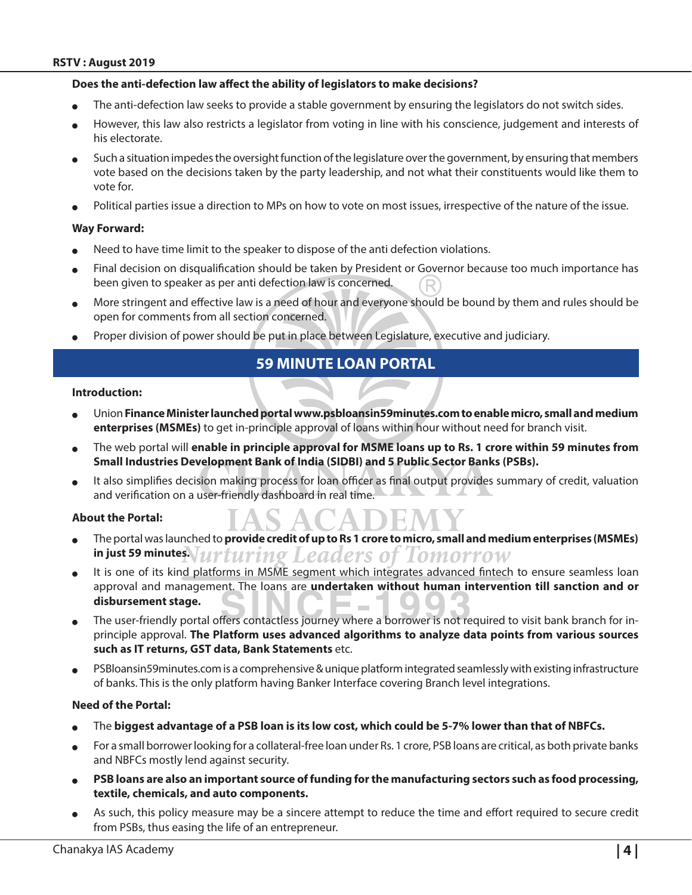**Does the anti-defection law affect the ability of legislators to make decisions?**

- The anti-defection law seeks to provide a stable government by ensuring the legislators do not switch sides.
- However, this law also restricts a legislator from voting in line with his conscience, judgement and interests of his electorate.
- Such a situation impedes the oversight function of the legislature over the government, by ensuring that members vote based on the decisions taken by the party leadership, and not what their constituents would like them to vote for.
- Political parties issue a direction to MPs on how to vote on most issues, irrespective of the nature of the issue.

**Way Forward:**

- Need to have time limit to the speaker to dispose of the anti defection violations.
- Final decision on disqualification should be taken by President or Governor because too much importance has been given to speaker as per anti defection law is concerned.
- More stringent and effective law is a need of hour and everyone should be bound by them and rules should be open for comments from all section concerned.
- Proper division of power should be put in place between Legislature, executive and judiciary.

## 59 MINUTE LOAN PORTAL

**Introduction:**

- Union **Finance Minister launched portal www.psbloansin59minutes.com to enable micro, small and medium enterprises (MSMEs)** to get in-principle approval of loans within hour without need for branch visit.
- The web portal will **enable in principle approval for MSME loans up to Rs. 1 crore within 59 minutes from Small Industries Development Bank of India (SIDBI) and 5 Public Sector Banks (PSBs).**
- It also simplifies decision making process for loan officer as final output provides summary of credit, valuation and verification on a user-friendly dashboard in real time.

**About the Portal:**

- The portal was launched to **provide credit of up to Rs 1 crore to micro, small and medium enterprises (MSMEs) in just 59 minutes.**
- It is one of its kind platforms in MSME segment which integrates advanced fintech to ensure seamless loan approval and management. The loans are **undertaken without human intervention till sanction and or disbursement stage.**
- The user-friendly portal offers contactless journey where a borrower is not required to visit bank branch for in-principle approval. **The Platform uses advanced algorithms to analyze data points from various sources such as IT returns, GST data, Bank Statements** etc.
- PSBloansin59minutes.com is a comprehensive & unique platform integrated seamlessly with existing infrastructure of banks. This is the only platform having Banker Interface covering Branch level integrations.

**Need of the Portal:**

- The **biggest advantage of a PSB loan is its low cost, which could be 5-7% lower than that of NBFCs.**
- For a small borrower looking for a collateral-free loan under Rs. 1 crore, PSB loans are critical, as both private banks and NBFCs mostly lend against security.
- **PSB loans are also an important source of funding for the manufacturing sectors such as food processing, textile, chemicals, and auto components.**
- As such, this policy measure may be a sincere attempt to reduce the time and effort required to secure credit from PSBs, thus easing the life of an entrepreneur.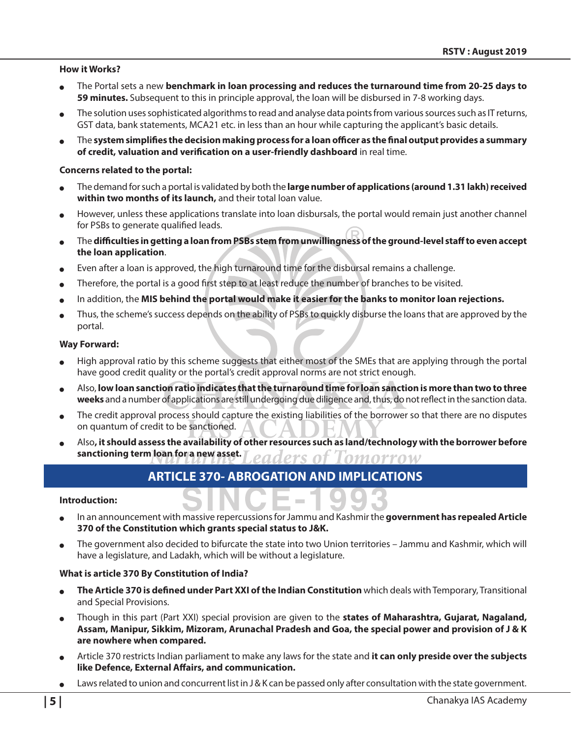**How it Works?**

- The Portal sets a new **benchmark in loan processing and reduces the turnaround time from 20-25 days to 59 minutes.** Subsequent to this in principle approval, the loan will be disbursed in 7-8 working days.
- The solution uses sophisticated algorithms to read and analyse data points from various sources such as IT returns, GST data, bank statements, MCA21 etc. in less than an hour while capturing the applicant's basic details.
- The **system simplifies the decision making process for a loan officer as the final output provides a summary of credit, valuation and verification on a user-friendly dashboard** in real time.

**Concerns related to the portal:**

- The demand for such a portal is validated by both the **large number of applications (around 1.31 lakh) received within two months of its launch,** and their total loan value.
- However, unless these applications translate into loan disbursals, the portal would remain just another channel for PSBs to generate qualified leads.
- The **difficulties in getting a loan from PSBs stem from unwillingness of the ground-level staff to even accept the loan application**.
- Even after a loan is approved, the high turnaround time for the disbursal remains a challenge.
- Therefore, the portal is a good first step to at least reduce the number of branches to be visited.
- In addition, the **MIS behind the portal would make it easier for the banks to monitor loan rejections.**
- Thus, the scheme's success depends on the ability of PSBs to quickly disburse the loans that are approved by the portal.

**Way Forward:**

- High approval ratio by this scheme suggests that either most of the SMEs that are applying through the portal have good credit quality or the portal's credit approval norms are not strict enough.
- Also, **low loan sanction ratio indicates that the turnaround time for loan sanction is more than two to three weeks** and a number of applications are still undergoing due diligence and, thus, do not reflect in the sanction data.
- The credit approval process should capture the existing liabilities of the borrower so that there are no disputes on quantum of credit to be sanctioned.
- Also**, it should assess the availability of other resources such as land/technology with the borrower before sanctioning term loan for a new asset.**

## ARTICLE 370- ABROGATION AND IMPLICATIONS

**Introduction:**

- In an announcement with massive repercussions for Jammu and Kashmir the **government has repealed Article 370 of the Constitution which grants special status to J&K.**
- The government also decided to bifurcate the state into two Union territories – Jammu and Kashmir, which will have a legislature, and Ladakh, which will be without a legislature.

**What is article 370 By Constitution of India?**

- **The Article 370 is defined under Part XXI of the Indian Constitution** which deals with Temporary, Transitional and Special Provisions.
- Though in this part (Part XXI) special provision are given to the **states of Maharashtra, Gujarat, Nagaland, Assam, Manipur, Sikkim, Mizoram, Arunachal Pradesh and Goa, the special power and provision of J & K are nowhere when compared.**
- Article 370 restricts Indian parliament to make any laws for the state and **it can only preside over the subjects like Defence, External Affairs, and communication.**
- Laws related to union and concurrent list in J & K can be passed only after consultation with the state government.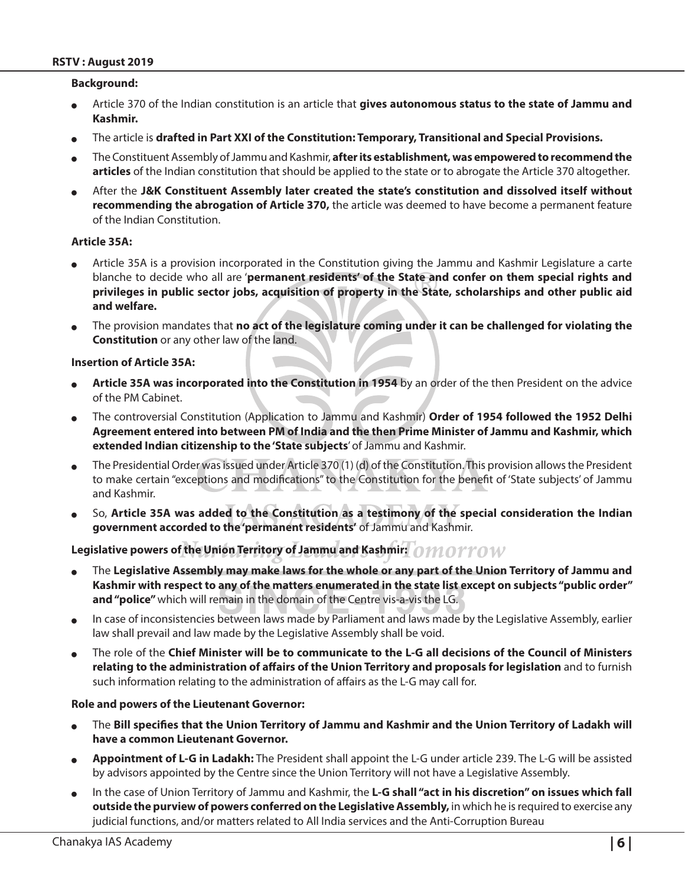**Background:**

- Article 370 of the Indian constitution is an article that **gives autonomous status to the state of Jammu and Kashmir.**
- The article is **drafted in Part XXI of the Constitution: Temporary, Transitional and Special Provisions.**
- The Constituent Assembly of Jammu and Kashmir, **after its establishment, was empowered to recommend the articles** of the Indian constitution that should be applied to the state or to abrogate the Article 370 altogether.
- After the **J&K Constituent Assembly later created the state's constitution and dissolved itself without recommending the abrogation of Article 370,** the article was deemed to have become a permanent feature of the Indian Constitution.

**Article 35A:**

- Article 35A is a provision incorporated in the Constitution giving the Jammu and Kashmir Legislature a carte blanche to decide who all are '**permanent residents' of the State and confer on them special rights and privileges in public sector jobs, acquisition of property in the State, scholarships and other public aid and welfare.**
- The provision mandates that **no act of the legislature coming under it can be challenged for violating the Constitution** or any other law of the land.

**Insertion of Article 35A:**

- **Article 35A was incorporated into the Constitution in 1954** by an order of the then President on the advice of the PM Cabinet.
- The controversial Constitution (Application to Jammu and Kashmir) **Order of 1954 followed the 1952 Delhi Agreement entered into between PM of India and the then Prime Minister of Jammu and Kashmir, which extended Indian citizenship to the 'State subjects**' of Jammu and Kashmir.
- The Presidential Order was issued under Article 370 (1) (d) of the Constitution. This provision allows the President to make certain "exceptions and modifications" to the Constitution for the benefit of 'State subjects' of Jammu and Kashmir.
- So, **Article 35A was added to the Constitution as a testimony of the special consideration the Indian government accorded to the 'permanent residents'** of Jammu and Kashmir.

**Legislative powers of the Union Territory of Jammu and Kashmir:**

- The **Legislative Assembly may make laws for the whole or any part of the Union Territory of Jammu and Kashmir with respect to any of the matters enumerated in the state list except on subjects "public order" and "police"** which will remain in the domain of the Centre vis-a-vis the LG.
- In case of inconsistencies between laws made by Parliament and laws made by the Legislative Assembly, earlier law shall prevail and law made by the Legislative Assembly shall be void.
- The role of the **Chief Minister will be to communicate to the L-G all decisions of the Council of Ministers relating to the administration of affairs of the Union Territory and proposals for legislation** and to furnish such information relating to the administration of affairs as the L-G may call for.

**Role and powers of the Lieutenant Governor:**

- The **Bill specifies that the Union Territory of Jammu and Kashmir and the Union Territory of Ladakh will have a common Lieutenant Governor.**
- **Appointment of L-G in Ladakh:** The President shall appoint the L-G under article 239. The L-G will be assisted by advisors appointed by the Centre since the Union Territory will not have a Legislative Assembly.
- In the case of Union Territory of Jammu and Kashmir, the **L-G shall "act in his discretion" on issues which fall outside the purview of powers conferred on the Legislative Assembly,** in which he is required to exercise any judicial functions, and/or matters related to All India services and the Anti-Corruption Bureau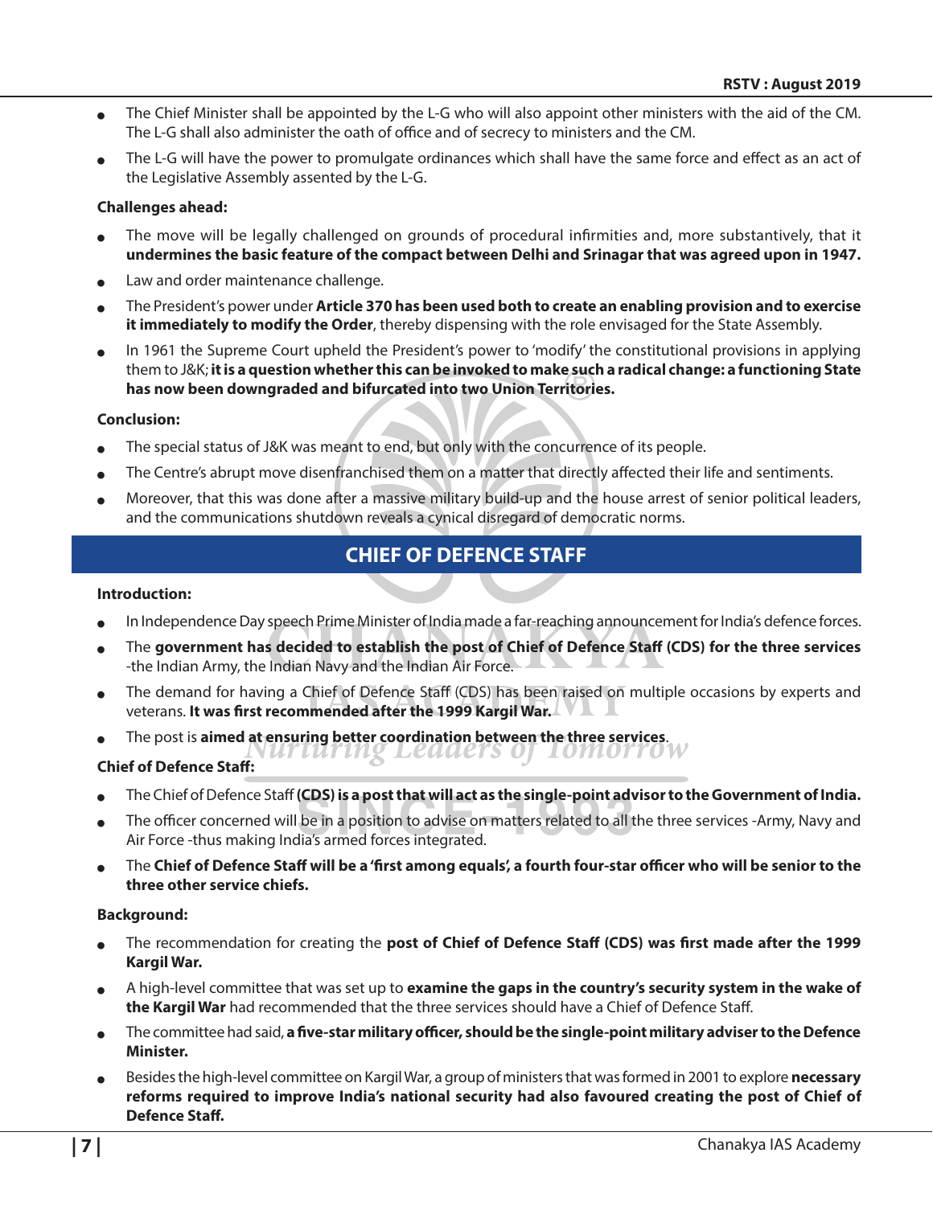- The Chief Minister shall be appointed by the L-G who will also appoint other ministers with the aid of the CM. The L-G shall also administer the oath of office and of secrecy to ministers and the CM.
- The L-G will have the power to promulgate ordinances which shall have the same force and effect as an act of the Legislative Assembly assented by the L-G.

**Challenges ahead:**

- The move will be legally challenged on grounds of procedural infirmities and, more substantively, that it **undermines the basic feature of the compact between Delhi and Srinagar that was agreed upon in 1947.**
- Law and order maintenance challenge.
- The President's power under **Article 370 has been used both to create an enabling provision and to exercise it immediately to modify the Order**, thereby dispensing with the role envisaged for the State Assembly.
- In 1961 the Supreme Court upheld the President's power to 'modify' the constitutional provisions in applying them to J&K; **it is a question whether this can be invoked to make such a radical change: a functioning State has now been downgraded and bifurcated into two Union Territories.**

**Conclusion:**

- The special status of J&K was meant to end, but only with the concurrence of its people.
- The Centre's abrupt move disenfranchised them on a matter that directly affected their life and sentiments.
- Moreover, that this was done after a massive military build-up and the house arrest of senior political leaders, and the communications shutdown reveals a cynical disregard of democratic norms.

## CHIEF OF DEFENCE STAFF

**Introduction:**

- In Independence Day speech Prime Minister of India made a far-reaching announcement for India's defence forces.
- The **government has decided to establish the post of Chief of Defence Staff (CDS) for the three services** -the Indian Army, the Indian Navy and the Indian Air Force.
- The demand for having a Chief of Defence Staff (CDS) has been raised on multiple occasions by experts and veterans. **It was first recommended after the 1999 Kargil War.**
- The post is **aimed at ensuring better coordination between the three services**.

**Chief of Defence Staff:**

- The Chief of Defence Staff **(CDS) is a post that will act as the single-point advisor to the Government of India.**
- The officer concerned will be in a position to advise on matters related to all the three services -Army, Navy and Air Force -thus making India's armed forces integrated.
- The **Chief of Defence Staff will be a 'first among equals', a fourth four-star officer who will be senior to the three other service chiefs.**

**Background:**

- The recommendation for creating the **post of Chief of Defence Staff (CDS) was first made after the 1999 Kargil War.**
- A high-level committee that was set up to **examine the gaps in the country's security system in the wake of the Kargil War** had recommended that the three services should have a Chief of Defence Staff.
- The committee had said, **a five-star military officer, should be the single-point military adviser to the Defence Minister.**
- Besides the high-level committee on Kargil War, a group of ministers that was formed in 2001 to explore **necessary reforms required to improve India's national security had also favoured creating the post of Chief of Defence Staff.**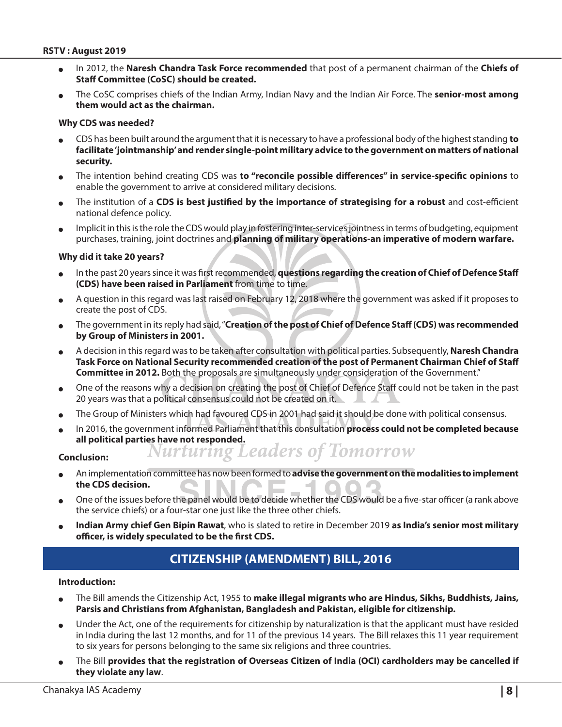- In 2012, the **Naresh Chandra Task Force recommended** that post of a permanent chairman of the **Chiefs of Staff Committee (CoSC) should be created.**
- The CoSC comprises chiefs of the Indian Army, Indian Navy and the Indian Air Force. The **senior-most among them would act as the chairman.**

**Why CDS was needed?**

- CDS has been built around the argument that it is necessary to have a professional body of the highest standing **to facilitate 'jointmanship' and render single-point military advice to the government on matters of national security.**
- The intention behind creating CDS was **to "reconcile possible differences" in service-specific opinions** to enable the government to arrive at considered military decisions.
- The institution of a **CDS is best justified by the importance of strategising for a robust** and cost-efficient national defence policy.
- Implicit in this is the role the CDS would play in fostering inter-services jointness in terms of budgeting, equipment purchases, training, joint doctrines and **planning of military operations-an imperative of modern warfare.**

**Why did it take 20 years?**

- In the past 20 years since it was first recommended, **questions regarding the creation of Chief of Defence Staff (CDS) have been raised in Parliament** from time to time.
- A question in this regard was last raised on February 12, 2018 where the government was asked if it proposes to create the post of CDS.
- The government in its reply had said, "**Creation of the post of Chief of Defence Staff (CDS) was recommended by Group of Ministers in 2001.**
- A decision in this regard was to be taken after consultation with political parties. Subsequently, **Naresh Chandra Task Force on National Security recommended creation of the post of Permanent Chairman Chief of Staff Committee in 2012.** Both the proposals are simultaneously under consideration of the Government."
- One of the reasons why a decision on creating the post of Chief of Defence Staff could not be taken in the past 20 years was that a political consensus could not be created on it.
- The Group of Ministers which had favoured CDS in 2001 had said it should be done with political consensus.
- In 2016, the government informed Parliament that this consultation **process could not be completed because all political parties have not responded.**

**Conclusion:**

- An implementation committee has now been formed to **advise the government on the modalities to implement the CDS decision.**
- One of the issues before the panel would be to decide whether the CDS would be a five-star officer (a rank above the service chiefs) or a four-star one just like the three other chiefs.
- **Indian Army chief Gen Bipin Rawat**, who is slated to retire in December 2019 **as India's senior most military officer, is widely speculated to be the first CDS.**

## CITIZENSHIP (AMENDMENT) BILL, 2016

**Introduction:**

- The Bill amends the Citizenship Act, 1955 to **make illegal migrants who are Hindus, Sikhs, Buddhists, Jains, Parsis and Christians from Afghanistan, Bangladesh and Pakistan, eligible for citizenship.**
- Under the Act, one of the requirements for citizenship by naturalization is that the applicant must have resided in India during the last 12 months, and for 11 of the previous 14 years. The Bill relaxes this 11 year requirement to six years for persons belonging to the same six religions and three countries.
- The Bill **provides that the registration of Overseas Citizen of India (OCI) cardholders may be cancelled if they violate any law**.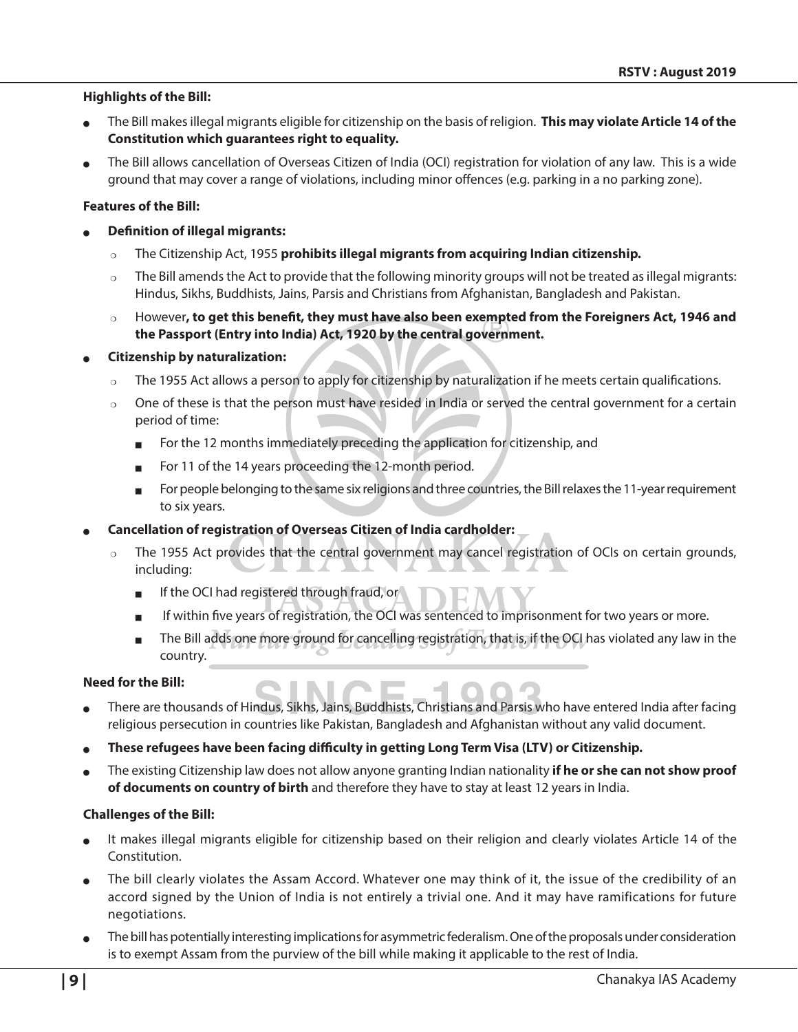**Highlights of the Bill:**

- The Bill makes illegal migrants eligible for citizenship on the basis of religion. **This may violate Article 14 of the Constitution which guarantees right to equality.**
- The Bill allows cancellation of Overseas Citizen of India (OCI) registration for violation of any law. This is a wide ground that may cover a range of violations, including minor offences (e.g. parking in a no parking zone).

**Features of the Bill:**

- **Definition of illegal migrants:**
  - The Citizenship Act, 1955 **prohibits illegal migrants from acquiring Indian citizenship.**
  - The Bill amends the Act to provide that the following minority groups will not be treated as illegal migrants: Hindus, Sikhs, Buddhists, Jains, Parsis and Christians from Afghanistan, Bangladesh and Pakistan.
  - However**, to get this benefit, they must have also been exempted from the Foreigners Act, 1946 and the Passport (Entry into India) Act, 1920 by the central government.**
- **Citizenship by naturalization:**
  - The 1955 Act allows a person to apply for citizenship by naturalization if he meets certain qualifications.
  - One of these is that the person must have resided in India or served the central government for a certain period of time:
    - For the 12 months immediately preceding the application for citizenship, and
    - For 11 of the 14 years proceeding the 12-month period.
    - For people belonging to the same six religions and three countries, the Bill relaxes the 11-year requirement to six years.
- **Cancellation of registration of Overseas Citizen of India cardholder:**
  - The 1955 Act provides that the central government may cancel registration of OCIs on certain grounds, including:
    - If the OCI had registered through fraud, or
    - If within five years of registration, the OCI was sentenced to imprisonment for two years or more.
    - The Bill adds one more ground for cancelling registration, that is, if the OCI has violated any law in the country.

**Need for the Bill:**

- There are thousands of Hindus, Sikhs, Jains, Buddhists, Christians and Parsis who have entered India after facing religious persecution in countries like Pakistan, Bangladesh and Afghanistan without any valid document.
- **These refugees have been facing difficulty in getting Long Term Visa (LTV) or Citizenship.**
- The existing Citizenship law does not allow anyone granting Indian nationality **if he or she can not show proof of documents on country of birth** and therefore they have to stay at least 12 years in India.

**Challenges of the Bill:**

- It makes illegal migrants eligible for citizenship based on their religion and clearly violates Article 14 of the Constitution.
- The bill clearly violates the Assam Accord. Whatever one may think of it, the issue of the credibility of an accord signed by the Union of India is not entirely a trivial one. And it may have ramifications for future negotiations.
- The bill has potentially interesting implications for asymmetric federalism. One of the proposals under consideration is to exempt Assam from the purview of the bill while making it applicable to the rest of India.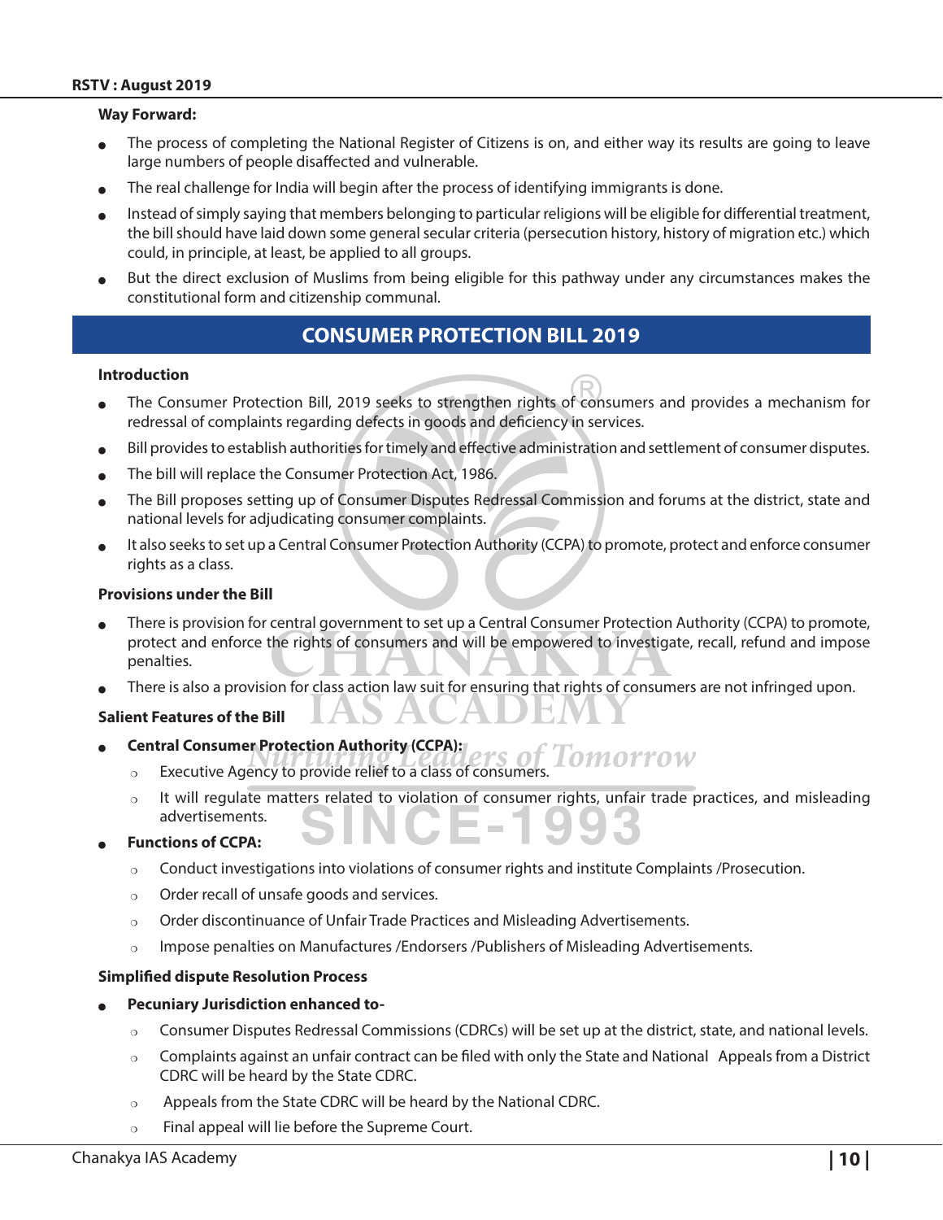**Way Forward:**

- The process of completing the National Register of Citizens is on, and either way its results are going to leave large numbers of people disaffected and vulnerable.
- The real challenge for India will begin after the process of identifying immigrants is done.
- Instead of simply saying that members belonging to particular religions will be eligible for differential treatment, the bill should have laid down some general secular criteria (persecution history, history of migration etc.) which could, in principle, at least, be applied to all groups.
- But the direct exclusion of Muslims from being eligible for this pathway under any circumstances makes the constitutional form and citizenship communal.

## CONSUMER PROTECTION BILL 2019

**Introduction**

- The Consumer Protection Bill, 2019 seeks to strengthen rights of consumers and provides a mechanism for redressal of complaints regarding defects in goods and deficiency in services.
- Bill provides to establish authorities for timely and effective administration and settlement of consumer disputes.
- The bill will replace the Consumer Protection Act, 1986.
- The Bill proposes setting up of Consumer Disputes Redressal Commission and forums at the district, state and national levels for adjudicating consumer complaints.
- It also seeks to set up a Central Consumer Protection Authority (CCPA) to promote, protect and enforce consumer rights as a class.

**Provisions under the Bill**

- There is provision for central government to set up a Central Consumer Protection Authority (CCPA) to promote, protect and enforce the rights of consumers and will be empowered to investigate, recall, refund and impose penalties.
- There is also a provision for class action law suit for ensuring that rights of consumers are not infringed upon.

**Salient Features of the Bill**

- **Central Consumer Protection Authority (CCPA):**
  - Executive Agency to provide relief to a class of consumers.
  - It will regulate matters related to violation of consumer rights, unfair trade practices, and misleading advertisements.
- **Functions of CCPA:**
  - Conduct investigations into violations of consumer rights and institute Complaints /Prosecution.
  - Order recall of unsafe goods and services.
  - Order discontinuance of Unfair Trade Practices and Misleading Advertisements.
  - Impose penalties on Manufactures /Endorsers /Publishers of Misleading Advertisements.

**Simplified dispute Resolution Process**

- **Pecuniary Jurisdiction enhanced to-**
  - Consumer Disputes Redressal Commissions (CDRCs) will be set up at the district, state, and national levels.
  - Complaints against an unfair contract can be filed with only the State and National Appeals from a District CDRC will be heard by the State CDRC.
  - Appeals from the State CDRC will be heard by the National CDRC.
  - Final appeal will lie before the Supreme Court.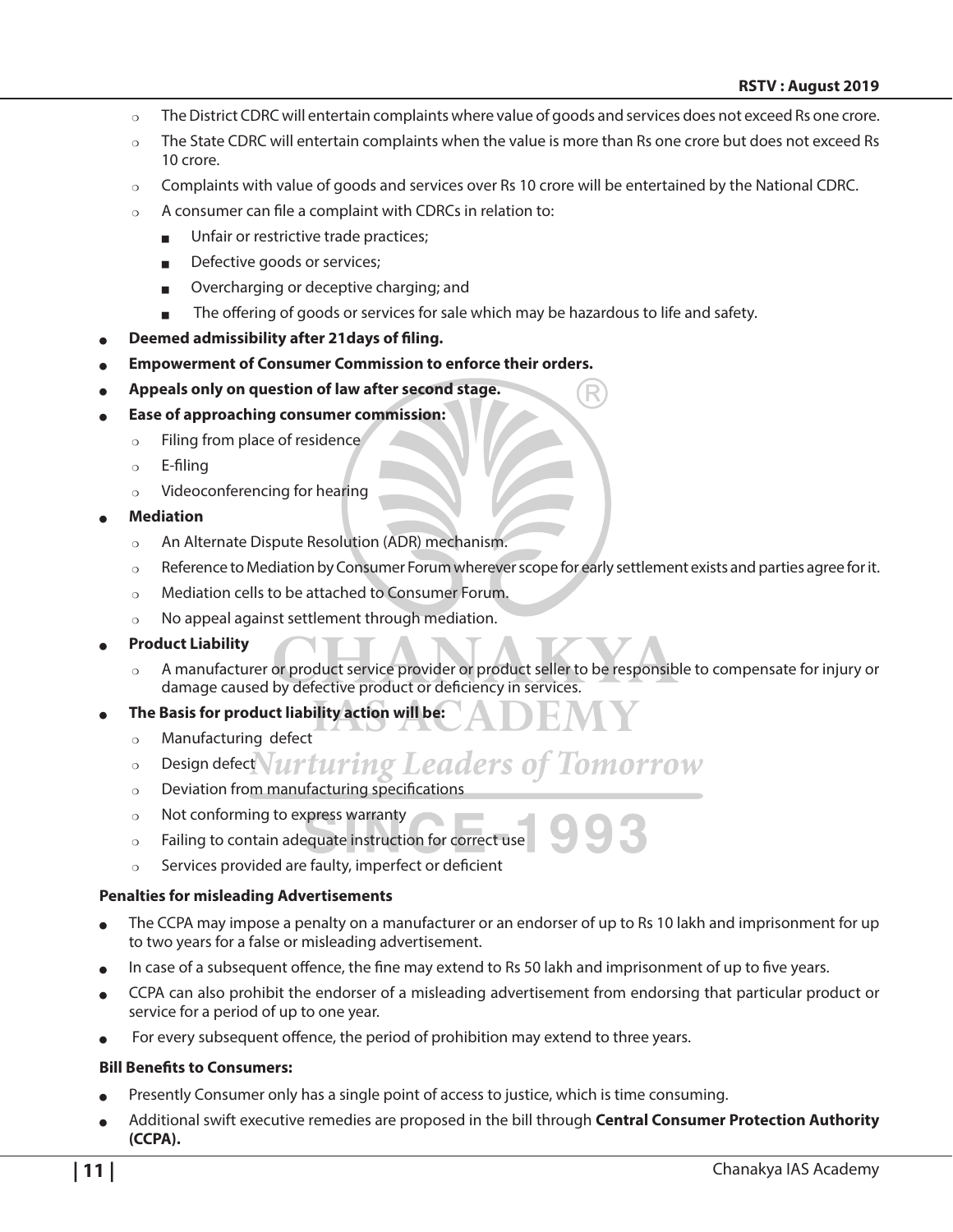- The District CDRC will entertain complaints where value of goods and services does not exceed Rs one crore.
  - The State CDRC will entertain complaints when the value is more than Rs one crore but does not exceed Rs 10 crore.
  - Complaints with value of goods and services over Rs 10 crore will be entertained by the National CDRC.
  - A consumer can file a complaint with CDRCs in relation to:
    - Unfair or restrictive trade practices;
    - Defective goods or services;
    - Overcharging or deceptive charging; and
    - The offering of goods or services for sale which may be hazardous to life and safety.
- **Deemed admissibility after 21days of filing.**
- **Empowerment of Consumer Commission to enforce their orders.**
- **Appeals only on question of law after second stage.**
- **Ease of approaching consumer commission:**
  - Filing from place of residence
  - E-filing
  - Videoconferencing for hearing
- **Mediation**
  - An Alternate Dispute Resolution (ADR) mechanism.
  - Reference to Mediation by Consumer Forum wherever scope for early settlement exists and parties agree for it.
  - Mediation cells to be attached to Consumer Forum.
  - No appeal against settlement through mediation.
- **Product Liability**
  - A manufacturer or product service provider or product seller to be responsible to compensate for injury or damage caused by defective product or deficiency in services.
- **The Basis for product liability action will be:**
  - Manufacturing defect
  - Design defect
  - Deviation from manufacturing specifications
  - Not conforming to express warranty
  - Failing to contain adequate instruction for correct use
  - Services provided are faulty, imperfect or deficient

**Penalties for misleading Advertisements**

- The CCPA may impose a penalty on a manufacturer or an endorser of up to Rs 10 lakh and imprisonment for up to two years for a false or misleading advertisement.
- In case of a subsequent offence, the fine may extend to Rs 50 lakh and imprisonment of up to five years.
- CCPA can also prohibit the endorser of a misleading advertisement from endorsing that particular product or service for a period of up to one year.
- For every subsequent offence, the period of prohibition may extend to three years.

**Bill Benefits to Consumers:**

- Presently Consumer only has a single point of access to justice, which is time consuming.
- Additional swift executive remedies are proposed in the bill through **Central Consumer Protection Authority (CCPA).**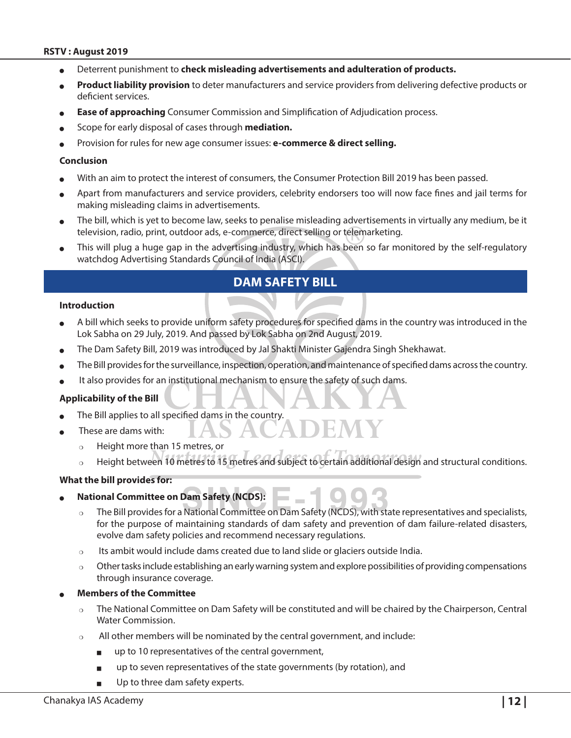- Deterrent punishment to **check misleading advertisements and adulteration of products.**
- **Product liability provision** to deter manufacturers and service providers from delivering defective products or deficient services.
- **Ease of approaching** Consumer Commission and Simplification of Adjudication process.
- Scope for early disposal of cases through **mediation.**
- Provision for rules for new age consumer issues: **e-commerce & direct selling.**

### Conclusion

- With an aim to protect the interest of consumers, the Consumer Protection Bill 2019 has been passed.
- Apart from manufacturers and service providers, celebrity endorsers too will now face fines and jail terms for making misleading claims in advertisements.
- The bill, which is yet to become law, seeks to penalise misleading advertisements in virtually any medium, be it television, radio, print, outdoor ads, e-commerce, direct selling or telemarketing.
- This will plug a huge gap in the advertising industry, which has been so far monitored by the self-regulatory watchdog Advertising Standards Council of India (ASCI).

## DAM SAFETY BILL

### Introduction

- A bill which seeks to provide uniform safety procedures for specified dams in the country was introduced in the Lok Sabha on 29 July, 2019. And passed by Lok Sabha on 2nd August, 2019.
- The Dam Safety Bill, 2019 was introduced by Jal Shakti Minister Gajendra Singh Shekhawat.
- The Bill provides for the surveillance, inspection, operation, and maintenance of specified dams across the country.
- It also provides for an institutional mechanism to ensure the safety of such dams.

### Applicability of the Bill

- The Bill applies to all specified dams in the country.
- These are dams with:
  - Height more than 15 metres, or
  - Height between 10 metres to 15 metres and subject to certain additional design and structural conditions.

### What the bill provides for:

- **National Committee on Dam Safety (NCDS):**
  - The Bill provides for a National Committee on Dam Safety (NCDS), with state representatives and specialists, for the purpose of maintaining standards of dam safety and prevention of dam failure-related disasters, evolve dam safety policies and recommend necessary regulations.
  - Its ambit would include dams created due to land slide or glaciers outside India.
  - Other tasks include establishing an early warning system and explore possibilities of providing compensations through insurance coverage.
- **Members of the Committee**
  - The National Committee on Dam Safety will be constituted and will be chaired by the Chairperson, Central Water Commission.
  - All other members will be nominated by the central government, and include:
    - up to 10 representatives of the central government,
    - up to seven representatives of the state governments (by rotation), and
    - Up to three dam safety experts.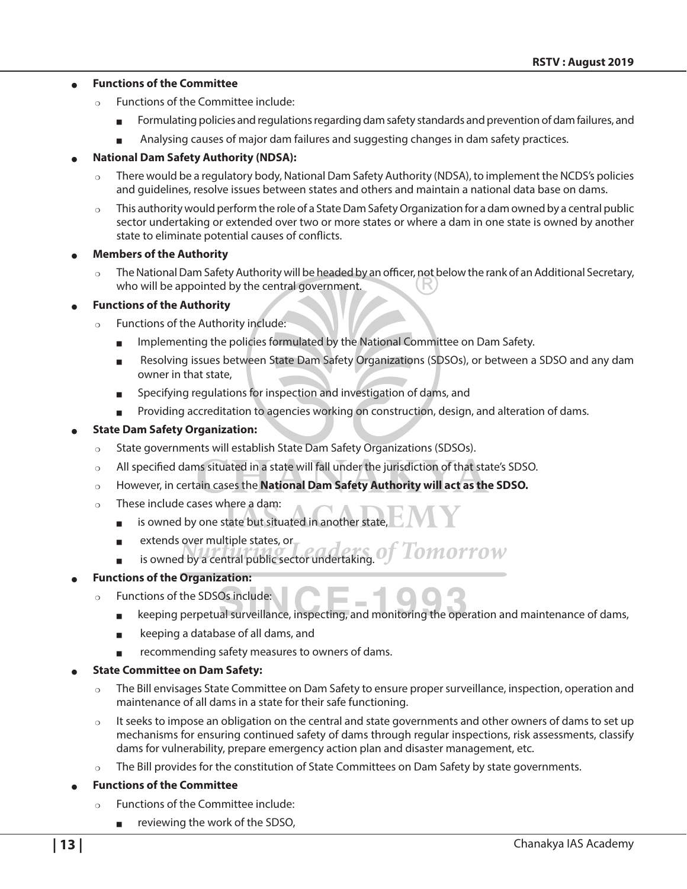- **Functions of the Committee**
  - Functions of the Committee include:
    - Formulating policies and regulations regarding dam safety standards and prevention of dam failures, and
    - Analysing causes of major dam failures and suggesting changes in dam safety practices.
- **National Dam Safety Authority (NDSA):**
  - There would be a regulatory body, National Dam Safety Authority (NDSA), to implement the NCDS's policies and guidelines, resolve issues between states and others and maintain a national data base on dams.
  - This authority would perform the role of a State Dam Safety Organization for a dam owned by a central public sector undertaking or extended over two or more states or where a dam in one state is owned by another state to eliminate potential causes of conflicts.
- **Members of the Authority**
  - The National Dam Safety Authority will be headed by an officer, not below the rank of an Additional Secretary, who will be appointed by the central government.
- **Functions of the Authority**
  - Functions of the Authority include:
    - Implementing the policies formulated by the National Committee on Dam Safety.
    - Resolving issues between State Dam Safety Organizations (SDSOs), or between a SDSO and any dam owner in that state,
    - Specifying regulations for inspection and investigation of dams, and
    - Providing accreditation to agencies working on construction, design, and alteration of dams.
- **State Dam Safety Organization:**
  - State governments will establish State Dam Safety Organizations (SDSOs).
  - All specified dams situated in a state will fall under the jurisdiction of that state's SDSO.
  - However, in certain cases the **National Dam Safety Authority will act as the SDSO.**
  - These include cases where a dam:
    - is owned by one state but situated in another state,
    - extends over multiple states, or
    - is owned by a central public sector undertaking.
- **Functions of the Organization:**
  - Functions of the SDSOs include:
    - keeping perpetual surveillance, inspecting, and monitoring the operation and maintenance of dams,
    - keeping a database of all dams, and
    - recommending safety measures to owners of dams.
- **State Committee on Dam Safety:**
  - The Bill envisages State Committee on Dam Safety to ensure proper surveillance, inspection, operation and maintenance of all dams in a state for their safe functioning.
  - It seeks to impose an obligation on the central and state governments and other owners of dams to set up mechanisms for ensuring continued safety of dams through regular inspections, risk assessments, classify dams for vulnerability, prepare emergency action plan and disaster management, etc.
  - The Bill provides for the constitution of State Committees on Dam Safety by state governments.
- **Functions of the Committee**
  - Functions of the Committee include:
    - reviewing the work of the SDSO,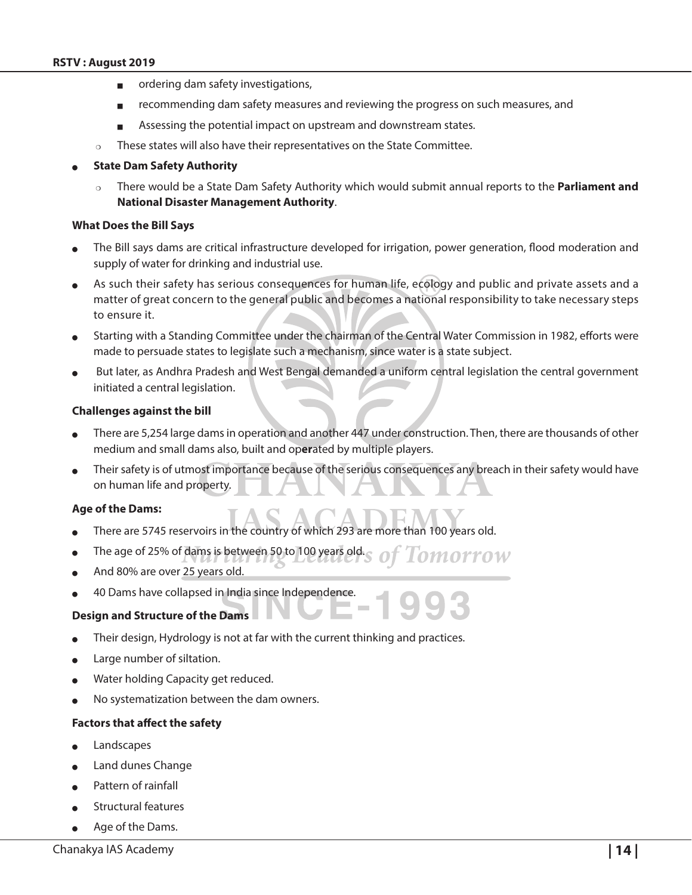- ordering dam safety investigations,
- recommending dam safety measures and reviewing the progress on such measures, and
- Assessing the potential impact on upstream and downstream states.

- These states will also have their representatives on the State Committee.

- **State Dam Safety Authority**
  - There would be a State Dam Safety Authority which would submit annual reports to the **Parliament and National Disaster Management Authority**.

### What Does the Bill Says

- The Bill says dams are critical infrastructure developed for irrigation, power generation, flood moderation and supply of water for drinking and industrial use.
- As such their safety has serious consequences for human life, ecology and public and private assets and a matter of great concern to the general public and becomes a national responsibility to take necessary steps to ensure it.
- Starting with a Standing Committee under the chairman of the Central Water Commission in 1982, efforts were made to persuade states to legislate such a mechanism, since water is a state subject.
- But later, as Andhra Pradesh and West Bengal demanded a uniform central legislation the central government initiated a central legislation.

### Challenges against the bill

- There are 5,254 large dams in operation and another 447 under construction. Then, there are thousands of other medium and small dams also, built and operated by multiple players.
- Their safety is of utmost importance because of the serious consequences any breach in their safety would have on human life and property.

### Age of the Dams:

- There are 5745 reservoirs in the country of which 293 are more than 100 years old.
- The age of 25% of dams is between 50 to 100 years old.
- And 80% are over 25 years old.
- 40 Dams have collapsed in India since Independence.

### Design and Structure of the Dams

- Their design, Hydrology is not at far with the current thinking and practices.
- Large number of siltation.
- Water holding Capacity get reduced.
- No systematization between the dam owners.

### Factors that affect the safety

- Landscapes
- Land dunes Change
- Pattern of rainfall
- Structural features
- Age of the Dams.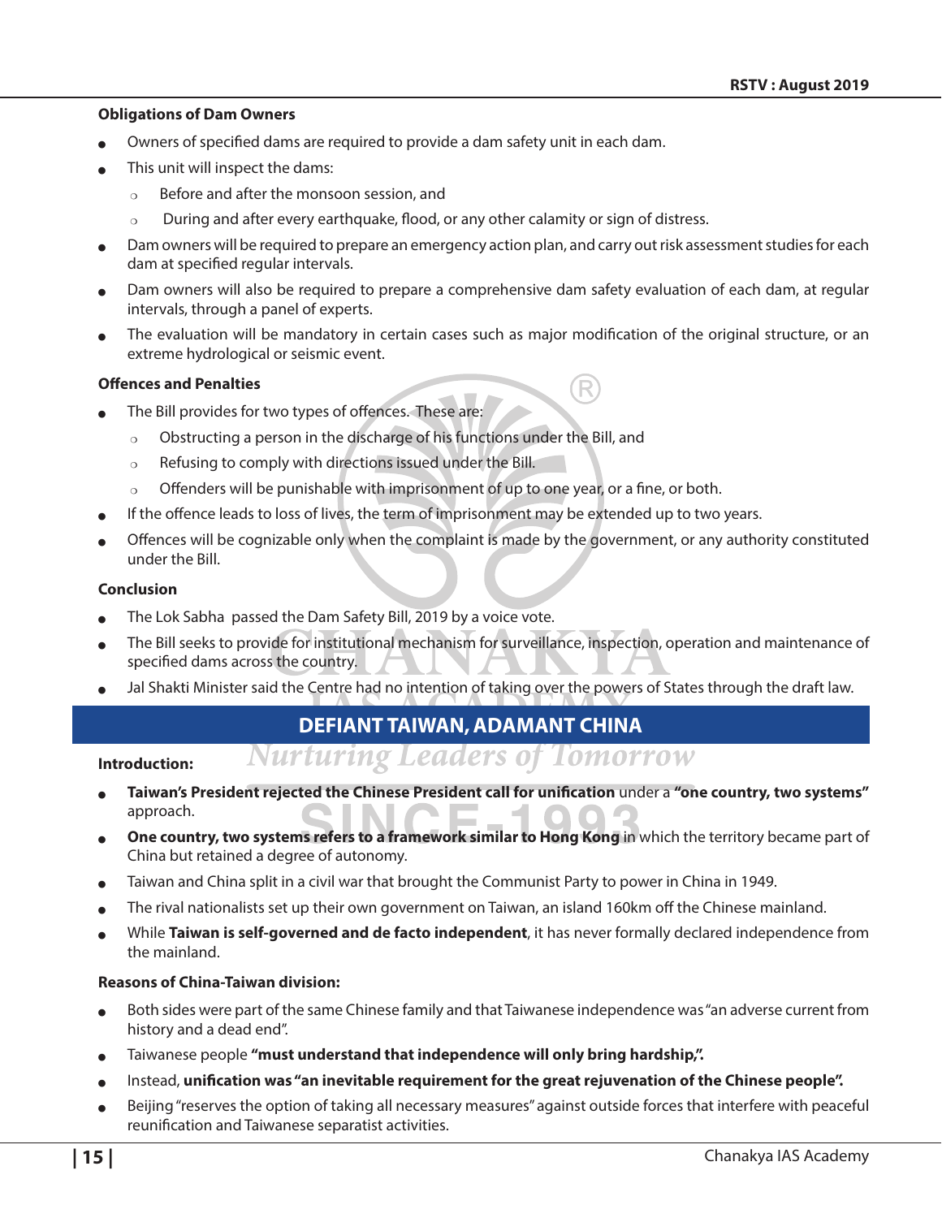#### Obligations of Dam Owners

- Owners of specified dams are required to provide a dam safety unit in each dam.
- This unit will inspect the dams:
  - Before and after the monsoon session, and
  - During and after every earthquake, flood, or any other calamity or sign of distress.
- Dam owners will be required to prepare an emergency action plan, and carry out risk assessment studies for each dam at specified regular intervals.
- Dam owners will also be required to prepare a comprehensive dam safety evaluation of each dam, at regular intervals, through a panel of experts.
- The evaluation will be mandatory in certain cases such as major modification of the original structure, or an extreme hydrological or seismic event.

#### Offences and Penalties

- The Bill provides for two types of offences. These are:
  - Obstructing a person in the discharge of his functions under the Bill, and
  - Refusing to comply with directions issued under the Bill.
  - Offenders will be punishable with imprisonment of up to one year, or a fine, or both.
- If the offence leads to loss of lives, the term of imprisonment may be extended up to two years.
- Offences will be cognizable only when the complaint is made by the government, or any authority constituted under the Bill.

#### Conclusion

- The Lok Sabha passed the Dam Safety Bill, 2019 by a voice vote.
- The Bill seeks to provide for institutional mechanism for surveillance, inspection, operation and maintenance of specified dams across the country.
- Jal Shakti Minister said the Centre had no intention of taking over the powers of States through the draft law.

## DEFIANT TAIWAN, ADAMANT CHINA

#### Introduction:

- **Taiwan's President rejected the Chinese President call for unification** under a **"one country, two systems"** approach.
- **One country, two systems refers to a framework similar to Hong Kong** in which the territory became part of China but retained a degree of autonomy.
- Taiwan and China split in a civil war that brought the Communist Party to power in China in 1949.
- The rival nationalists set up their own government on Taiwan, an island 160km off the Chinese mainland.
- While **Taiwan is self-governed and de facto independent**, it has never formally declared independence from the mainland.

#### Reasons of China-Taiwan division:

- Both sides were part of the same Chinese family and that Taiwanese independence was "an adverse current from history and a dead end".
- Taiwanese people **"must understand that independence will only bring hardship,".**
- Instead, **unification was "an inevitable requirement for the great rejuvenation of the Chinese people".**
- Beijing "reserves the option of taking all necessary measures" against outside forces that interfere with peaceful reunification and Taiwanese separatist activities.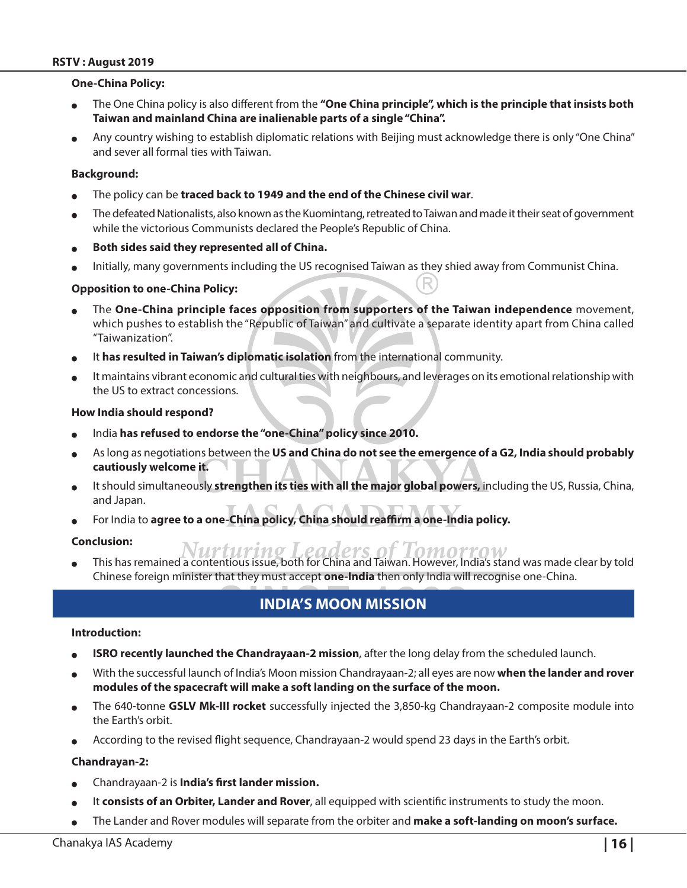**One-China Policy:**

- The One China policy is also different from the **"One China principle", which is the principle that insists both Taiwan and mainland China are inalienable parts of a single "China".**
- Any country wishing to establish diplomatic relations with Beijing must acknowledge there is only "One China" and sever all formal ties with Taiwan.

**Background:**

- The policy can be **traced back to 1949 and the end of the Chinese civil war**.
- The defeated Nationalists, also known as the Kuomintang, retreated to Taiwan and made it their seat of government while the victorious Communists declared the People's Republic of China.
- **Both sides said they represented all of China.**
- Initially, many governments including the US recognised Taiwan as they shied away from Communist China.

**Opposition to one-China Policy:**

- The **One-China principle faces opposition from supporters of the Taiwan independence** movement, which pushes to establish the "Republic of Taiwan" and cultivate a separate identity apart from China called "Taiwanization".
- It **has resulted in Taiwan's diplomatic isolation** from the international community.
- It maintains vibrant economic and cultural ties with neighbours, and leverages on its emotional relationship with the US to extract concessions.

**How India should respond?**

- India **has refused to endorse the "one-China" policy since 2010.**
- As long as negotiations between the **US and China do not see the emergence of a G2, India should probably cautiously welcome it.**
- It should simultaneously **strengthen its ties with all the major global powers,** including the US, Russia, China, and Japan.
- For India to **agree to a one-China policy, China should reaffirm a one-India policy.**

**Conclusion:**

- This has remained a contentious issue, both for China and Taiwan. However, India's stand was made clear by told Chinese foreign minister that they must accept **one-India** then only India will recognise one-China.

## INDIA'S MOON MISSION

**Introduction:**

- **ISRO recently launched the Chandrayaan-2 mission**, after the long delay from the scheduled launch.
- With the successful launch of India's Moon mission Chandrayaan-2; all eyes are now **when the lander and rover modules of the spacecraft will make a soft landing on the surface of the moon.**
- The 640-tonne **GSLV Mk-III rocket** successfully injected the 3,850-kg Chandrayaan-2 composite module into the Earth's orbit.
- According to the revised flight sequence, Chandrayaan-2 would spend 23 days in the Earth's orbit.

**Chandrayan-2:**

- Chandrayaan-2 is **India's first lander mission.**
- It **consists of an Orbiter, Lander and Rover**, all equipped with scientific instruments to study the moon.
- The Lander and Rover modules will separate from the orbiter and **make a soft-landing on moon's surface.**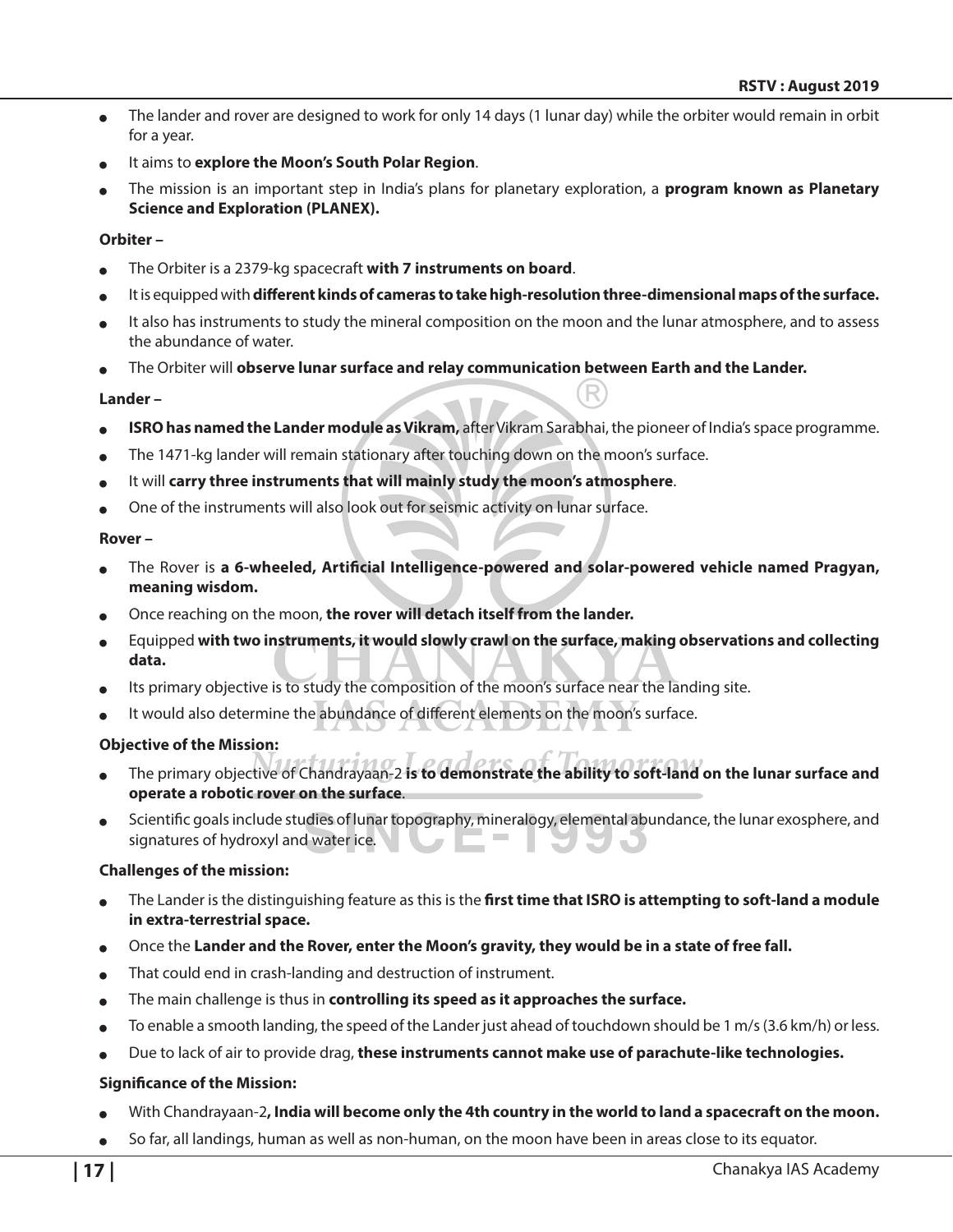- The lander and rover are designed to work for only 14 days (1 lunar day) while the orbiter would remain in orbit for a year.
- It aims to **explore the Moon's South Polar Region**.
- The mission is an important step in India's plans for planetary exploration, a **program known as Planetary Science and Exploration (PLANEX).**

**Orbiter –**

- The Orbiter is a 2379-kg spacecraft **with 7 instruments on board**.
- It is equipped with **different kinds of cameras to take high-resolution three-dimensional maps of the surface.**
- It also has instruments to study the mineral composition on the moon and the lunar atmosphere, and to assess the abundance of water.
- The Orbiter will **observe lunar surface and relay communication between Earth and the Lander.**

**Lander –**

- **ISRO has named the Lander module as Vikram,** after Vikram Sarabhai, the pioneer of India's space programme.
- The 1471-kg lander will remain stationary after touching down on the moon's surface.
- It will **carry three instruments that will mainly study the moon's atmosphere**.
- One of the instruments will also look out for seismic activity on lunar surface.

**Rover –**

- The Rover is **a 6-wheeled, Artificial Intelligence-powered and solar-powered vehicle named Pragyan, meaning wisdom.**
- Once reaching on the moon, **the rover will detach itself from the lander.**
- Equipped **with two instruments, it would slowly crawl on the surface, making observations and collecting data.**
- Its primary objective is to study the composition of the moon's surface near the landing site.
- It would also determine the abundance of different elements on the moon's surface.

**Objective of the Mission:**

- The primary objective of Chandrayaan-2 **is to demonstrate the ability to soft-land on the lunar surface and operate a robotic rover on the surface**.
- Scientific goals include studies of lunar topography, mineralogy, elemental abundance, the lunar exosphere, and signatures of hydroxyl and water ice.

**Challenges of the mission:**

- The Lander is the distinguishing feature as this is the **first time that ISRO is attempting to soft-land a module in extra-terrestrial space.**
- Once the **Lander and the Rover, enter the Moon's gravity, they would be in a state of free fall.**
- That could end in crash-landing and destruction of instrument.
- The main challenge is thus in **controlling its speed as it approaches the surface.**
- To enable a smooth landing, the speed of the Lander just ahead of touchdown should be 1 m/s (3.6 km/h) or less.
- Due to lack of air to provide drag, **these instruments cannot make use of parachute-like technologies.**

**Significance of the Mission:**

- With Chandrayaan-2**, India will become only the 4th country in the world to land a spacecraft on the moon.**
- So far, all landings, human as well as non-human, on the moon have been in areas close to its equator.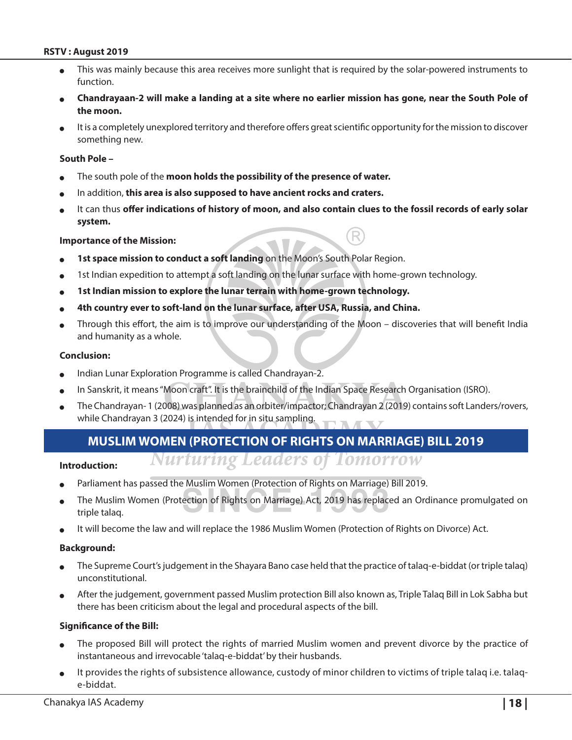- This was mainly because this area receives more sunlight that is required by the solar-powered instruments to function.
- **Chandrayaan-2 will make a landing at a site where no earlier mission has gone, near the South Pole of the moon.**
- It is a completely unexplored territory and therefore offers great scientific opportunity for the mission to discover something new.

**South Pole –**

- The south pole of the **moon holds the possibility of the presence of water.**
- In addition, **this area is also supposed to have ancient rocks and craters.**
- It can thus **offer indications of history of moon, and also contain clues to the fossil records of early solar system.**

**Importance of the Mission:**

- **1st space mission to conduct a soft landing** on the Moon's South Polar Region.
- 1st Indian expedition to attempt a soft landing on the lunar surface with home-grown technology.
- **1st Indian mission to explore the lunar terrain with home-grown technology.**
- **4th country ever to soft-land on the lunar surface, after USA, Russia, and China.**
- Through this effort, the aim is to improve our understanding of the Moon – discoveries that will benefit India and humanity as a whole.

**Conclusion:**

- Indian Lunar Exploration Programme is called Chandrayan-2.
- In Sanskrit, it means "Moon craft". It is the brainchild of the Indian Space Research Organisation (ISRO).
- The Chandrayan- 1 (2008) was planned as an orbiter/impactor; Chandrayan 2 (2019) contains soft Landers/rovers, while Chandrayan 3 (2024) is intended for in situ sampling.

## MUSLIM WOMEN (PROTECTION OF RIGHTS ON MARRIAGE) BILL 2019

**Introduction:**

- Parliament has passed the Muslim Women (Protection of Rights on Marriage) Bill 2019.
- The Muslim Women (Protection of Rights on Marriage) Act, 2019 has replaced an Ordinance promulgated on triple talaq.
- It will become the law and will replace the 1986 Muslim Women (Protection of Rights on Divorce) Act.

**Background:**

- The Supreme Court's judgement in the Shayara Bano case held that the practice of talaq-e-biddat (or triple talaq) unconstitutional.
- After the judgement, government passed Muslim protection Bill also known as, Triple Talaq Bill in Lok Sabha but there has been criticism about the legal and procedural aspects of the bill.

**Significance of the Bill:**

- The proposed Bill will protect the rights of married Muslim women and prevent divorce by the practice of instantaneous and irrevocable 'talaq-e-biddat' by their husbands.
- It provides the rights of subsistence allowance, custody of minor children to victims of triple talaq i.e. talaq-e-biddat.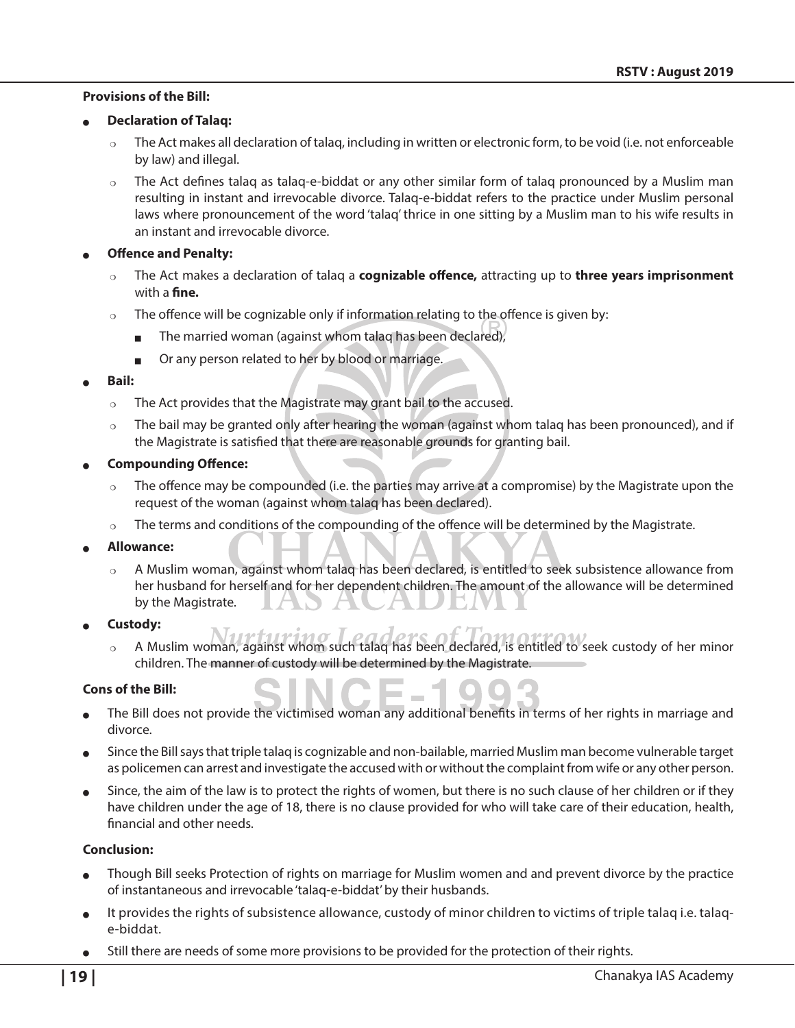**Provisions of the Bill:**

- **Declaration of Talaq:**
  - The Act makes all declaration of talaq, including in written or electronic form, to be void (i.e. not enforceable by law) and illegal.
  - The Act defines talaq as talaq-e-biddat or any other similar form of talaq pronounced by a Muslim man resulting in instant and irrevocable divorce. Talaq-e-biddat refers to the practice under Muslim personal laws where pronouncement of the word 'talaq' thrice in one sitting by a Muslim man to his wife results in an instant and irrevocable divorce.
- **Offence and Penalty:**
  - The Act makes a declaration of talaq a **cognizable offence,** attracting up to **three years imprisonment** with a **fine.**
  - The offence will be cognizable only if information relating to the offence is given by:
    - The married woman (against whom talaq has been declared),
    - Or any person related to her by blood or marriage.
- **Bail:**
  - The Act provides that the Magistrate may grant bail to the accused.
  - The bail may be granted only after hearing the woman (against whom talaq has been pronounced), and if the Magistrate is satisfied that there are reasonable grounds for granting bail.
- **Compounding Offence:**
  - The offence may be compounded (i.e. the parties may arrive at a compromise) by the Magistrate upon the request of the woman (against whom talaq has been declared).
  - The terms and conditions of the compounding of the offence will be determined by the Magistrate.
- **Allowance:**
  - A Muslim woman, against whom talaq has been declared, is entitled to seek subsistence allowance from her husband for herself and for her dependent children. The amount of the allowance will be determined by the Magistrate.
- **Custody:**
  - A Muslim woman, against whom such talaq has been declared, is entitled to seek custody of her minor children. The manner of custody will be determined by the Magistrate.

**Cons of the Bill:**

- The Bill does not provide the victimised woman any additional benefits in terms of her rights in marriage and divorce.
- Since the Bill says that triple talaq is cognizable and non-bailable, married Muslim man become vulnerable target as policemen can arrest and investigate the accused with or without the complaint from wife or any other person.
- Since, the aim of the law is to protect the rights of women, but there is no such clause of her children or if they have children under the age of 18, there is no clause provided for who will take care of their education, health, financial and other needs.

**Conclusion:**

- Though Bill seeks Protection of rights on marriage for Muslim women and and prevent divorce by the practice of instantaneous and irrevocable 'talaq-e-biddat' by their husbands.
- It provides the rights of subsistence allowance, custody of minor children to victims of triple talaq i.e. talaq-e-biddat.
- Still there are needs of some more provisions to be provided for the protection of their rights.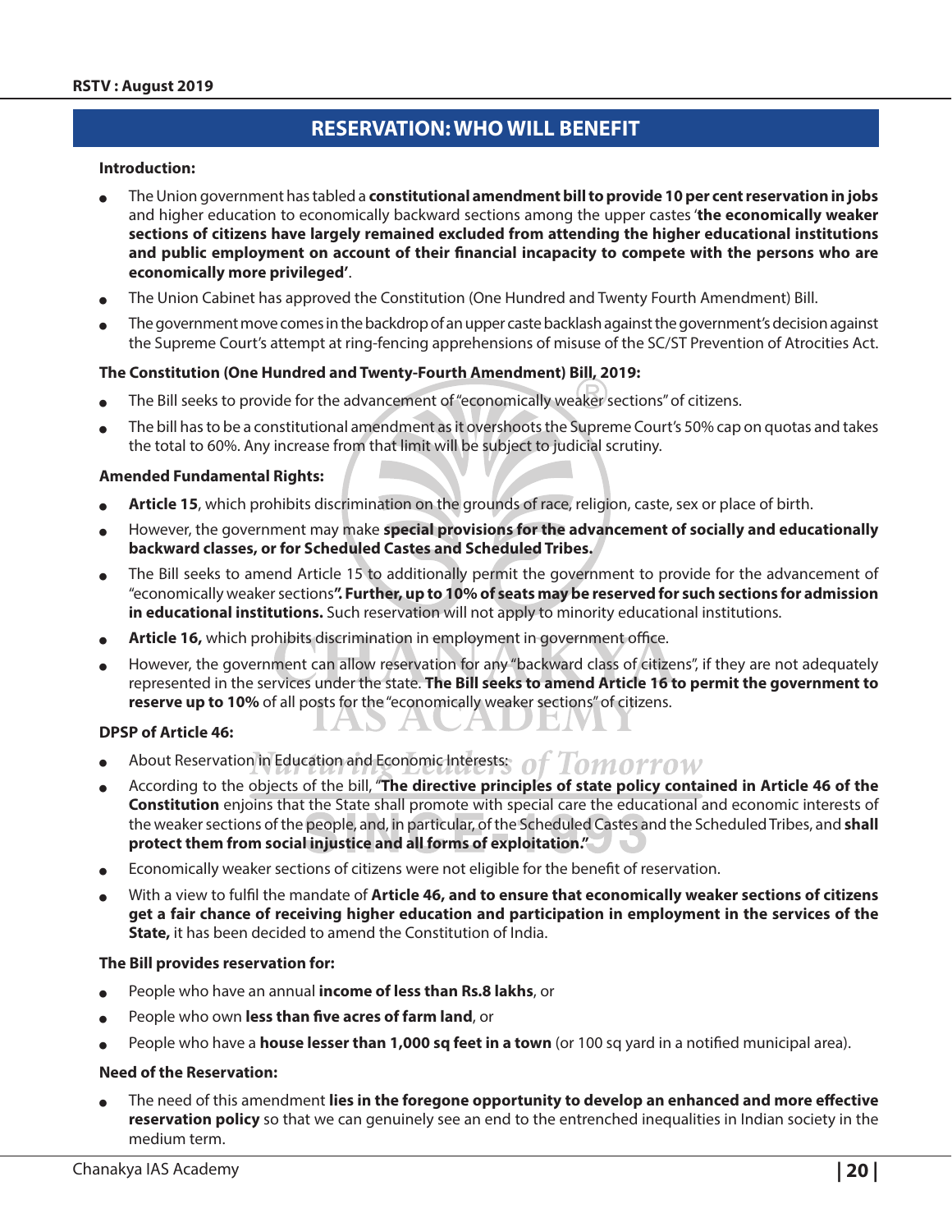## RESERVATION: WHO WILL BENEFIT

**Introduction:**

- The Union government has tabled a **constitutional amendment bill to provide 10 per cent reservation in jobs** and higher education to economically backward sections among the upper castes '**the economically weaker sections of citizens have largely remained excluded from attending the higher educational institutions and public employment on account of their financial incapacity to compete with the persons who are economically more privileged'**.
- The Union Cabinet has approved the Constitution (One Hundred and Twenty Fourth Amendment) Bill.
- The government move comes in the backdrop of an upper caste backlash against the government's decision against the Supreme Court's attempt at ring-fencing apprehensions of misuse of the SC/ST Prevention of Atrocities Act.

**The Constitution (One Hundred and Twenty-Fourth Amendment) Bill, 2019:**

- The Bill seeks to provide for the advancement of "economically weaker sections" of citizens.
- The bill has to be a constitutional amendment as it overshoots the Supreme Court's 50% cap on quotas and takes the total to 60%. Any increase from that limit will be subject to judicial scrutiny.

**Amended Fundamental Rights:**

- **Article 15**, which prohibits discrimination on the grounds of race, religion, caste, sex or place of birth.
- However, the government may make **special provisions for the advancement of socially and educationally backward classes, or for Scheduled Castes and Scheduled Tribes.**
- The Bill seeks to amend Article 15 to additionally permit the government to provide for the advancement of "economically weaker sections**". Further, up to 10% of seats may be reserved for such sections for admission in educational institutions.** Such reservation will not apply to minority educational institutions.
- **Article 16,** which prohibits discrimination in employment in government office.
- However, the government can allow reservation for any "backward class of citizens", if they are not adequately represented in the services under the state. **The Bill seeks to amend Article 16 to permit the government to reserve up to 10%** of all posts for the "economically weaker sections" of citizens.

**DPSP of Article 46:**

- About Reservation in Education and Economic Interests:
- According to the objects of the bill, "**The directive principles of state policy contained in Article 46 of the Constitution** enjoins that the State shall promote with special care the educational and economic interests of the weaker sections of the people, and, in particular, of the Scheduled Castes and the Scheduled Tribes, and **shall protect them from social injustice and all forms of exploitation."**
- Economically weaker sections of citizens were not eligible for the benefit of reservation.
- With a view to fulfil the mandate of **Article 46, and to ensure that economically weaker sections of citizens get a fair chance of receiving higher education and participation in employment in the services of the State,** it has been decided to amend the Constitution of India.

**The Bill provides reservation for:**

- People who have an annual **income of less than Rs.8 lakhs**, or
- People who own **less than five acres of farm land**, or
- People who have a **house lesser than 1,000 sq feet in a town** (or 100 sq yard in a notified municipal area).

**Need of the Reservation:**

- The need of this amendment **lies in the foregone opportunity to develop an enhanced and more effective reservation policy** so that we can genuinely see an end to the entrenched inequalities in Indian society in the medium term.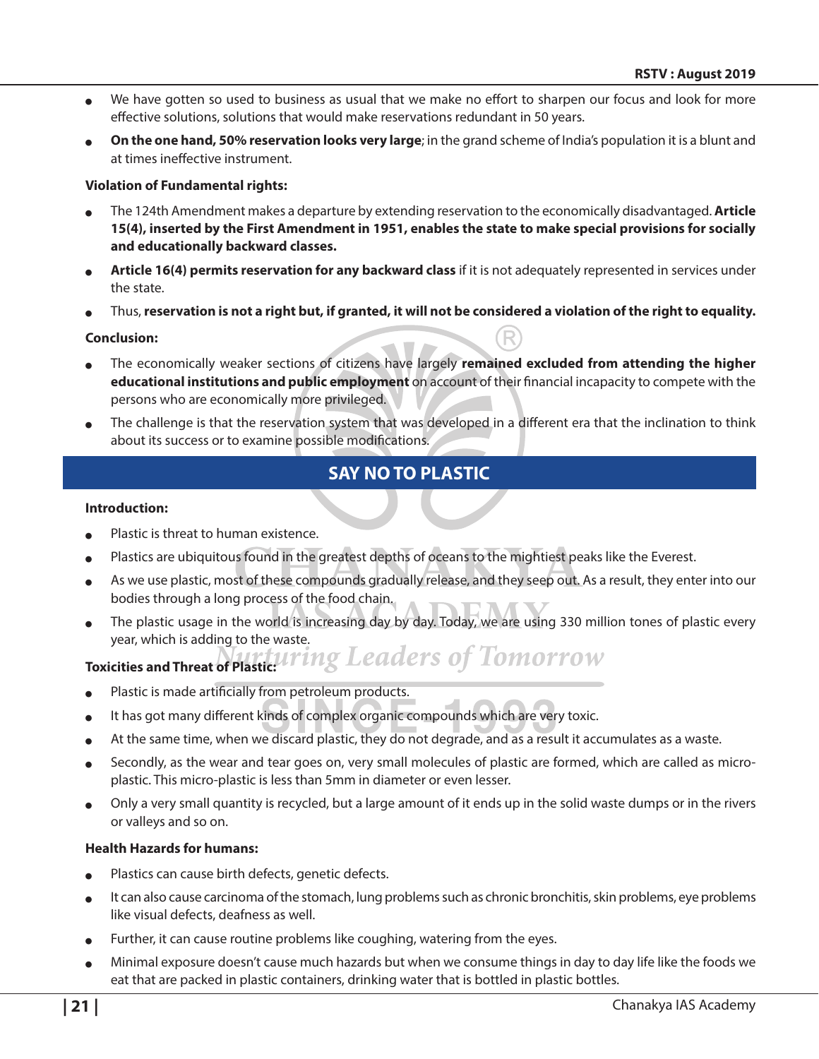- We have gotten so used to business as usual that we make no effort to sharpen our focus and look for more effective solutions, solutions that would make reservations redundant in 50 years.
- **On the one hand, 50% reservation looks very large**; in the grand scheme of India's population it is a blunt and at times ineffective instrument.

**Violation of Fundamental rights:**

- The 124th Amendment makes a departure by extending reservation to the economically disadvantaged. **Article 15(4), inserted by the First Amendment in 1951, enables the state to make special provisions for socially and educationally backward classes.**
- **Article 16(4) permits reservation for any backward class** if it is not adequately represented in services under the state.
- Thus, **reservation is not a right but, if granted, it will not be considered a violation of the right to equality.**

**Conclusion:**

- The economically weaker sections of citizens have largely **remained excluded from attending the higher educational institutions and public employment** on account of their financial incapacity to compete with the persons who are economically more privileged.
- The challenge is that the reservation system that was developed in a different era that the inclination to think about its success or to examine possible modifications.

## SAY NO TO PLASTIC

**Introduction:**

- Plastic is threat to human existence.
- Plastics are ubiquitous found in the greatest depths of oceans to the mightiest peaks like the Everest.
- As we use plastic, most of these compounds gradually release, and they seep out. As a result, they enter into our bodies through a long process of the food chain.
- The plastic usage in the world is increasing day by day. Today, we are using 330 million tones of plastic every year, which is adding to the waste.

**Toxicities and Threat of Plastic:**

- Plastic is made artificially from petroleum products.
- It has got many different kinds of complex organic compounds which are very toxic.
- At the same time, when we discard plastic, they do not degrade, and as a result it accumulates as a waste.
- Secondly, as the wear and tear goes on, very small molecules of plastic are formed, which are called as micro-plastic. This micro-plastic is less than 5mm in diameter or even lesser.
- Only a very small quantity is recycled, but a large amount of it ends up in the solid waste dumps or in the rivers or valleys and so on.

**Health Hazards for humans:**

- Plastics can cause birth defects, genetic defects.
- It can also cause carcinoma of the stomach, lung problems such as chronic bronchitis, skin problems, eye problems like visual defects, deafness as well.
- Further, it can cause routine problems like coughing, watering from the eyes.
- Minimal exposure doesn't cause much hazards but when we consume things in day to day life like the foods we eat that are packed in plastic containers, drinking water that is bottled in plastic bottles.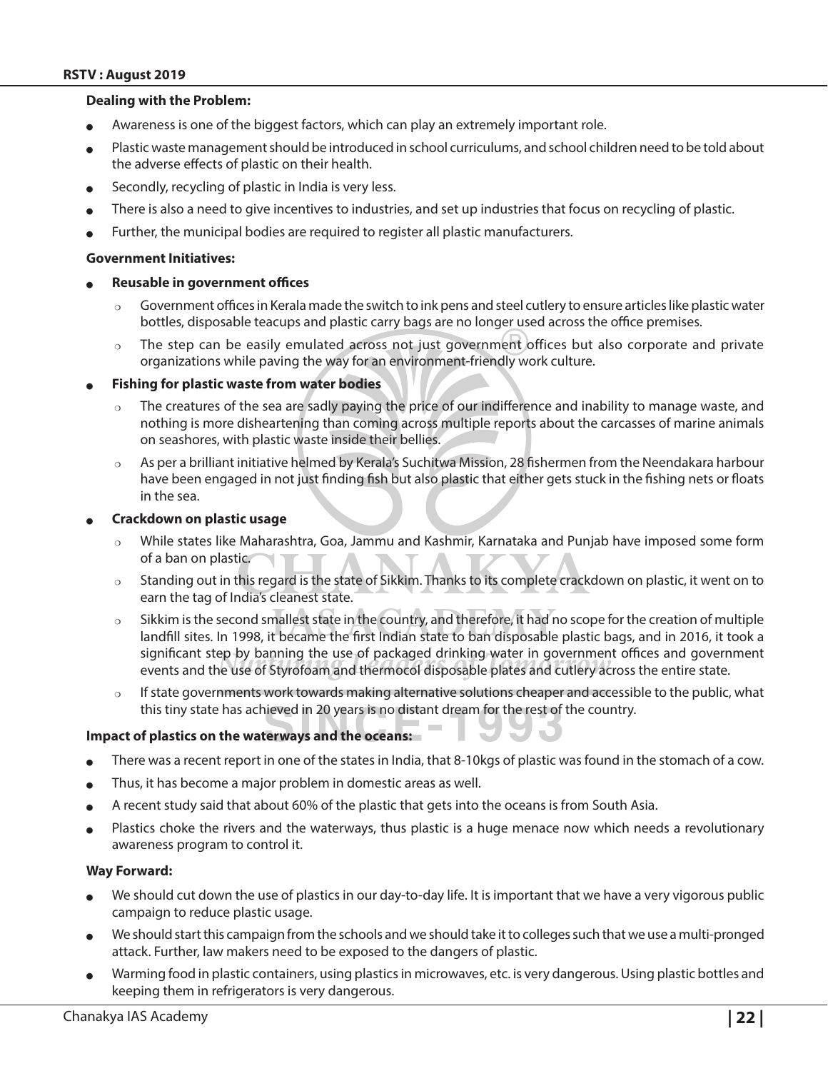**Dealing with the Problem:**

- Awareness is one of the biggest factors, which can play an extremely important role.
- Plastic waste management should be introduced in school curriculums, and school children need to be told about the adverse effects of plastic on their health.
- Secondly, recycling of plastic in India is very less.
- There is also a need to give incentives to industries, and set up industries that focus on recycling of plastic.
- Further, the municipal bodies are required to register all plastic manufacturers.

**Government Initiatives:**

- **Reusable in government offices**
  - Government offices in Kerala made the switch to ink pens and steel cutlery to ensure articles like plastic water bottles, disposable teacups and plastic carry bags are no longer used across the office premises.
  - The step can be easily emulated across not just government offices but also corporate and private organizations while paving the way for an environment-friendly work culture.
- **Fishing for plastic waste from water bodies**
  - The creatures of the sea are sadly paying the price of our indifference and inability to manage waste, and nothing is more disheartening than coming across multiple reports about the carcasses of marine animals on seashores, with plastic waste inside their bellies.
  - As per a brilliant initiative helmed by Kerala's Suchitwa Mission, 28 fishermen from the Neendakara harbour have been engaged in not just finding fish but also plastic that either gets stuck in the fishing nets or floats in the sea.
- **Crackdown on plastic usage**
  - While states like Maharashtra, Goa, Jammu and Kashmir, Karnataka and Punjab have imposed some form of a ban on plastic.
  - Standing out in this regard is the state of Sikkim. Thanks to its complete crackdown on plastic, it went on to earn the tag of India's cleanest state.
  - Sikkim is the second smallest state in the country, and therefore, it had no scope for the creation of multiple landfill sites. In 1998, it became the first Indian state to ban disposable plastic bags, and in 2016, it took a significant step by banning the use of packaged drinking water in government offices and government events and the use of Styrofoam and thermocol disposable plates and cutlery across the entire state.
  - If state governments work towards making alternative solutions cheaper and accessible to the public, what this tiny state has achieved in 20 years is no distant dream for the rest of the country.

**Impact of plastics on the waterways and the oceans:**

- There was a recent report in one of the states in India, that 8-10kgs of plastic was found in the stomach of a cow.
- Thus, it has become a major problem in domestic areas as well.
- A recent study said that about 60% of the plastic that gets into the oceans is from South Asia.
- Plastics choke the rivers and the waterways, thus plastic is a huge menace now which needs a revolutionary awareness program to control it.

**Way Forward:**

- We should cut down the use of plastics in our day-to-day life. It is important that we have a very vigorous public campaign to reduce plastic usage.
- We should start this campaign from the schools and we should take it to colleges such that we use a multi-pronged attack. Further, law makers need to be exposed to the dangers of plastic.
- Warming food in plastic containers, using plastics in microwaves, etc. is very dangerous. Using plastic bottles and keeping them in refrigerators is very dangerous.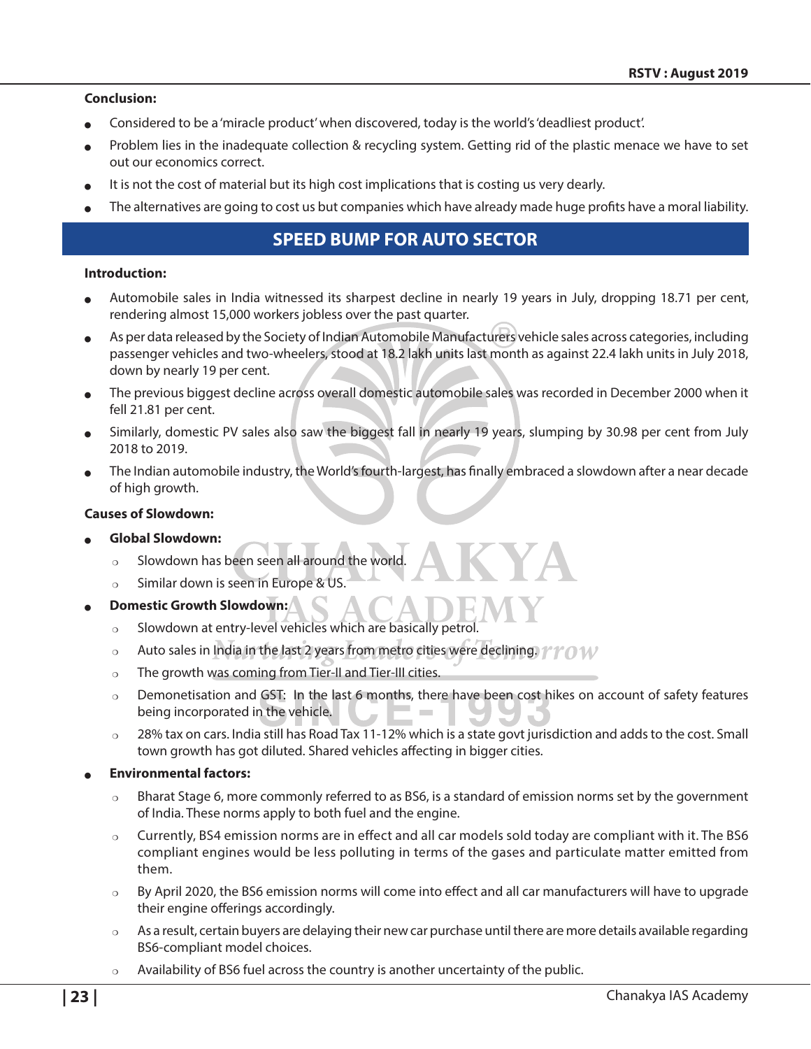**Conclusion:**

- Considered to be a 'miracle product' when discovered, today is the world's 'deadliest product'.
- Problem lies in the inadequate collection & recycling system. Getting rid of the plastic menace we have to set out our economics correct.
- It is not the cost of material but its high cost implications that is costing us very dearly.
- The alternatives are going to cost us but companies which have already made huge profits have a moral liability.

## SPEED BUMP FOR AUTO SECTOR

**Introduction:**

- Automobile sales in India witnessed its sharpest decline in nearly 19 years in July, dropping 18.71 per cent, rendering almost 15,000 workers jobless over the past quarter.
- As per data released by the Society of Indian Automobile Manufacturers vehicle sales across categories, including passenger vehicles and two-wheelers, stood at 18.2 lakh units last month as against 22.4 lakh units in July 2018, down by nearly 19 per cent.
- The previous biggest decline across overall domestic automobile sales was recorded in December 2000 when it fell 21.81 per cent.
- Similarly, domestic PV sales also saw the biggest fall in nearly 19 years, slumping by 30.98 per cent from July 2018 to 2019.
- The Indian automobile industry, the World's fourth-largest, has finally embraced a slowdown after a near decade of high growth.

**Causes of Slowdown:**

- **Global Slowdown:**
  - Slowdown has been seen all around the world.
  - Similar down is seen in Europe & US.
- **Domestic Growth Slowdown:**
  - Slowdown at entry-level vehicles which are basically petrol.
  - Auto sales in India in the last 2 years from metro cities were declining.
  - The growth was coming from Tier-II and Tier-III cities.
  - Demonetisation and GST: In the last 6 months, there have been cost hikes on account of safety features being incorporated in the vehicle.
  - 28% tax on cars. India still has Road Tax 11-12% which is a state govt jurisdiction and adds to the cost. Small town growth has got diluted. Shared vehicles affecting in bigger cities.
- **Environmental factors:**
  - Bharat Stage 6, more commonly referred to as BS6, is a standard of emission norms set by the government of India. These norms apply to both fuel and the engine.
  - Currently, BS4 emission norms are in effect and all car models sold today are compliant with it. The BS6 compliant engines would be less polluting in terms of the gases and particulate matter emitted from them.
  - By April 2020, the BS6 emission norms will come into effect and all car manufacturers will have to upgrade their engine offerings accordingly.
  - As a result, certain buyers are delaying their new car purchase until there are more details available regarding BS6-compliant model choices.
  - Availability of BS6 fuel across the country is another uncertainty of the public.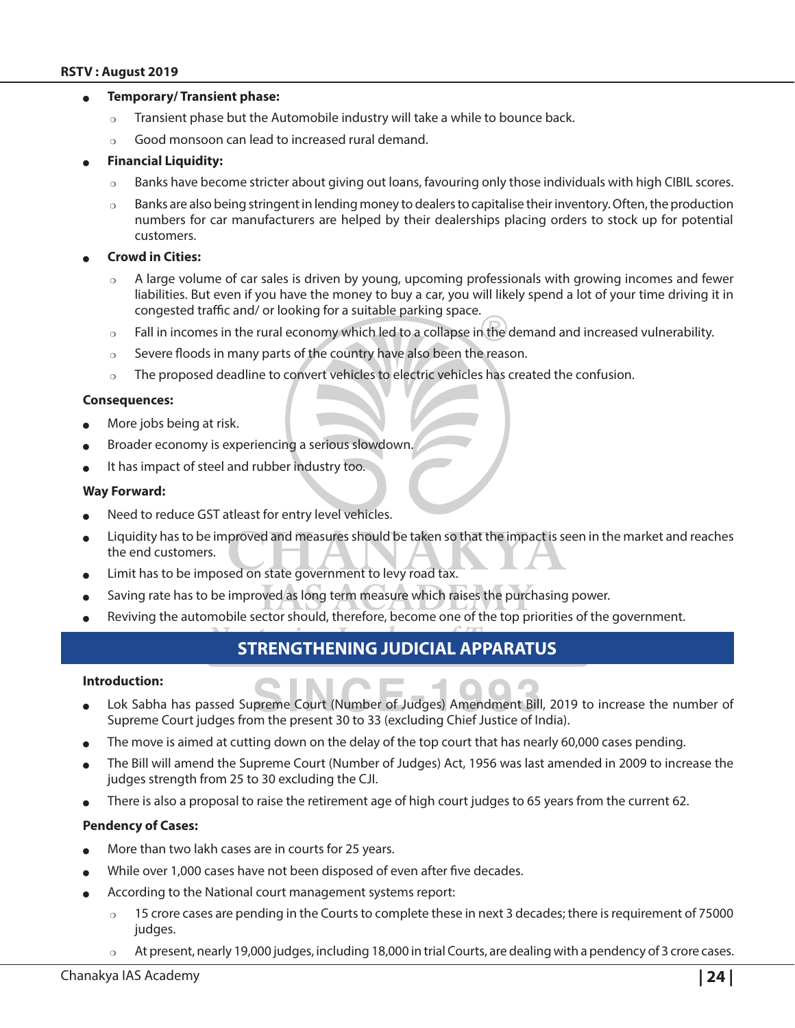- **Temporary/ Transient phase:**
  - Transient phase but the Automobile industry will take a while to bounce back.
  - Good monsoon can lead to increased rural demand.
- **Financial Liquidity:**
  - Banks have become stricter about giving out loans, favouring only those individuals with high CIBIL scores.
  - Banks are also being stringent in lending money to dealers to capitalise their inventory. Often, the production numbers for car manufacturers are helped by their dealerships placing orders to stock up for potential customers.
- **Crowd in Cities:**
  - A large volume of car sales is driven by young, upcoming professionals with growing incomes and fewer liabilities. But even if you have the money to buy a car, you will likely spend a lot of your time driving it in congested traffic and/ or looking for a suitable parking space.
  - Fall in incomes in the rural economy which led to a collapse in the demand and increased vulnerability.
  - Severe floods in many parts of the country have also been the reason.
  - The proposed deadline to convert vehicles to electric vehicles has created the confusion.

**Consequences:**

- More jobs being at risk.
- Broader economy is experiencing a serious slowdown.
- It has impact of steel and rubber industry too.

**Way Forward:**

- Need to reduce GST atleast for entry level vehicles.
- Liquidity has to be improved and measures should be taken so that the impact is seen in the market and reaches the end customers.
- Limit has to be imposed on state government to levy road tax.
- Saving rate has to be improved as long term measure which raises the purchasing power.
- Reviving the automobile sector should, therefore, become one of the top priorities of the government.

## STRENGTHENING JUDICIAL APPARATUS

**Introduction:**

- Lok Sabha has passed Supreme Court (Number of Judges) Amendment Bill, 2019 to increase the number of Supreme Court judges from the present 30 to 33 (excluding Chief Justice of India).
- The move is aimed at cutting down on the delay of the top court that has nearly 60,000 cases pending.
- The Bill will amend the Supreme Court (Number of Judges) Act, 1956 was last amended in 2009 to increase the judges strength from 25 to 30 excluding the CJI.
- There is also a proposal to raise the retirement age of high court judges to 65 years from the current 62.

**Pendency of Cases:**

- More than two lakh cases are in courts for 25 years.
- While over 1,000 cases have not been disposed of even after five decades.
- According to the National court management systems report:
  - 15 crore cases are pending in the Courts to complete these in next 3 decades; there is requirement of 75000 judges.
  - At present, nearly 19,000 judges, including 18,000 in trial Courts, are dealing with a pendency of 3 crore cases.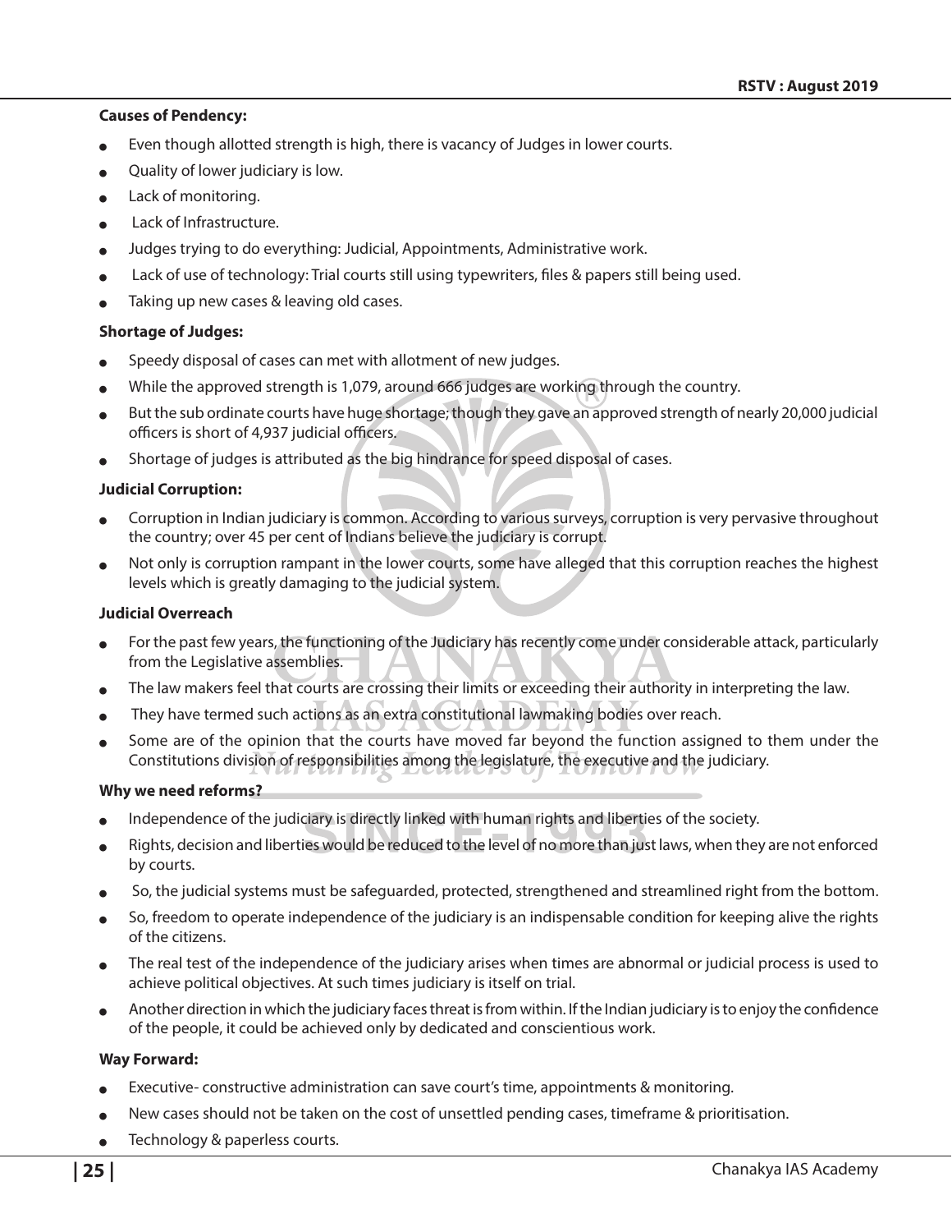**Causes of Pendency:**

- Even though allotted strength is high, there is vacancy of Judges in lower courts.
- Quality of lower judiciary is low.
- Lack of monitoring.
- Lack of Infrastructure.
- Judges trying to do everything: Judicial, Appointments, Administrative work.
- Lack of use of technology: Trial courts still using typewriters, files & papers still being used.
- Taking up new cases & leaving old cases.

**Shortage of Judges:**

- Speedy disposal of cases can met with allotment of new judges.
- While the approved strength is 1,079, around 666 judges are working through the country.
- But the sub ordinate courts have huge shortage; though they gave an approved strength of nearly 20,000 judicial officers is short of 4,937 judicial officers.
- Shortage of judges is attributed as the big hindrance for speed disposal of cases.

**Judicial Corruption:**

- Corruption in Indian judiciary is common. According to various surveys, corruption is very pervasive throughout the country; over 45 per cent of Indians believe the judiciary is corrupt.
- Not only is corruption rampant in the lower courts, some have alleged that this corruption reaches the highest levels which is greatly damaging to the judicial system.

**Judicial Overreach**

- For the past few years, the functioning of the Judiciary has recently come under considerable attack, particularly from the Legislative assemblies.
- The law makers feel that courts are crossing their limits or exceeding their authority in interpreting the law.
- They have termed such actions as an extra constitutional lawmaking bodies over reach.
- Some are of the opinion that the courts have moved far beyond the function assigned to them under the Constitutions division of responsibilities among the legislature, the executive and the judiciary.

**Why we need reforms?**

- Independence of the judiciary is directly linked with human rights and liberties of the society.
- Rights, decision and liberties would be reduced to the level of no more than just laws, when they are not enforced by courts.
- So, the judicial systems must be safeguarded, protected, strengthened and streamlined right from the bottom.
- So, freedom to operate independence of the judiciary is an indispensable condition for keeping alive the rights of the citizens.
- The real test of the independence of the judiciary arises when times are abnormal or judicial process is used to achieve political objectives. At such times judiciary is itself on trial.
- Another direction in which the judiciary faces threat is from within. If the Indian judiciary is to enjoy the confidence of the people, it could be achieved only by dedicated and conscientious work.

**Way Forward:**

- Executive- constructive administration can save court's time, appointments & monitoring.
- New cases should not be taken on the cost of unsettled pending cases, timeframe & prioritisation.
- Technology & paperless courts.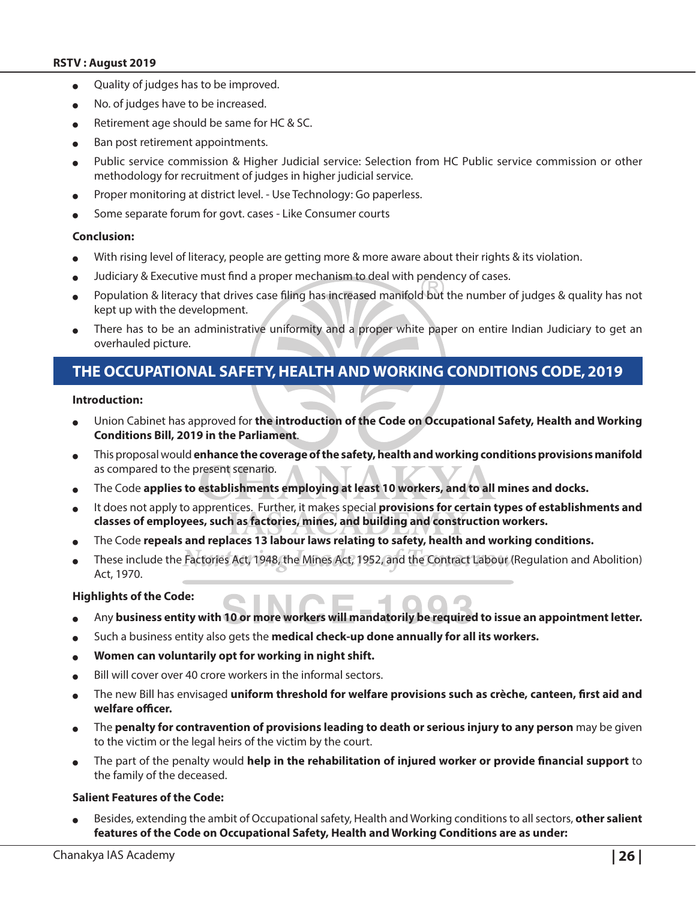- Quality of judges has to be improved.
- No. of judges have to be increased.
- Retirement age should be same for HC & SC.
- Ban post retirement appointments.
- Public service commission & Higher Judicial service: Selection from HC Public service commission or other methodology for recruitment of judges in higher judicial service.
- Proper monitoring at district level. - Use Technology: Go paperless.
- Some separate forum for govt. cases - Like Consumer courts

**Conclusion:**

- With rising level of literacy, people are getting more & more aware about their rights & its violation.
- Judiciary & Executive must find a proper mechanism to deal with pendency of cases.
- Population & literacy that drives case filing has increased manifold but the number of judges & quality has not kept up with the development.
- There has to be an administrative uniformity and a proper white paper on entire Indian Judiciary to get an overhauled picture.

## THE OCCUPATIONAL SAFETY, HEALTH AND WORKING CONDITIONS CODE, 2019

**Introduction:**

- Union Cabinet has approved for **the introduction of the Code on Occupational Safety, Health and Working Conditions Bill, 2019 in the Parliament**.
- This proposal would **enhance the coverage of the safety, health and working conditions provisions manifold** as compared to the present scenario.
- The Code **applies to establishments employing at least 10 workers, and to all mines and docks.**
- It does not apply to apprentices. Further, it makes special **provisions for certain types of establishments and classes of employees, such as factories, mines, and building and construction workers.**
- The Code **repeals and replaces 13 labour laws relating to safety, health and working conditions.**
- These include the Factories Act, 1948, the Mines Act, 1952, and the Contract Labour (Regulation and Abolition) Act, 1970.

**Highlights of the Code:**

- Any **business entity with 10 or more workers will mandatorily be required to issue an appointment letter.**
- Such a business entity also gets the **medical check-up done annually for all its workers.**
- **Women can voluntarily opt for working in night shift.**
- Bill will cover over 40 crore workers in the informal sectors.
- The new Bill has envisaged **uniform threshold for welfare provisions such as crèche, canteen, first aid and welfare officer.**
- The **penalty for contravention of provisions leading to death or serious injury to any person** may be given to the victim or the legal heirs of the victim by the court.
- The part of the penalty would **help in the rehabilitation of injured worker or provide financial support** to the family of the deceased.

**Salient Features of the Code:**

- Besides, extending the ambit of Occupational safety, Health and Working conditions to all sectors, **other salient features of the Code on Occupational Safety, Health and Working Conditions are as under:**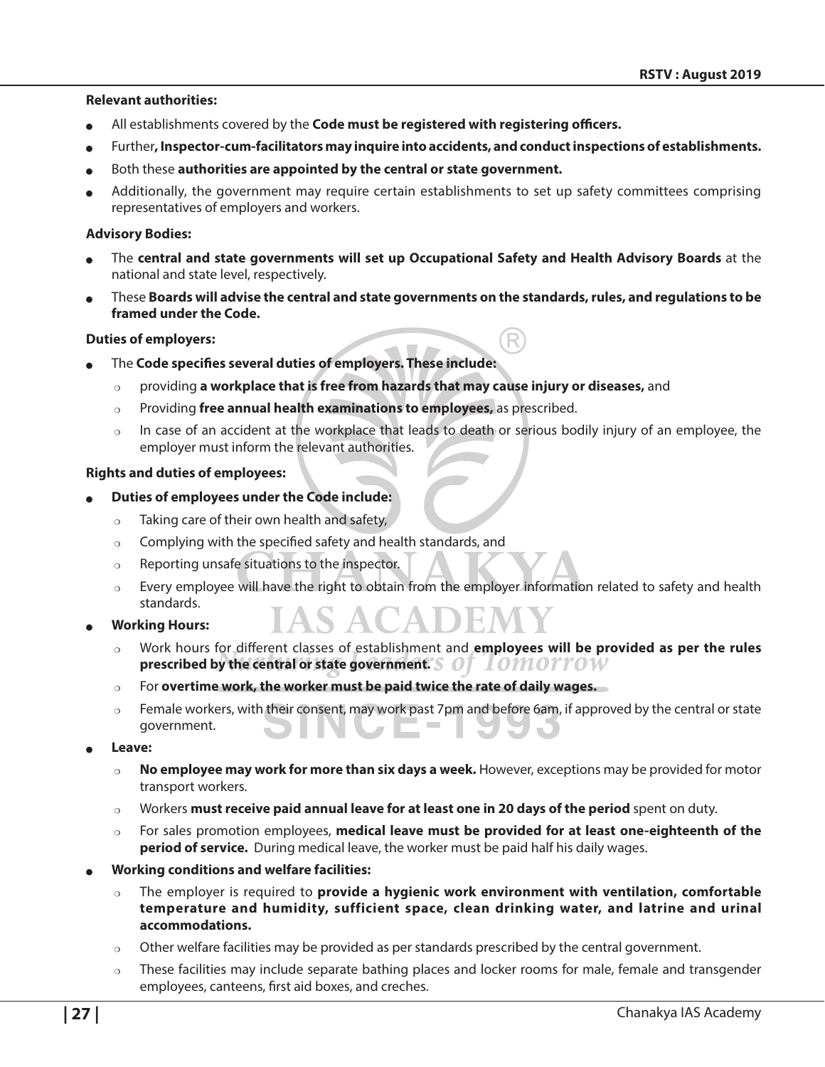**Relevant authorities:**

- All establishments covered by the **Code must be registered with registering officers.**
- Further**, Inspector-cum-facilitators may inquire into accidents, and conduct inspections of establishments.**
- Both these **authorities are appointed by the central or state government.**
- Additionally, the government may require certain establishments to set up safety committees comprising representatives of employers and workers.

**Advisory Bodies:**

- The **central and state governments will set up Occupational Safety and Health Advisory Boards** at the national and state level, respectively.
- These **Boards will advise the central and state governments on the standards, rules, and regulations to be framed under the Code.**

**Duties of employers:**

- The **Code specifies several duties of employers. These include:**
  - providing **a workplace that is free from hazards that may cause injury or diseases,** and
  - Providing **free annual health examinations to employees,** as prescribed.
  - In case of an accident at the workplace that leads to death or serious bodily injury of an employee, the employer must inform the relevant authorities.

**Rights and duties of employees:**

- **Duties of employees under the Code include:**
  - Taking care of their own health and safety,
  - Complying with the specified safety and health standards, and
  - Reporting unsafe situations to the inspector.
  - Every employee will have the right to obtain from the employer information related to safety and health standards.
- **Working Hours:**
  - Work hours for different classes of establishment and **employees will be provided as per the rules prescribed by the central or state government.**
  - For **overtime work, the worker must be paid twice the rate of daily wages.**
  - Female workers, with their consent, may work past 7pm and before 6am, if approved by the central or state government.
- **Leave:**
  - **No employee may work for more than six days a week.** However, exceptions may be provided for motor transport workers.
  - Workers **must receive paid annual leave for at least one in 20 days of the period** spent on duty.
  - For sales promotion employees, **medical leave must be provided for at least one-eighteenth of the period of service.** During medical leave, the worker must be paid half his daily wages.
- **Working conditions and welfare facilities:**
  - The employer is required to **provide a hygienic work environment with ventilation, comfortable temperature and humidity, sufficient space, clean drinking water, and latrine and urinal accommodations.**
  - Other welfare facilities may be provided as per standards prescribed by the central government.
  - These facilities may include separate bathing places and locker rooms for male, female and transgender employees, canteens, first aid boxes, and creches.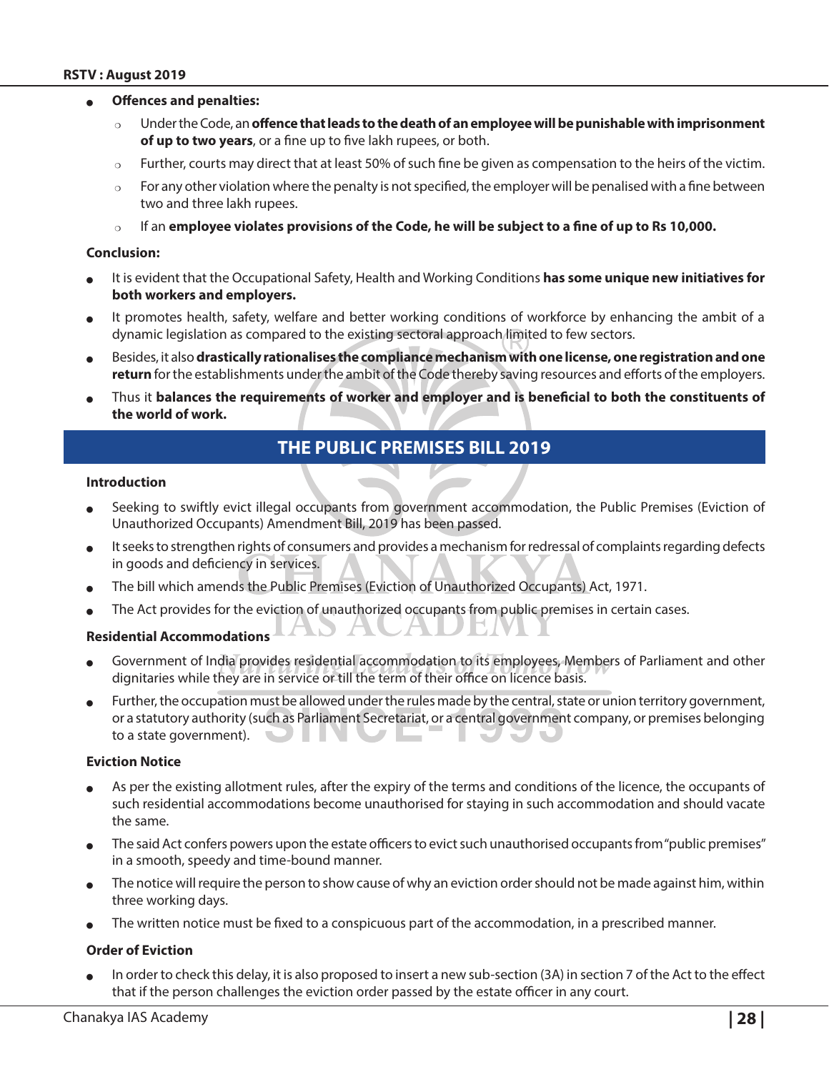- **Offences and penalties:**
  - Under the Code, an **offence that leads to the death of an employee will be punishable with imprisonment of up to two years**, or a fine up to five lakh rupees, or both.
  - Further, courts may direct that at least 50% of such fine be given as compensation to the heirs of the victim.
  - For any other violation where the penalty is not specified, the employer will be penalised with a fine between two and three lakh rupees.
  - If an **employee violates provisions of the Code, he will be subject to a fine of up to Rs 10,000.**

**Conclusion:**

- It is evident that the Occupational Safety, Health and Working Conditions **has some unique new initiatives for both workers and employers.**
- It promotes health, safety, welfare and better working conditions of workforce by enhancing the ambit of a dynamic legislation as compared to the existing sectoral approach limited to few sectors.
- Besides, it also **drastically rationalises the compliance mechanism with one license, one registration and one return** for the establishments under the ambit of the Code thereby saving resources and efforts of the employers.
- Thus it **balances the requirements of worker and employer and is beneficial to both the constituents of the world of work.**

## THE PUBLIC PREMISES BILL 2019

**Introduction**

- Seeking to swiftly evict illegal occupants from government accommodation, the Public Premises (Eviction of Unauthorized Occupants) Amendment Bill, 2019 has been passed.
- It seeks to strengthen rights of consumers and provides a mechanism for redressal of complaints regarding defects in goods and deficiency in services.
- The bill which amends the Public Premises (Eviction of Unauthorized Occupants) Act, 1971.
- The Act provides for the eviction of unauthorized occupants from public premises in certain cases.

**Residential Accommodations**

- Government of India provides residential accommodation to its employees, Members of Parliament and other dignitaries while they are in service or till the term of their office on licence basis.
- Further, the occupation must be allowed under the rules made by the central, state or union territory government, or a statutory authority (such as Parliament Secretariat, or a central government company, or premises belonging to a state government).

**Eviction Notice**

- As per the existing allotment rules, after the expiry of the terms and conditions of the licence, the occupants of such residential accommodations become unauthorised for staying in such accommodation and should vacate the same.
- The said Act confers powers upon the estate officers to evict such unauthorised occupants from "public premises" in a smooth, speedy and time-bound manner.
- The notice will require the person to show cause of why an eviction order should not be made against him, within three working days.
- The written notice must be fixed to a conspicuous part of the accommodation, in a prescribed manner.

**Order of Eviction**

- In order to check this delay, it is also proposed to insert a new sub-section (3A) in section 7 of the Act to the effect that if the person challenges the eviction order passed by the estate officer in any court.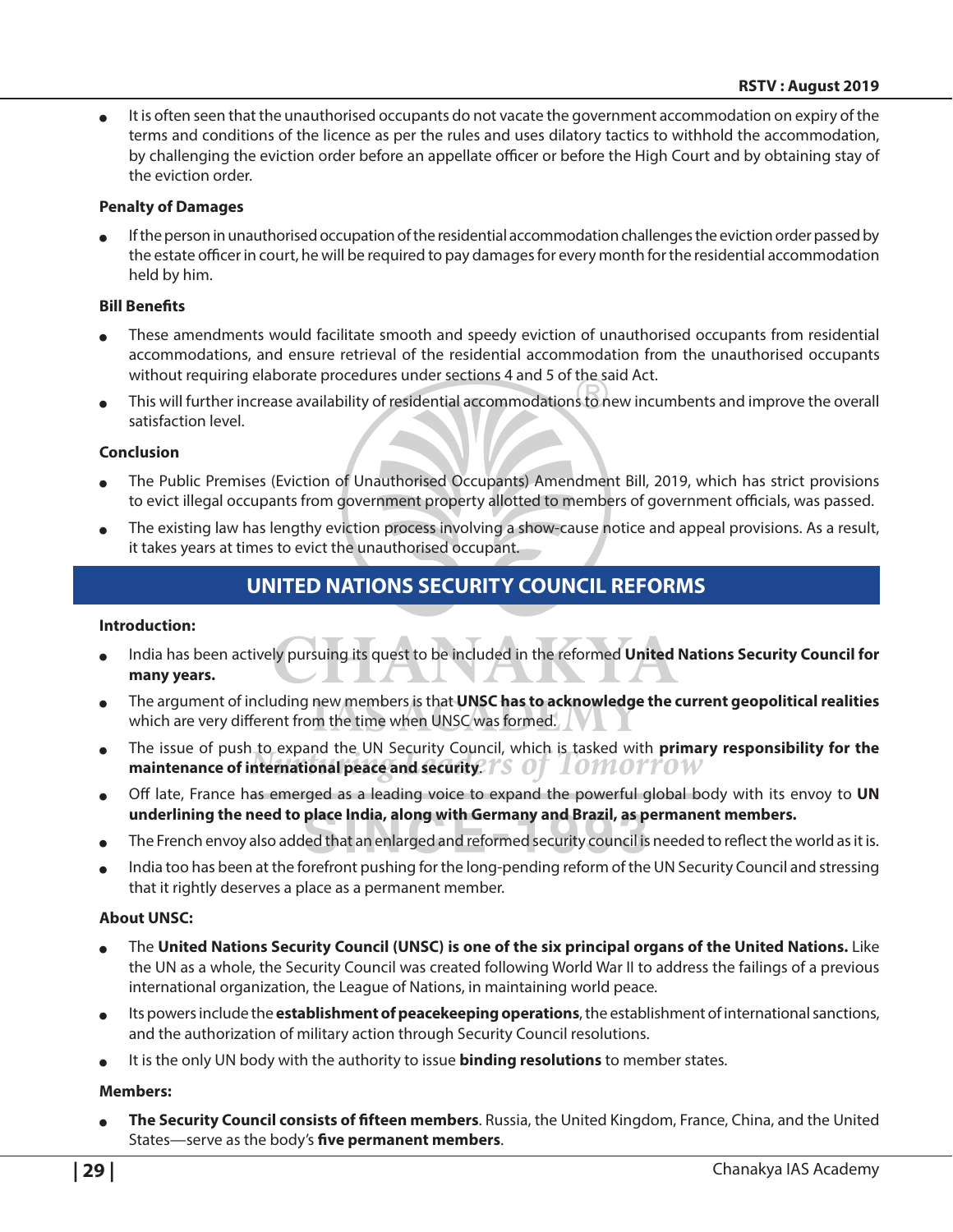- It is often seen that the unauthorised occupants do not vacate the government accommodation on expiry of the terms and conditions of the licence as per the rules and uses dilatory tactics to withhold the accommodation, by challenging the eviction order before an appellate officer or before the High Court and by obtaining stay of the eviction order.

**Penalty of Damages**

- If the person in unauthorised occupation of the residential accommodation challenges the eviction order passed by the estate officer in court, he will be required to pay damages for every month for the residential accommodation held by him.

**Bill Benefits**

- These amendments would facilitate smooth and speedy eviction of unauthorised occupants from residential accommodations, and ensure retrieval of the residential accommodation from the unauthorised occupants without requiring elaborate procedures under sections 4 and 5 of the said Act.
- This will further increase availability of residential accommodations to new incumbents and improve the overall satisfaction level.

**Conclusion**

- The Public Premises (Eviction of Unauthorised Occupants) Amendment Bill, 2019, which has strict provisions to evict illegal occupants from government property allotted to members of government officials, was passed.
- The existing law has lengthy eviction process involving a show-cause notice and appeal provisions. As a result, it takes years at times to evict the unauthorised occupant.

## UNITED NATIONS SECURITY COUNCIL REFORMS

**Introduction:**

- India has been actively pursuing its quest to be included in the reformed **United Nations Security Council for many years.**
- The argument of including new members is that **UNSC has to acknowledge the current geopolitical realities** which are very different from the time when UNSC was formed.
- The issue of push to expand the UN Security Council, which is tasked with **primary responsibility for the maintenance of international peace and security**.
- Off late, France has emerged as a leading voice to expand the powerful global body with its envoy to **UN underlining the need to place India, along with Germany and Brazil, as permanent members.**
- The French envoy also added that an enlarged and reformed security council is needed to reflect the world as it is.
- India too has been at the forefront pushing for the long-pending reform of the UN Security Council and stressing that it rightly deserves a place as a permanent member.

**About UNSC:**

- The **United Nations Security Council (UNSC) is one of the six principal organs of the United Nations.** Like the UN as a whole, the Security Council was created following World War II to address the failings of a previous international organization, the League of Nations, in maintaining world peace.
- Its powers include the **establishment of peacekeeping operations**, the establishment of international sanctions, and the authorization of military action through Security Council resolutions.
- It is the only UN body with the authority to issue **binding resolutions** to member states.

**Members:**

- **The Security Council consists of fifteen members**. Russia, the United Kingdom, France, China, and the United States—serve as the body's **five permanent members**.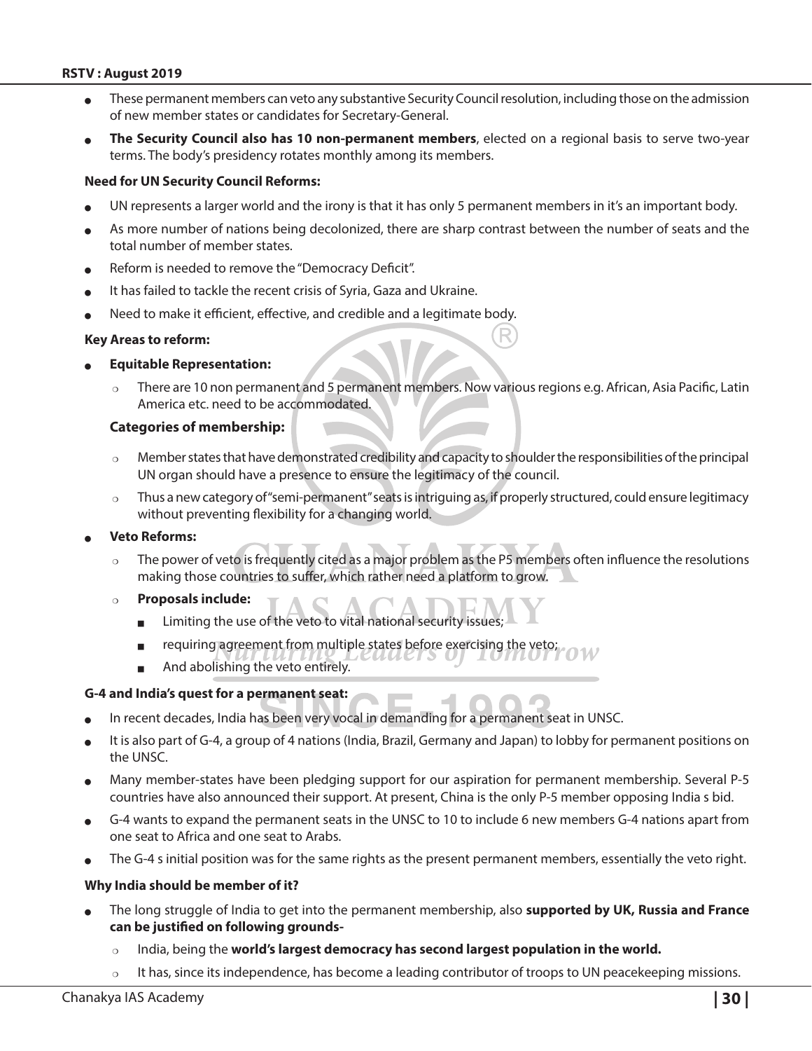- These permanent members can veto any substantive Security Council resolution, including those on the admission of new member states or candidates for Secretary-General.
- **The Security Council also has 10 non-permanent members**, elected on a regional basis to serve two-year terms. The body's presidency rotates monthly among its members.

**Need for UN Security Council Reforms:**

- UN represents a larger world and the irony is that it has only 5 permanent members in it's an important body.
- As more number of nations being decolonized, there are sharp contrast between the number of seats and the total number of member states.
- Reform is needed to remove the "Democracy Deficit".
- It has failed to tackle the recent crisis of Syria, Gaza and Ukraine.
- Need to make it efficient, effective, and credible and a legitimate body.

**Key Areas to reform:**

- **Equitable Representation:**
  - There are 10 non permanent and 5 permanent members. Now various regions e.g. African, Asia Pacific, Latin America etc. need to be accommodated.

  **Categories of membership:**

  - Member states that have demonstrated credibility and capacity to shoulder the responsibilities of the principal UN organ should have a presence to ensure the legitimacy of the council.
  - Thus a new category of "semi-permanent" seats is intriguing as, if properly structured, could ensure legitimacy without preventing flexibility for a changing world.
- **Veto Reforms:**
  - The power of veto is frequently cited as a major problem as the P5 members often influence the resolutions making those countries to suffer, which rather need a platform to grow.
  - **Proposals include:**
    - Limiting the use of the veto to vital national security issues;
    - requiring agreement from multiple states before exercising the veto;
    - And abolishing the veto entirely.

**G-4 and India's quest for a permanent seat:**

- In recent decades, India has been very vocal in demanding for a permanent seat in UNSC.
- It is also part of G-4, a group of 4 nations (India, Brazil, Germany and Japan) to lobby for permanent positions on the UNSC.
- Many member-states have been pledging support for our aspiration for permanent membership. Several P-5 countries have also announced their support. At present, China is the only P-5 member opposing India s bid.
- G-4 wants to expand the permanent seats in the UNSC to 10 to include 6 new members G-4 nations apart from one seat to Africa and one seat to Arabs.
- The G-4 s initial position was for the same rights as the present permanent members, essentially the veto right.

**Why India should be member of it?**

- The long struggle of India to get into the permanent membership, also **supported by UK, Russia and France can be justified on following grounds-**
  - India, being the **world's largest democracy has second largest population in the world.**
  - It has, since its independence, has become a leading contributor of troops to UN peacekeeping missions.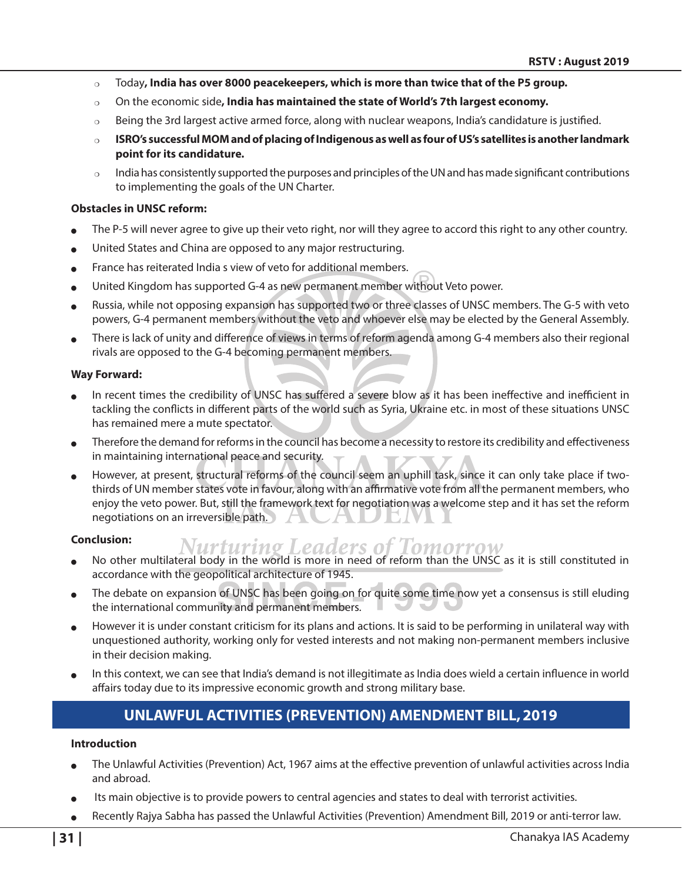- Today**, India has over 8000 peacekeepers, which is more than twice that of the P5 group.**
- On the economic side**, India has maintained the state of World's 7th largest economy.**
- Being the 3rd largest active armed force, along with nuclear weapons, India's candidature is justified.
- **ISRO's successful MOM and of placing of Indigenous as well as four of US's satellites is another landmark point for its candidature.**
- India has consistently supported the purposes and principles of the UN and has made significant contributions to implementing the goals of the UN Charter.

**Obstacles in UNSC reform:**

- The P-5 will never agree to give up their veto right, nor will they agree to accord this right to any other country.
- United States and China are opposed to any major restructuring.
- France has reiterated India s view of veto for additional members.
- United Kingdom has supported G-4 as new permanent member without Veto power.
- Russia, while not opposing expansion has supported two or three classes of UNSC members. The G-5 with veto powers, G-4 permanent members without the veto and whoever else may be elected by the General Assembly.
- There is lack of unity and difference of views in terms of reform agenda among G-4 members also their regional rivals are opposed to the G-4 becoming permanent members.

**Way Forward:**

- In recent times the credibility of UNSC has suffered a severe blow as it has been ineffective and inefficient in tackling the conflicts in different parts of the world such as Syria, Ukraine etc. in most of these situations UNSC has remained mere a mute spectator.
- Therefore the demand for reforms in the council has become a necessity to restore its credibility and effectiveness in maintaining international peace and security.
- However, at present, structural reforms of the council seem an uphill task, since it can only take place if two-thirds of UN member states vote in favour, along with an affirmative vote from all the permanent members, who enjoy the veto power. But, still the framework text for negotiation was a welcome step and it has set the reform negotiations on an irreversible path.

**Conclusion:**

- No other multilateral body in the world is more in need of reform than the UNSC as it is still constituted in accordance with the geopolitical architecture of 1945.
- The debate on expansion of UNSC has been going on for quite some time now yet a consensus is still eluding the international community and permanent members.
- However it is under constant criticism for its plans and actions. It is said to be performing in unilateral way with unquestioned authority, working only for vested interests and not making non-permanent members inclusive in their decision making.
- In this context, we can see that India's demand is not illegitimate as India does wield a certain influence in world affairs today due to its impressive economic growth and strong military base.

## UNLAWFUL ACTIVITIES (PREVENTION) AMENDMENT BILL, 2019

**Introduction**

- The Unlawful Activities (Prevention) Act, 1967 aims at the effective prevention of unlawful activities across India and abroad.
- Its main objective is to provide powers to central agencies and states to deal with terrorist activities.
- Recently Rajya Sabha has passed the Unlawful Activities (Prevention) Amendment Bill, 2019 or anti-terror law.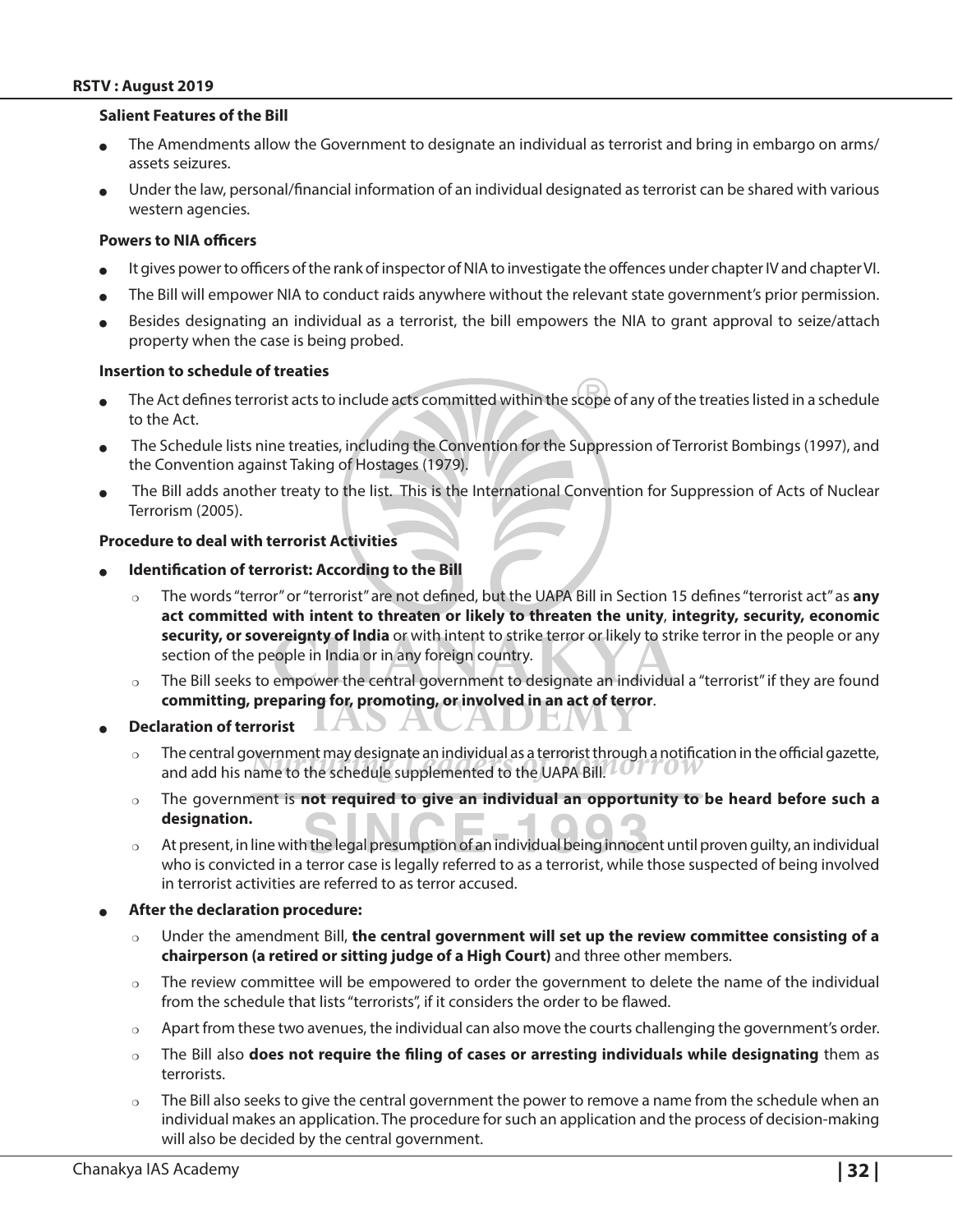**Salient Features of the Bill**

- The Amendments allow the Government to designate an individual as terrorist and bring in embargo on arms/ assets seizures.
- Under the law, personal/financial information of an individual designated as terrorist can be shared with various western agencies.

**Powers to NIA officers**

- It gives power to officers of the rank of inspector of NIA to investigate the offences under chapter IV and chapter VI.
- The Bill will empower NIA to conduct raids anywhere without the relevant state government's prior permission.
- Besides designating an individual as a terrorist, the bill empowers the NIA to grant approval to seize/attach property when the case is being probed.

**Insertion to schedule of treaties**

- The Act defines terrorist acts to include acts committed within the scope of any of the treaties listed in a schedule to the Act.
- The Schedule lists nine treaties, including the Convention for the Suppression of Terrorist Bombings (1997), and the Convention against Taking of Hostages (1979).
- The Bill adds another treaty to the list. This is the International Convention for Suppression of Acts of Nuclear Terrorism (2005).

**Procedure to deal with terrorist Activities**

- **Identification of terrorist: According to the Bill**
  - The words "terror" or "terrorist" are not defined, but the UAPA Bill in Section 15 defines "terrorist act" as **any act committed with intent to threaten or likely to threaten the unity**, **integrity, security, economic security, or sovereignty of India** or with intent to strike terror or likely to strike terror in the people or any section of the people in India or in any foreign country.
  - The Bill seeks to empower the central government to designate an individual a "terrorist" if they are found **committing, preparing for, promoting, or involved in an act of terror**.
- **Declaration of terrorist**
  - The central government may designate an individual as a terrorist through a notification in the official gazette, and add his name to the schedule supplemented to the UAPA Bill.
  - The government is **not required to give an individual an opportunity to be heard before such a designation.**
  - At present, in line with the legal presumption of an individual being innocent until proven guilty, an individual who is convicted in a terror case is legally referred to as a terrorist, while those suspected of being involved in terrorist activities are referred to as terror accused.
- **After the declaration procedure:**
  - Under the amendment Bill, **the central government will set up the review committee consisting of a chairperson (a retired or sitting judge of a High Court)** and three other members.
  - The review committee will be empowered to order the government to delete the name of the individual from the schedule that lists "terrorists", if it considers the order to be flawed.
  - Apart from these two avenues, the individual can also move the courts challenging the government's order.
  - The Bill also **does not require the filing of cases or arresting individuals while designating** them as terrorists.
  - The Bill also seeks to give the central government the power to remove a name from the schedule when an individual makes an application. The procedure for such an application and the process of decision-making will also be decided by the central government.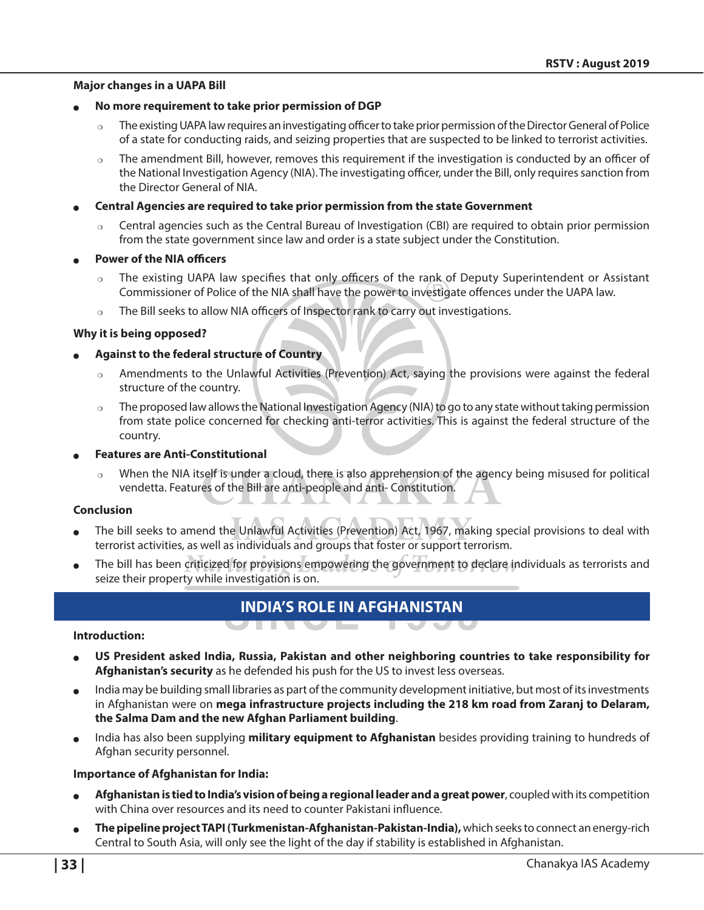**Major changes in a UAPA Bill**

- **No more requirement to take prior permission of DGP**
  - The existing UAPA law requires an investigating officer to take prior permission of the Director General of Police of a state for conducting raids, and seizing properties that are suspected to be linked to terrorist activities.
  - The amendment Bill, however, removes this requirement if the investigation is conducted by an officer of the National Investigation Agency (NIA). The investigating officer, under the Bill, only requires sanction from the Director General of NIA.
- **Central Agencies are required to take prior permission from the state Government**
  - Central agencies such as the Central Bureau of Investigation (CBI) are required to obtain prior permission from the state government since law and order is a state subject under the Constitution.
- **Power of the NIA officers**
  - The existing UAPA law specifies that only officers of the rank of Deputy Superintendent or Assistant Commissioner of Police of the NIA shall have the power to investigate offences under the UAPA law.
  - The Bill seeks to allow NIA officers of Inspector rank to carry out investigations.

**Why it is being opposed?**

- **Against to the federal structure of Country**
  - Amendments to the Unlawful Activities (Prevention) Act, saying the provisions were against the federal structure of the country.
  - The proposed law allows the National Investigation Agency (NIA) to go to any state without taking permission from state police concerned for checking anti-terror activities. This is against the federal structure of the country.
- **Features are Anti-Constitutional**
  - When the NIA itself is under a cloud, there is also apprehension of the agency being misused for political vendetta. Features of the Bill are anti-people and anti- Constitution.

**Conclusion**

- The bill seeks to amend the Unlawful Activities (Prevention) Act, 1967, making special provisions to deal with terrorist activities, as well as individuals and groups that foster or support terrorism.
- The bill has been criticized for provisions empowering the government to declare individuals as terrorists and seize their property while investigation is on.

## INDIA'S ROLE IN AFGHANISTAN

**Introduction:**

- **US President asked India, Russia, Pakistan and other neighboring countries to take responsibility for Afghanistan's security** as he defended his push for the US to invest less overseas.
- India may be building small libraries as part of the community development initiative, but most of its investments in Afghanistan were on **mega infrastructure projects including the 218 km road from Zaranj to Delaram, the Salma Dam and the new Afghan Parliament building**.
- India has also been supplying **military equipment to Afghanistan** besides providing training to hundreds of Afghan security personnel.

**Importance of Afghanistan for India:**

- **Afghanistan is tied to India's vision of being a regional leader and a great power**, coupled with its competition with China over resources and its need to counter Pakistani influence.
- **The pipeline project TAPI (Turkmenistan-Afghanistan-Pakistan-India),** which seeks to connect an energy-rich Central to South Asia, will only see the light of the day if stability is established in Afghanistan.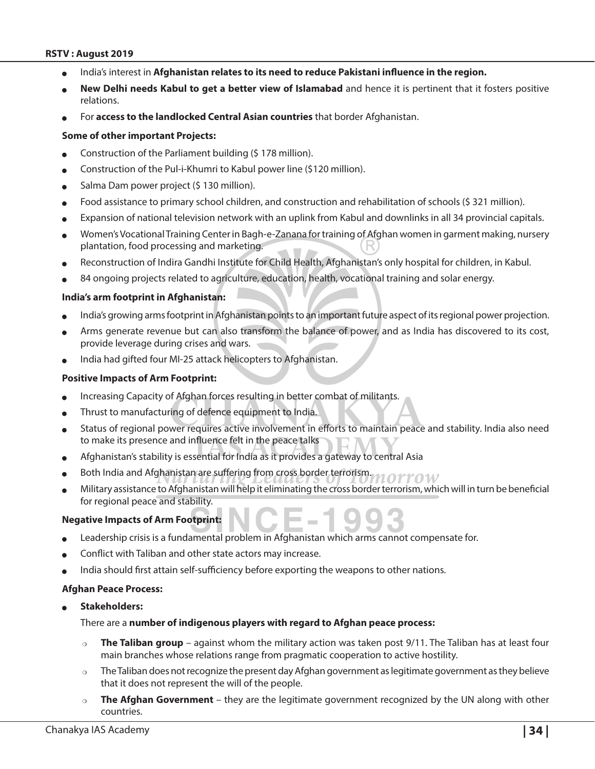- India's interest in **Afghanistan relates to its need to reduce Pakistani influence in the region.**
- **New Delhi needs Kabul to get a better view of Islamabad** and hence it is pertinent that it fosters positive relations.
- For **access to the landlocked Central Asian countries** that border Afghanistan.

**Some of other important Projects:**

- Construction of the Parliament building ($ 178 million).
- Construction of the Pul-i-Khumri to Kabul power line ($120 million).
- Salma Dam power project ($ 130 million).
- Food assistance to primary school children, and construction and rehabilitation of schools ($ 321 million).
- Expansion of national television network with an uplink from Kabul and downlinks in all 34 provincial capitals.
- Women's Vocational Training Center in Bagh-e-Zanana for training of Afghan women in garment making, nursery plantation, food processing and marketing.
- Reconstruction of Indira Gandhi Institute for Child Health, Afghanistan's only hospital for children, in Kabul.
- 84 ongoing projects related to agriculture, education, health, vocational training and solar energy.

**India's arm footprint in Afghanistan:**

- India's growing arms footprint in Afghanistan points to an important future aspect of its regional power projection.
- Arms generate revenue but can also transform the balance of power, and as India has discovered to its cost, provide leverage during crises and wars.
- India had gifted four MI-25 attack helicopters to Afghanistan.

**Positive Impacts of Arm Footprint:**

- Increasing Capacity of Afghan forces resulting in better combat of militants.
- Thrust to manufacturing of defence equipment to India.
- Status of regional power requires active involvement in efforts to maintain peace and stability. India also need to make its presence and influence felt in the peace talks
- Afghanistan's stability is essential for India as it provides a gateway to central Asia
- Both India and Afghanistan are suffering from cross border terrorism.
- Military assistance to Afghanistan will help it eliminating the cross border terrorism, which will in turn be beneficial for regional peace and stability.

**Negative Impacts of Arm Footprint:**

- Leadership crisis is a fundamental problem in Afghanistan which arms cannot compensate for.
- Conflict with Taliban and other state actors may increase.
- India should first attain self-sufficiency before exporting the weapons to other nations.

**Afghan Peace Process:**

- **Stakeholders:**

  There are a **number of indigenous players with regard to Afghan peace process:**

  - **The Taliban group** – against whom the military action was taken post 9/11. The Taliban has at least four main branches whose relations range from pragmatic cooperation to active hostility.
  - The Taliban does not recognize the present day Afghan government as legitimate government as they believe that it does not represent the will of the people.
  - **The Afghan Government** – they are the legitimate government recognized by the UN along with other countries.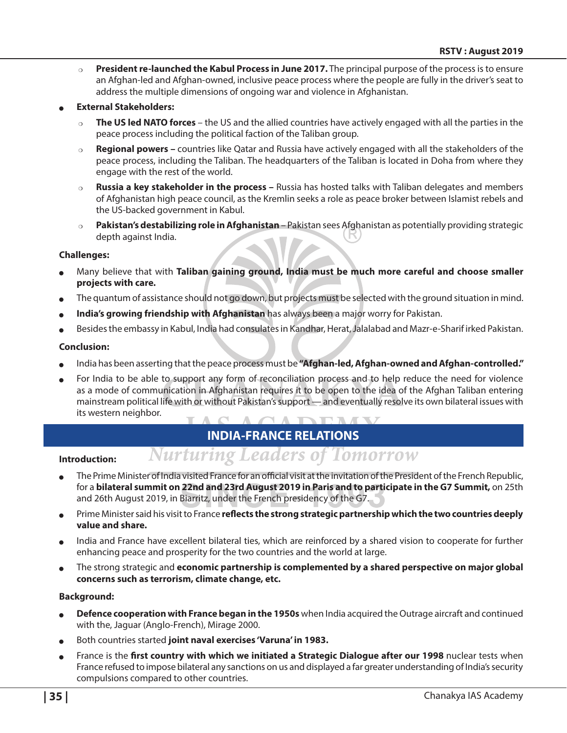- President re-launched the Kabul Process in June 2017. The principal purpose of the process is to ensure an Afghan-led and Afghan-owned, inclusive peace process where the people are fully in the driver's seat to address the multiple dimensions of ongoing war and violence in Afghanistan.

- **External Stakeholders:**
    - **The US led NATO forces** – the US and the allied countries have actively engaged with all the parties in the peace process including the political faction of the Taliban group.
    - **Regional powers –** countries like Qatar and Russia have actively engaged with all the stakeholders of the peace process, including the Taliban. The headquarters of the Taliban is located in Doha from where they engage with the rest of the world.
    - **Russia a key stakeholder in the process –** Russia has hosted talks with Taliban delegates and members of Afghanistan high peace council, as the Kremlin seeks a role as peace broker between Islamist rebels and the US-backed government in Kabul.
    - **Pakistan's destabilizing role in Afghanistan** – Pakistan sees Afghanistan as potentially providing strategic depth against India.

**Challenges:**

- Many believe that with **Taliban gaining ground, India must be much more careful and choose smaller projects with care.**
- The quantum of assistance should not go down, but projects must be selected with the ground situation in mind.
- **India's growing friendship with Afghanistan** has always been a major worry for Pakistan.
- Besides the embassy in Kabul, India had consulates in Kandhar, Herat, Jalalabad and Mazr-e-Sharif irked Pakistan.

**Conclusion:**

- India has been asserting that the peace process must be **"Afghan-led, Afghan-owned and Afghan-controlled."**
- For India to be able to support any form of reconciliation process and to help reduce the need for violence as a mode of communication in Afghanistan requires it to be open to the idea of the Afghan Taliban entering mainstream political life with or without Pakistan's support — and eventually resolve its own bilateral issues with its western neighbor.

## INDIA-FRANCE RELATIONS

**Introduction:**

- The Prime Minister of India visited France for an official visit at the invitation of the President of the French Republic, for a **bilateral summit on 22nd and 23rd August 2019 in Paris and to participate in the G7 Summit,** on 25th and 26th August 2019, in Biarritz, under the French presidency of the G7.
- Prime Minister said his visit to France **reflects the strong strategic partnership which the two countries deeply value and share.**
- India and France have excellent bilateral ties, which are reinforced by a shared vision to cooperate for further enhancing peace and prosperity for the two countries and the world at large.
- The strong strategic and **economic partnership is complemented by a shared perspective on major global concerns such as terrorism, climate change, etc.**

**Background:**

- **Defence cooperation with France began in the 1950s** when India acquired the Outrage aircraft and continued with the, Jaguar (Anglo-French), Mirage 2000.
- Both countries started **joint naval exercises 'Varuna' in 1983.**
- France is the **first country with which we initiated a Strategic Dialogue after our 1998** nuclear tests when France refused to impose bilateral any sanctions on us and displayed a far greater understanding of India's security compulsions compared to other countries.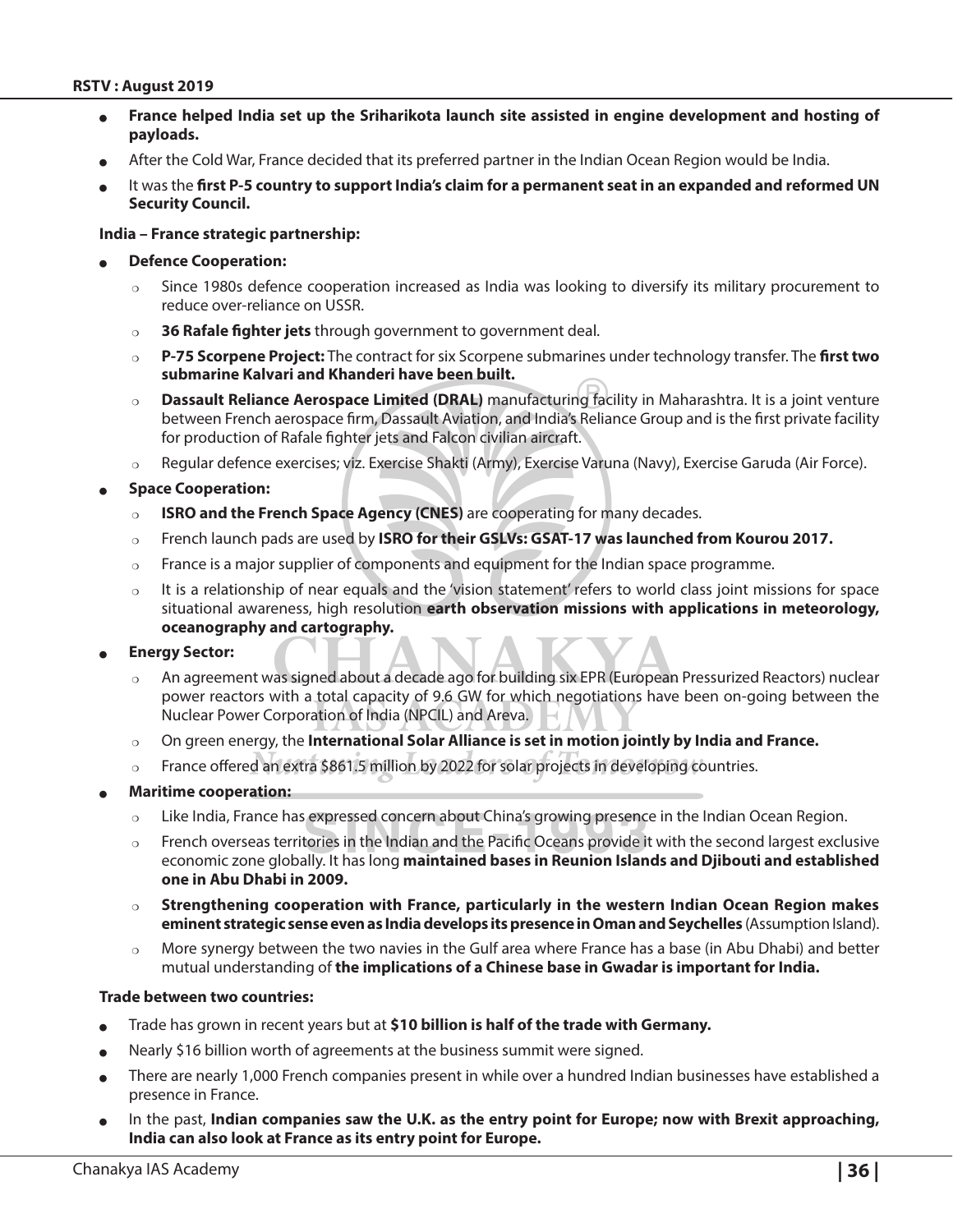- **France helped India set up the Sriharikota launch site assisted in engine development and hosting of payloads.**
- After the Cold War, France decided that its preferred partner in the Indian Ocean Region would be India.
- It was the **first P-5 country to support India's claim for a permanent seat in an expanded and reformed UN Security Council.**

**India – France strategic partnership:**

- **Defence Cooperation:**
  - Since 1980s defence cooperation increased as India was looking to diversify its military procurement to reduce over-reliance on USSR.
  - **36 Rafale fighter jets** through government to government deal.
  - **P-75 Scorpene Project:** The contract for six Scorpene submarines under technology transfer. The **first two submarine Kalvari and Khanderi have been built.**
  - **Dassault Reliance Aerospace Limited (DRAL)** manufacturing facility in Maharashtra. It is a joint venture between French aerospace firm, Dassault Aviation, and India's Reliance Group and is the first private facility for production of Rafale fighter jets and Falcon civilian aircraft.
  - Regular defence exercises; viz. Exercise Shakti (Army), Exercise Varuna (Navy), Exercise Garuda (Air Force).
- **Space Cooperation:**
  - **ISRO and the French Space Agency (CNES)** are cooperating for many decades.
  - French launch pads are used by **ISRO for their GSLVs: GSAT-17 was launched from Kourou 2017.**
  - France is a major supplier of components and equipment for the Indian space programme.
  - It is a relationship of near equals and the 'vision statement' refers to world class joint missions for space situational awareness, high resolution **earth observation missions with applications in meteorology, oceanography and cartography.**
- **Energy Sector:**
  - An agreement was signed about a decade ago for building six EPR (European Pressurized Reactors) nuclear power reactors with a total capacity of 9.6 GW for which negotiations have been on-going between the Nuclear Power Corporation of India (NPCIL) and Areva.
  - On green energy, the **International Solar Alliance is set in motion jointly by India and France.**
  - France offered an extra $861.5 million by 2022 for solar projects in developing countries.
- **Maritime cooperation:**
  - Like India, France has expressed concern about China's growing presence in the Indian Ocean Region.
  - French overseas territories in the Indian and the Pacific Oceans provide it with the second largest exclusive economic zone globally. It has long **maintained bases in Reunion Islands and Djibouti and established one in Abu Dhabi in 2009.**
  - **Strengthening cooperation with France, particularly in the western Indian Ocean Region makes eminent strategic sense even as India develops its presence in Oman and Seychelles** (Assumption Island).
  - More synergy between the two navies in the Gulf area where France has a base (in Abu Dhabi) and better mutual understanding of **the implications of a Chinese base in Gwadar is important for India.**

**Trade between two countries:**

- Trade has grown in recent years but at **$10 billion is half of the trade with Germany.**
- Nearly $16 billion worth of agreements at the business summit were signed.
- There are nearly 1,000 French companies present in while over a hundred Indian businesses have established a presence in France.
- In the past, **Indian companies saw the U.K. as the entry point for Europe; now with Brexit approaching, India can also look at France as its entry point for Europe.**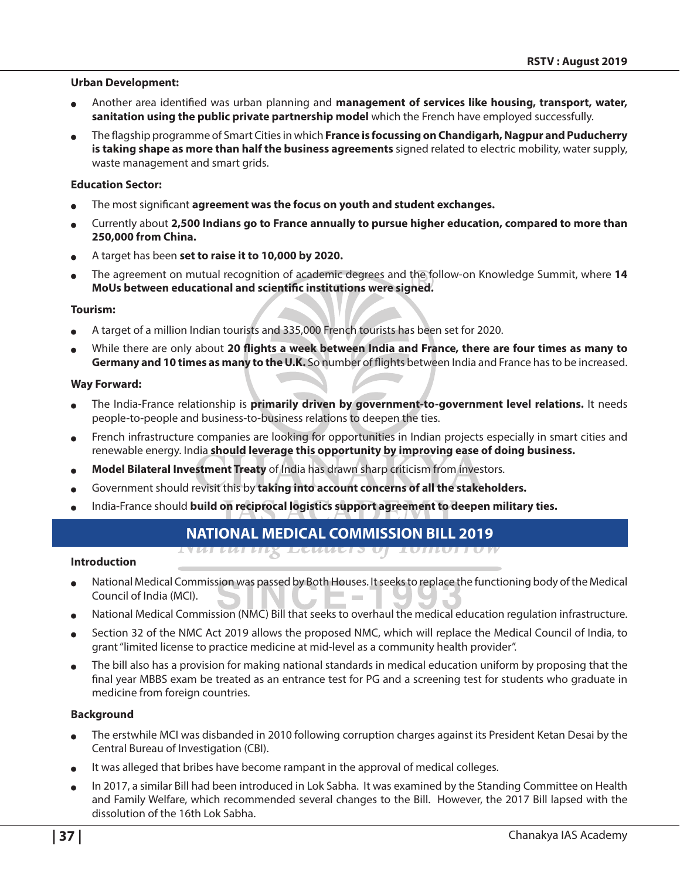**Urban Development:**

- Another area identified was urban planning and **management of services like housing, transport, water, sanitation using the public private partnership model** which the French have employed successfully.
- The flagship programme of Smart Cities in which **France is focussing on Chandigarh, Nagpur and Puducherry is taking shape as more than half the business agreements** signed related to electric mobility, water supply, waste management and smart grids.

**Education Sector:**

- The most significant **agreement was the focus on youth and student exchanges.**
- Currently about **2,500 Indians go to France annually to pursue higher education, compared to more than 250,000 from China.**
- A target has been **set to raise it to 10,000 by 2020.**
- The agreement on mutual recognition of academic degrees and the follow-on Knowledge Summit, where **14 MoUs between educational and scientific institutions were signed.**

**Tourism:**

- A target of a million Indian tourists and 335,000 French tourists has been set for 2020.
- While there are only about **20 flights a week between India and France, there are four times as many to Germany and 10 times as many to the U.K.** So number of flights between India and France has to be increased.

**Way Forward:**

- The India-France relationship is **primarily driven by government-to-government level relations.** It needs people-to-people and business-to-business relations to deepen the ties.
- French infrastructure companies are looking for opportunities in Indian projects especially in smart cities and renewable energy. India **should leverage this opportunity by improving ease of doing business.**
- **Model Bilateral Investment Treaty** of India has drawn sharp criticism from investors.
- Government should revisit this by **taking into account concerns of all the stakeholders.**
- India-France should **build on reciprocal logistics support agreement to deepen military ties.**

## NATIONAL MEDICAL COMMISSION BILL 2019

**Introduction**

- National Medical Commission was passed by Both Houses. It seeks to replace the functioning body of the Medical Council of India (MCI).
- National Medical Commission (NMC) Bill that seeks to overhaul the medical education regulation infrastructure.
- Section 32 of the NMC Act 2019 allows the proposed NMC, which will replace the Medical Council of India, to grant "limited license to practice medicine at mid-level as a community health provider".
- The bill also has a provision for making national standards in medical education uniform by proposing that the final year MBBS exam be treated as an entrance test for PG and a screening test for students who graduate in medicine from foreign countries.

**Background**

- The erstwhile MCI was disbanded in 2010 following corruption charges against its President Ketan Desai by the Central Bureau of Investigation (CBI).
- It was alleged that bribes have become rampant in the approval of medical colleges.
- In 2017, a similar Bill had been introduced in Lok Sabha. It was examined by the Standing Committee on Health and Family Welfare, which recommended several changes to the Bill. However, the 2017 Bill lapsed with the dissolution of the 16th Lok Sabha.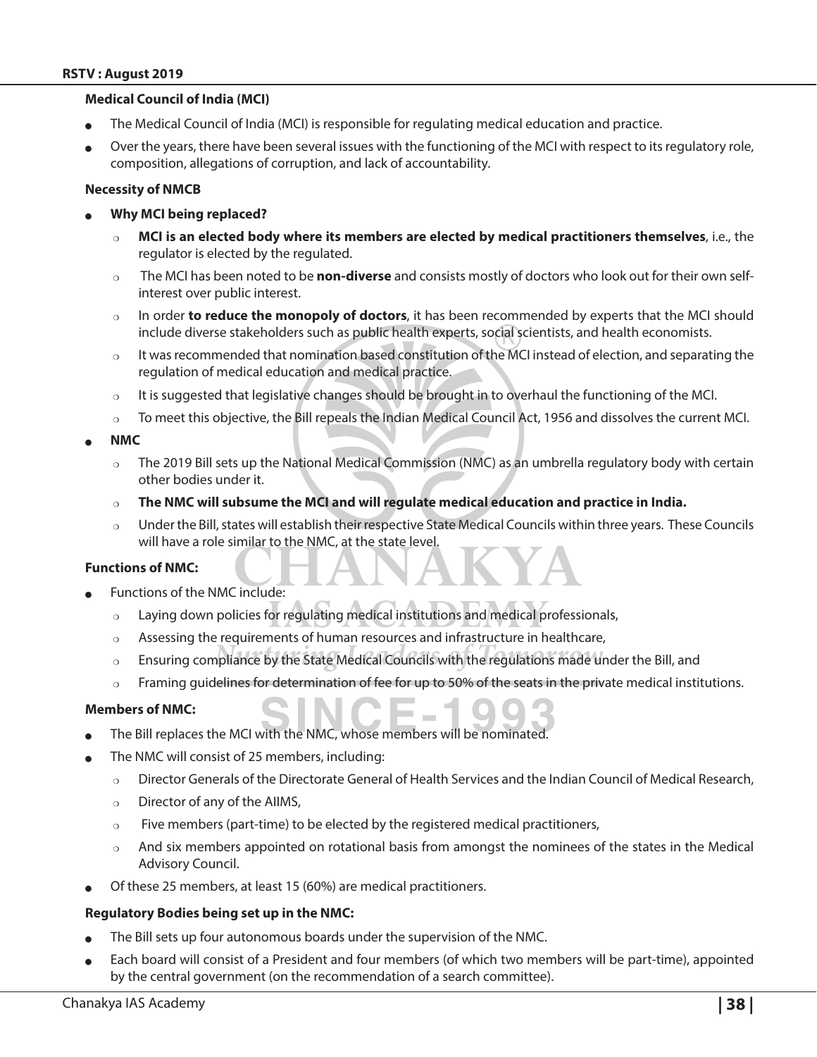### Medical Council of India (MCI)

- The Medical Council of India (MCI) is responsible for regulating medical education and practice.
- Over the years, there have been several issues with the functioning of the MCI with respect to its regulatory role, composition, allegations of corruption, and lack of accountability.

### Necessity of NMCB

- **Why MCI being replaced?**
  - **MCI is an elected body where its members are elected by medical practitioners themselves**, i.e., the regulator is elected by the regulated.
  - The MCI has been noted to be **non-diverse** and consists mostly of doctors who look out for their own self-interest over public interest.
  - In order **to reduce the monopoly of doctors**, it has been recommended by experts that the MCI should include diverse stakeholders such as public health experts, social scientists, and health economists.
  - It was recommended that nomination based constitution of the MCI instead of election, and separating the regulation of medical education and medical practice.
  - It is suggested that legislative changes should be brought in to overhaul the functioning of the MCI.
  - To meet this objective, the Bill repeals the Indian Medical Council Act, 1956 and dissolves the current MCI.
- **NMC**
  - The 2019 Bill sets up the National Medical Commission (NMC) as an umbrella regulatory body with certain other bodies under it.
  - **The NMC will subsume the MCI and will regulate medical education and practice in India.**
  - Under the Bill, states will establish their respective State Medical Councils within three years. These Councils will have a role similar to the NMC, at the state level.

### Functions of NMC:

- Functions of the NMC include:
  - Laying down policies for regulating medical institutions and medical professionals,
  - Assessing the requirements of human resources and infrastructure in healthcare,
  - Ensuring compliance by the State Medical Councils with the regulations made under the Bill, and
  - Framing guidelines for determination of fee for up to 50% of the seats in the private medical institutions.

### Members of NMC:

- The Bill replaces the MCI with the NMC, whose members will be nominated.
- The NMC will consist of 25 members, including:
  - Director Generals of the Directorate General of Health Services and the Indian Council of Medical Research,
  - Director of any of the AIIMS,
  - Five members (part-time) to be elected by the registered medical practitioners,
  - And six members appointed on rotational basis from amongst the nominees of the states in the Medical Advisory Council.
- Of these 25 members, at least 15 (60%) are medical practitioners.

### Regulatory Bodies being set up in the NMC:

- The Bill sets up four autonomous boards under the supervision of the NMC.
- Each board will consist of a President and four members (of which two members will be part-time), appointed by the central government (on the recommendation of a search committee).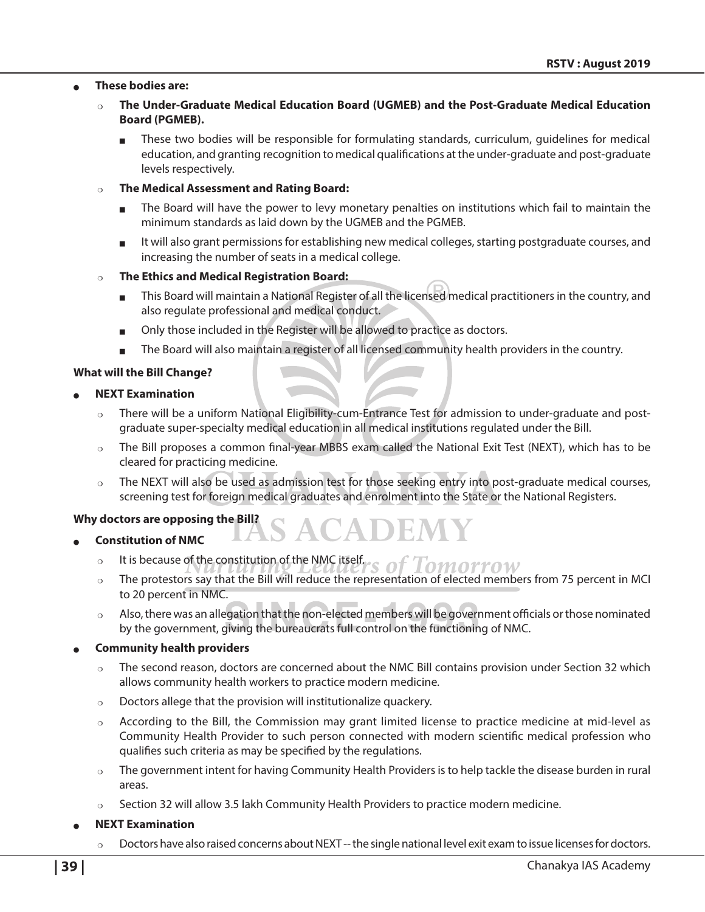- **These bodies are:**
  - **The Under-Graduate Medical Education Board (UGMEB) and the Post-Graduate Medical Education Board (PGMEB).**
    - These two bodies will be responsible for formulating standards, curriculum, guidelines for medical education, and granting recognition to medical qualifications at the under-graduate and post-graduate levels respectively.
  - **The Medical Assessment and Rating Board:**
    - The Board will have the power to levy monetary penalties on institutions which fail to maintain the minimum standards as laid down by the UGMEB and the PGMEB.
    - It will also grant permissions for establishing new medical colleges, starting postgraduate courses, and increasing the number of seats in a medical college.
  - **The Ethics and Medical Registration Board:**
    - This Board will maintain a National Register of all the licensed medical practitioners in the country, and also regulate professional and medical conduct.
    - Only those included in the Register will be allowed to practice as doctors.
    - The Board will also maintain a register of all licensed community health providers in the country.

**What will the Bill Change?**

- **NEXT Examination**
  - There will be a uniform National Eligibility-cum-Entrance Test for admission to under-graduate and post-graduate super-specialty medical education in all medical institutions regulated under the Bill.
  - The Bill proposes a common final-year MBBS exam called the National Exit Test (NEXT), which has to be cleared for practicing medicine.
  - The NEXT will also be used as admission test for those seeking entry into post-graduate medical courses, screening test for foreign medical graduates and enrolment into the State or the National Registers.

**Why doctors are opposing the Bill?**

- **Constitution of NMC**
  - It is because of the constitution of the NMC itself.
  - The protestors say that the Bill will reduce the representation of elected members from 75 percent in MCI to 20 percent in NMC.
  - Also, there was an allegation that the non-elected members will be government officials or those nominated by the government, giving the bureaucrats full control on the functioning of NMC.
- **Community health providers**
  - The second reason, doctors are concerned about the NMC Bill contains provision under Section 32 which allows community health workers to practice modern medicine.
  - Doctors allege that the provision will institutionalize quackery.
  - According to the Bill, the Commission may grant limited license to practice medicine at mid-level as Community Health Provider to such person connected with modern scientific medical profession who qualifies such criteria as may be specified by the regulations.
  - The government intent for having Community Health Providers is to help tackle the disease burden in rural areas.
  - Section 32 will allow 3.5 lakh Community Health Providers to practice modern medicine.
- **NEXT Examination**
  - Doctors have also raised concerns about NEXT -- the single national level exit exam to issue licenses for doctors.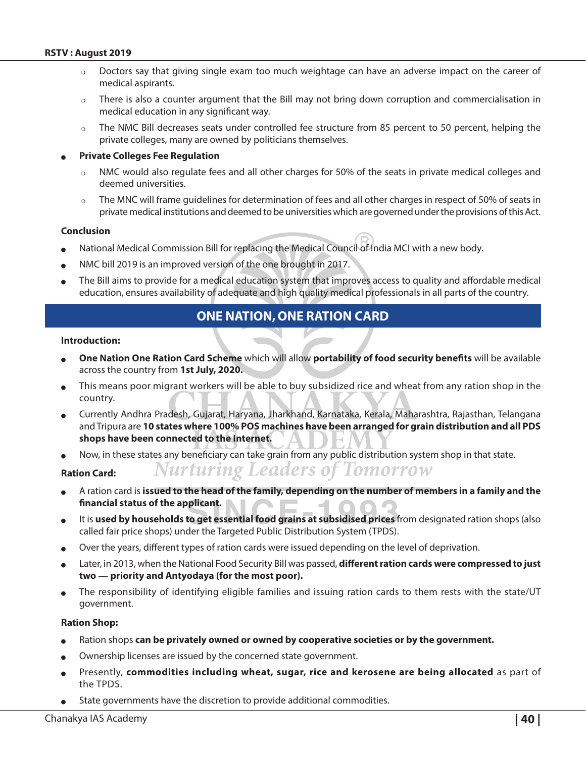- Doctors say that giving single exam too much weightage can have an adverse impact on the career of medical aspirants.
- There is also a counter argument that the Bill may not bring down corruption and commercialisation in medical education in any significant way.
- The NMC Bill decreases seats under controlled fee structure from 85 percent to 50 percent, helping the private colleges, many are owned by politicians themselves.

- **Private Colleges Fee Regulation**
  - NMC would also regulate fees and all other charges for 50% of the seats in private medical colleges and deemed universities.
  - The MNC will frame guidelines for determination of fees and all other charges in respect of 50% of seats in private medical institutions and deemed to be universities which are governed under the provisions of this Act.

**Conclusion**

- National Medical Commission Bill for replacing the Medical Council of India MCI with a new body.
- NMC bill 2019 is an improved version of the one brought in 2017.
- The Bill aims to provide for a medical education system that improves access to quality and affordable medical education, ensures availability of adequate and high quality medical professionals in all parts of the country.

## ONE NATION, ONE RATION CARD

**Introduction:**

- **One Nation One Ration Card Scheme** which will allow **portability of food security benefits** will be available across the country from **1st July, 2020.**
- This means poor migrant workers will be able to buy subsidized rice and wheat from any ration shop in the country.
- Currently Andhra Pradesh, Gujarat, Haryana, Jharkhand, Karnataka, Kerala, Maharashtra, Rajasthan, Telangana and Tripura are **10 states where 100% POS machines have been arranged for grain distribution and all PDS shops have been connected to the Internet.**
- Now, in these states any beneficiary can take grain from any public distribution system shop in that state.

**Ration Card:**

- A ration card is **issued to the head of the family, depending on the number of members in a family and the financial status of the applicant.**
- It is **used by households to get essential food grains at subsidised prices** from designated ration shops (also called fair price shops) under the Targeted Public Distribution System (TPDS).
- Over the years, different types of ration cards were issued depending on the level of deprivation.
- Later, in 2013, when the National Food Security Bill was passed, **different ration cards were compressed to just two — priority and Antyodaya (for the most poor).**
- The responsibility of identifying eligible families and issuing ration cards to them rests with the state/UT government.

**Ration Shop:**

- Ration shops **can be privately owned or owned by cooperative societies or by the government.**
- Ownership licenses are issued by the concerned state government.
- Presently, **commodities including wheat, sugar, rice and kerosene are being allocated** as part of the TPDS.
- State governments have the discretion to provide additional commodities.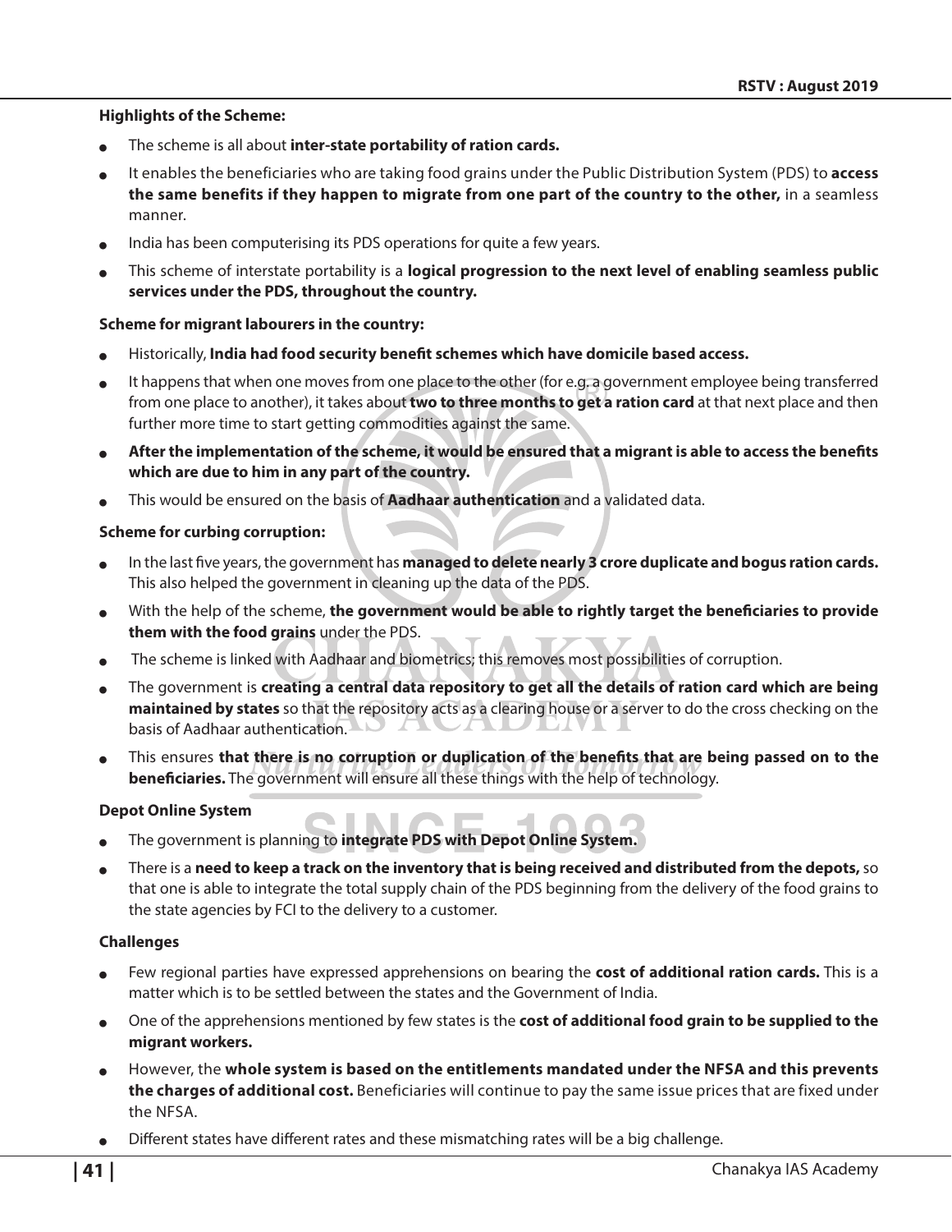**Highlights of the Scheme:**

- The scheme is all about **inter-state portability of ration cards.**
- It enables the beneficiaries who are taking food grains under the Public Distribution System (PDS) to **access the same benefits if they happen to migrate from one part of the country to the other,** in a seamless manner.
- India has been computerising its PDS operations for quite a few years.
- This scheme of interstate portability is a **logical progression to the next level of enabling seamless public services under the PDS, throughout the country.**

**Scheme for migrant labourers in the country:**

- Historically, **India had food security benefit schemes which have domicile based access.**
- It happens that when one moves from one place to the other (for e.g. a government employee being transferred from one place to another), it takes about **two to three months to get a ration card** at that next place and then further more time to start getting commodities against the same.
- **After the implementation of the scheme, it would be ensured that a migrant is able to access the benefits which are due to him in any part of the country.**
- This would be ensured on the basis of **Aadhaar authentication** and a validated data.

**Scheme for curbing corruption:**

- In the last five years, the government has **managed to delete nearly 3 crore duplicate and bogus ration cards.** This also helped the government in cleaning up the data of the PDS.
- With the help of the scheme, **the government would be able to rightly target the beneficiaries to provide them with the food grains** under the PDS.
- The scheme is linked with Aadhaar and biometrics; this removes most possibilities of corruption.
- The government is **creating a central data repository to get all the details of ration card which are being maintained by states** so that the repository acts as a clearing house or a server to do the cross checking on the basis of Aadhaar authentication.
- This ensures **that there is no corruption or duplication of the benefits that are being passed on to the beneficiaries.** The government will ensure all these things with the help of technology.

**Depot Online System**

- The government is planning to **integrate PDS with Depot Online System.**
- There is a **need to keep a track on the inventory that is being received and distributed from the depots,** so that one is able to integrate the total supply chain of the PDS beginning from the delivery of the food grains to the state agencies by FCI to the delivery to a customer.

**Challenges**

- Few regional parties have expressed apprehensions on bearing the **cost of additional ration cards.** This is a matter which is to be settled between the states and the Government of India.
- One of the apprehensions mentioned by few states is the **cost of additional food grain to be supplied to the migrant workers.**
- However, the **whole system is based on the entitlements mandated under the NFSA and this prevents the charges of additional cost.** Beneficiaries will continue to pay the same issue prices that are fixed under the NFSA.
- Different states have different rates and these mismatching rates will be a big challenge.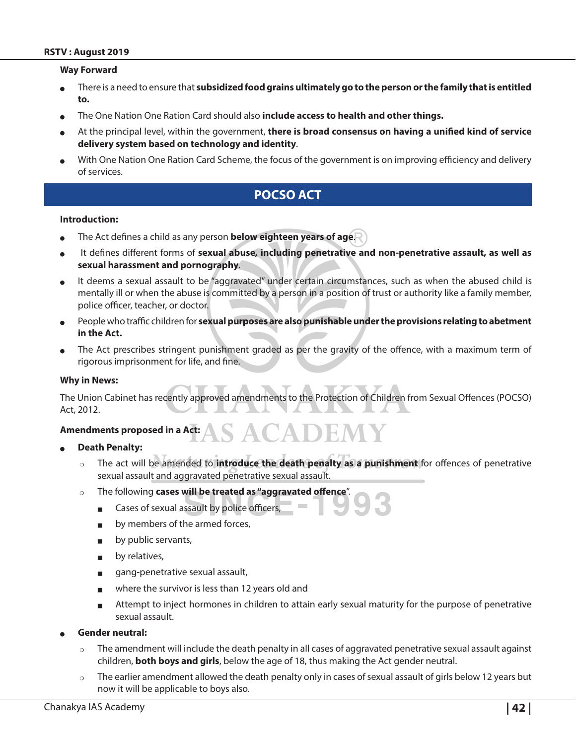**Way Forward**

- There is a need to ensure that **subsidized food grains ultimately go to the person or the family that is entitled to.**
- The One Nation One Ration Card should also **include access to health and other things.**
- At the principal level, within the government, **there is broad consensus on having a unified kind of service delivery system based on technology and identity**.
- With One Nation One Ration Card Scheme, the focus of the government is on improving efficiency and delivery of services.

## POCSO ACT

**Introduction:**

- The Act defines a child as any person **below eighteen years of age**.
- It defines different forms of **sexual abuse, including penetrative and non-penetrative assault, as well as sexual harassment and pornography**.
- It deems a sexual assault to be "aggravated" under certain circumstances, such as when the abused child is mentally ill or when the abuse is committed by a person in a position of trust or authority like a family member, police officer, teacher, or doctor.
- People who traffic children for **sexual purposes are also punishable under the provisions relating to abetment in the Act.**
- The Act prescribes stringent punishment graded as per the gravity of the offence, with a maximum term of rigorous imprisonment for life, and fine.

**Why in News:**

The Union Cabinet has recently approved amendments to the Protection of Children from Sexual Offences (POCSO) Act, 2012.

**Amendments proposed in a Act:**

- **Death Penalty:**
  - The act will be amended to **introduce the death penalty as a punishment** for offences of penetrative sexual assault and aggravated penetrative sexual assault.
  - The following **cases will be treated as "aggravated offence**".
    - Cases of sexual assault by police officers,
    - by members of the armed forces,
    - by public servants,
    - by relatives,
    - gang-penetrative sexual assault,
    - where the survivor is less than 12 years old and
    - Attempt to inject hormones in children to attain early sexual maturity for the purpose of penetrative sexual assault.
- **Gender neutral:**
  - The amendment will include the death penalty in all cases of aggravated penetrative sexual assault against children, **both boys and girls**, below the age of 18, thus making the Act gender neutral.
  - The earlier amendment allowed the death penalty only in cases of sexual assault of girls below 12 years but now it will be applicable to boys also.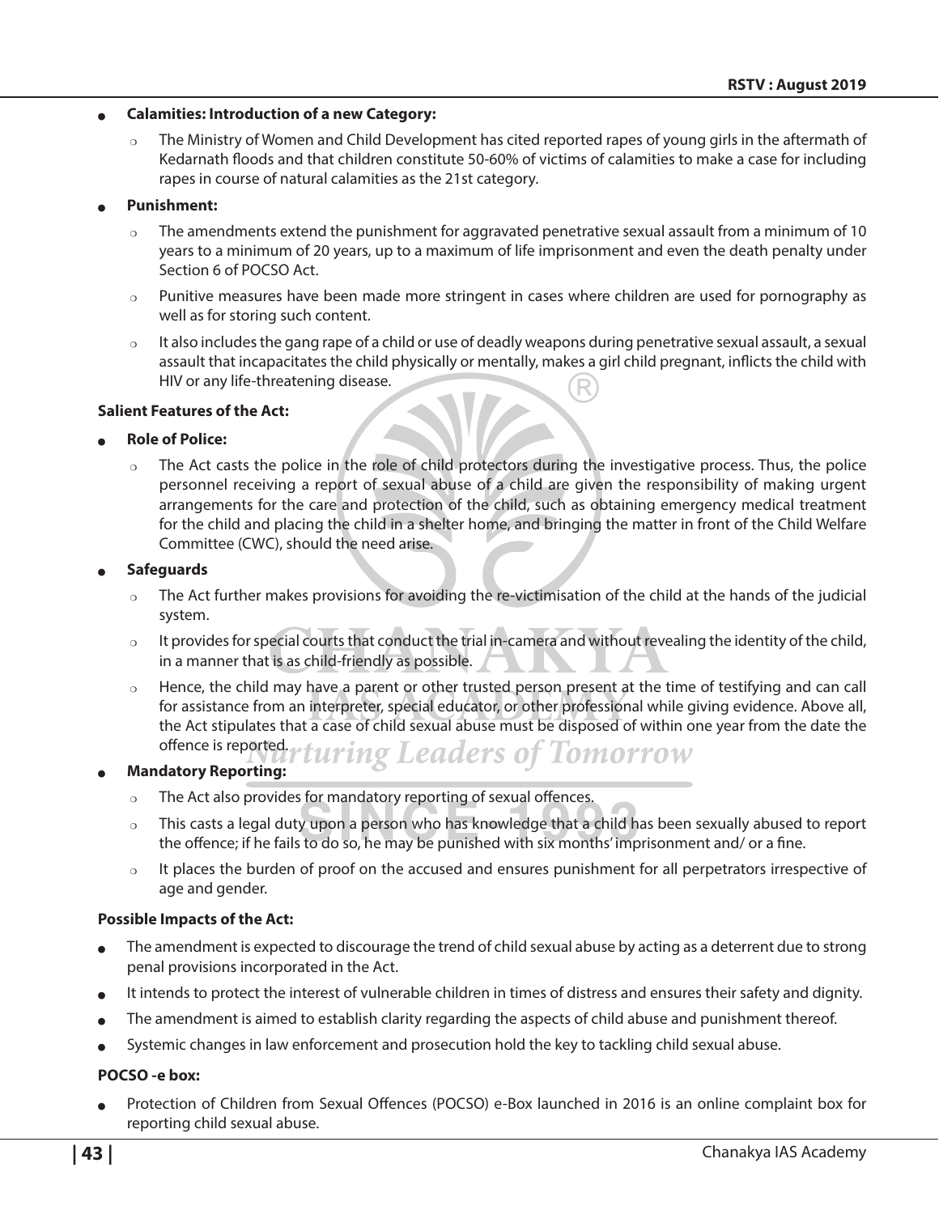- **Calamities: Introduction of a new Category:**
  - The Ministry of Women and Child Development has cited reported rapes of young girls in the aftermath of Kedarnath floods and that children constitute 50-60% of victims of calamities to make a case for including rapes in course of natural calamities as the 21st category.
- **Punishment:**
  - The amendments extend the punishment for aggravated penetrative sexual assault from a minimum of 10 years to a minimum of 20 years, up to a maximum of life imprisonment and even the death penalty under Section 6 of POCSO Act.
  - Punitive measures have been made more stringent in cases where children are used for pornography as well as for storing such content.
  - It also includes the gang rape of a child or use of deadly weapons during penetrative sexual assault, a sexual assault that incapacitates the child physically or mentally, makes a girl child pregnant, inflicts the child with HIV or any life-threatening disease.

**Salient Features of the Act:**

- **Role of Police:**
  - The Act casts the police in the role of child protectors during the investigative process. Thus, the police personnel receiving a report of sexual abuse of a child are given the responsibility of making urgent arrangements for the care and protection of the child, such as obtaining emergency medical treatment for the child and placing the child in a shelter home, and bringing the matter in front of the Child Welfare Committee (CWC), should the need arise.
- **Safeguards**
  - The Act further makes provisions for avoiding the re-victimisation of the child at the hands of the judicial system.
  - It provides for special courts that conduct the trial in-camera and without revealing the identity of the child, in a manner that is as child-friendly as possible.
  - Hence, the child may have a parent or other trusted person present at the time of testifying and can call for assistance from an interpreter, special educator, or other professional while giving evidence. Above all, the Act stipulates that a case of child sexual abuse must be disposed of within one year from the date the offence is reported.
- **Mandatory Reporting:**
  - The Act also provides for mandatory reporting of sexual offences.
  - This casts a legal duty upon a person who has knowledge that a child has been sexually abused to report the offence; if he fails to do so, he may be punished with six months' imprisonment and/ or a fine.
  - It places the burden of proof on the accused and ensures punishment for all perpetrators irrespective of age and gender.

**Possible Impacts of the Act:**

- The amendment is expected to discourage the trend of child sexual abuse by acting as a deterrent due to strong penal provisions incorporated in the Act.
- It intends to protect the interest of vulnerable children in times of distress and ensures their safety and dignity.
- The amendment is aimed to establish clarity regarding the aspects of child abuse and punishment thereof.
- Systemic changes in law enforcement and prosecution hold the key to tackling child sexual abuse.

**POCSO -e box:**

- Protection of Children from Sexual Offences (POCSO) e-Box launched in 2016 is an online complaint box for reporting child sexual abuse.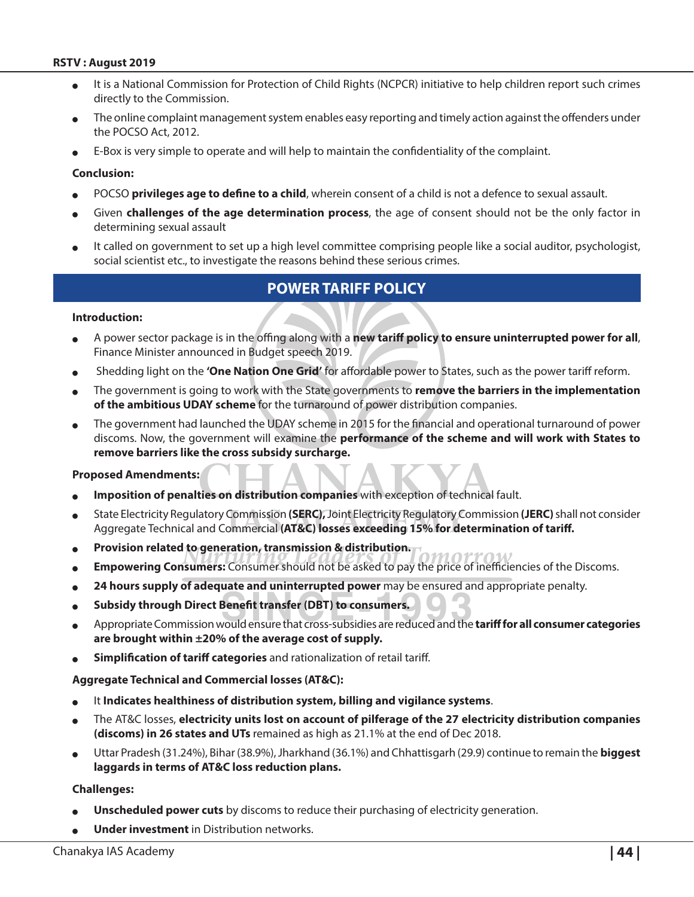- It is a National Commission for Protection of Child Rights (NCPCR) initiative to help children report such crimes directly to the Commission.
- The online complaint management system enables easy reporting and timely action against the offenders under the POCSO Act, 2012.
- E-Box is very simple to operate and will help to maintain the confidentiality of the complaint.

**Conclusion:**

- POCSO **privileges age to define to a child**, wherein consent of a child is not a defence to sexual assault.
- Given **challenges of the age determination process**, the age of consent should not be the only factor in determining sexual assault
- It called on government to set up a high level committee comprising people like a social auditor, psychologist, social scientist etc., to investigate the reasons behind these serious crimes.

## POWER TARIFF POLICY

**Introduction:**

- A power sector package is in the offing along with a **new tariff policy to ensure uninterrupted power for all**, Finance Minister announced in Budget speech 2019.
- Shedding light on the **'One Nation One Grid'** for affordable power to States, such as the power tariff reform.
- The government is going to work with the State governments to **remove the barriers in the implementation of the ambitious UDAY scheme** for the turnaround of power distribution companies.
- The government had launched the UDAY scheme in 2015 for the financial and operational turnaround of power discoms. Now, the government will examine the **performance of the scheme and will work with States to remove barriers like the cross subsidy surcharge.**

**Proposed Amendments:**

- **Imposition of penalties on distribution companies** with exception of technical fault.
- State Electricity Regulatory Commission **(SERC),** Joint Electricity Regulatory Commission **(JERC)** shall not consider Aggregate Technical and Commercial **(AT&C) losses exceeding 15% for determination of tariff.**
- **Provision related to generation, transmission & distribution.**
- **Empowering Consumers:** Consumer should not be asked to pay the price of inefficiencies of the Discoms.
- **24 hours supply of adequate and uninterrupted power** may be ensured and appropriate penalty.
- **Subsidy through Direct Benefit transfer (DBT) to consumers.**
- Appropriate Commission would ensure that cross-subsidies are reduced and the **tariff for all consumer categories are brought within ±20% of the average cost of supply.**
- **Simplification of tariff categories** and rationalization of retail tariff.

**Aggregate Technical and Commercial losses (AT&C):**

- It **Indicates healthiness of distribution system, billing and vigilance systems**.
- The AT&C losses, **electricity units lost on account of pilferage of the 27 electricity distribution companies (discoms) in 26 states and UTs** remained as high as 21.1% at the end of Dec 2018.
- Uttar Pradesh (31.24%), Bihar (38.9%), Jharkhand (36.1%) and Chhattisgarh (29.9) continue to remain the **biggest laggards in terms of AT&C loss reduction plans.**

**Challenges:**

- **Unscheduled power cuts** by discoms to reduce their purchasing of electricity generation.
- **Under investment** in Distribution networks.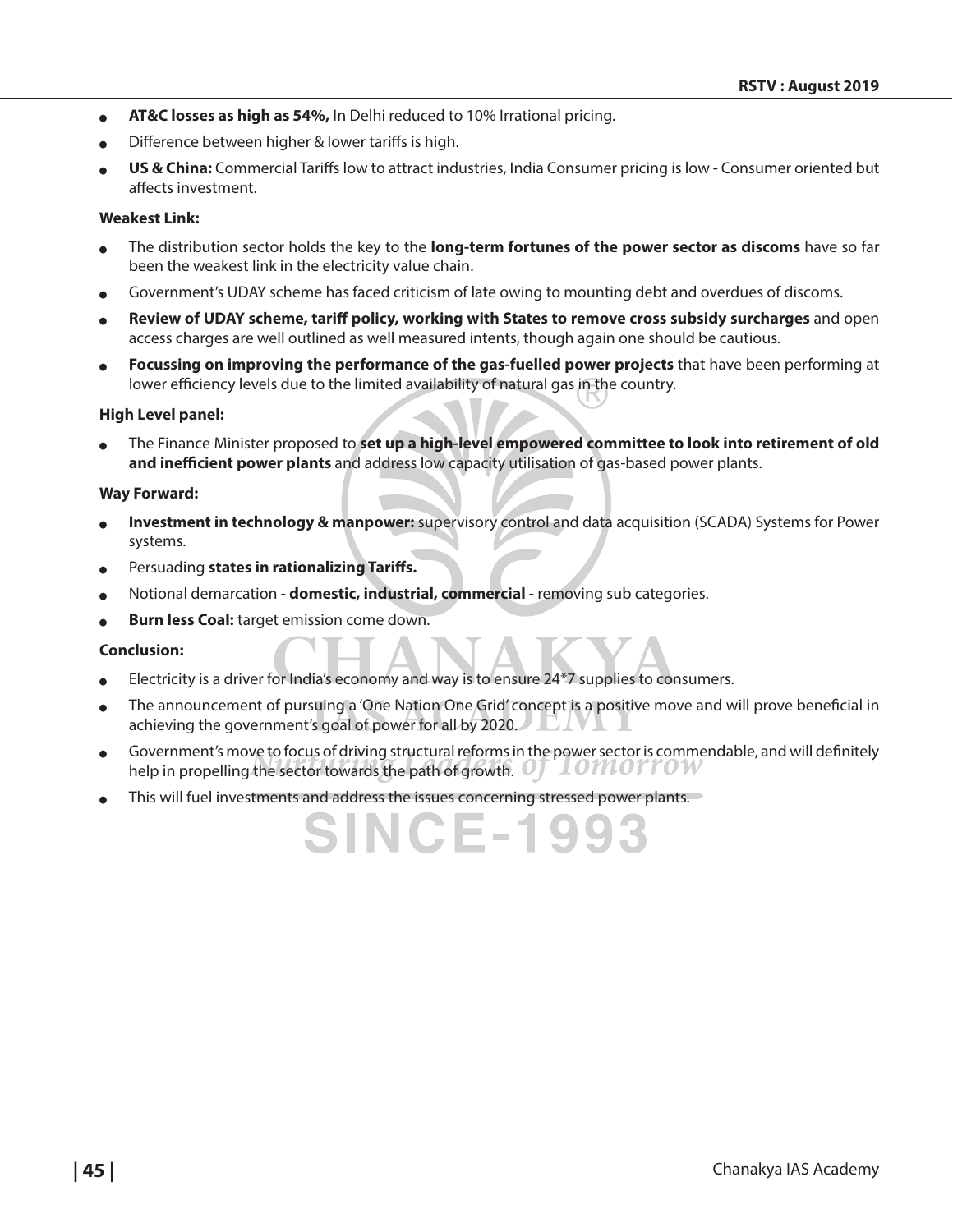- **AT&C losses as high as 54%,** In Delhi reduced to 10% Irrational pricing.
- Difference between higher & lower tariffs is high.
- **US & China:** Commercial Tariffs low to attract industries, India Consumer pricing is low - Consumer oriented but affects investment.

**Weakest Link:**

- The distribution sector holds the key to the **long-term fortunes of the power sector as discoms** have so far been the weakest link in the electricity value chain.
- Government's UDAY scheme has faced criticism of late owing to mounting debt and overdues of discoms.
- **Review of UDAY scheme, tariff policy, working with States to remove cross subsidy surcharges** and open access charges are well outlined as well measured intents, though again one should be cautious.
- **Focussing on improving the performance of the gas-fuelled power projects** that have been performing at lower efficiency levels due to the limited availability of natural gas in the country.

**High Level panel:**

- The Finance Minister proposed to **set up a high-level empowered committee to look into retirement of old and inefficient power plants** and address low capacity utilisation of gas-based power plants.

**Way Forward:**

- **Investment in technology & manpower:** supervisory control and data acquisition (SCADA) Systems for Power systems.
- Persuading **states in rationalizing Tariffs.**
- Notional demarcation - **domestic, industrial, commercial** - removing sub categories.
- **Burn less Coal:** target emission come down.

**Conclusion:**

- Electricity is a driver for India's economy and way is to ensure 24*7 supplies to consumers.
- The announcement of pursuing a 'One Nation One Grid' concept is a positive move and will prove beneficial in achieving the government's goal of power for all by 2020.
- Government's move to focus of driving structural reforms in the power sector is commendable, and will definitely help in propelling the sector towards the path of growth.
- This will fuel investments and address the issues concerning stressed power plants.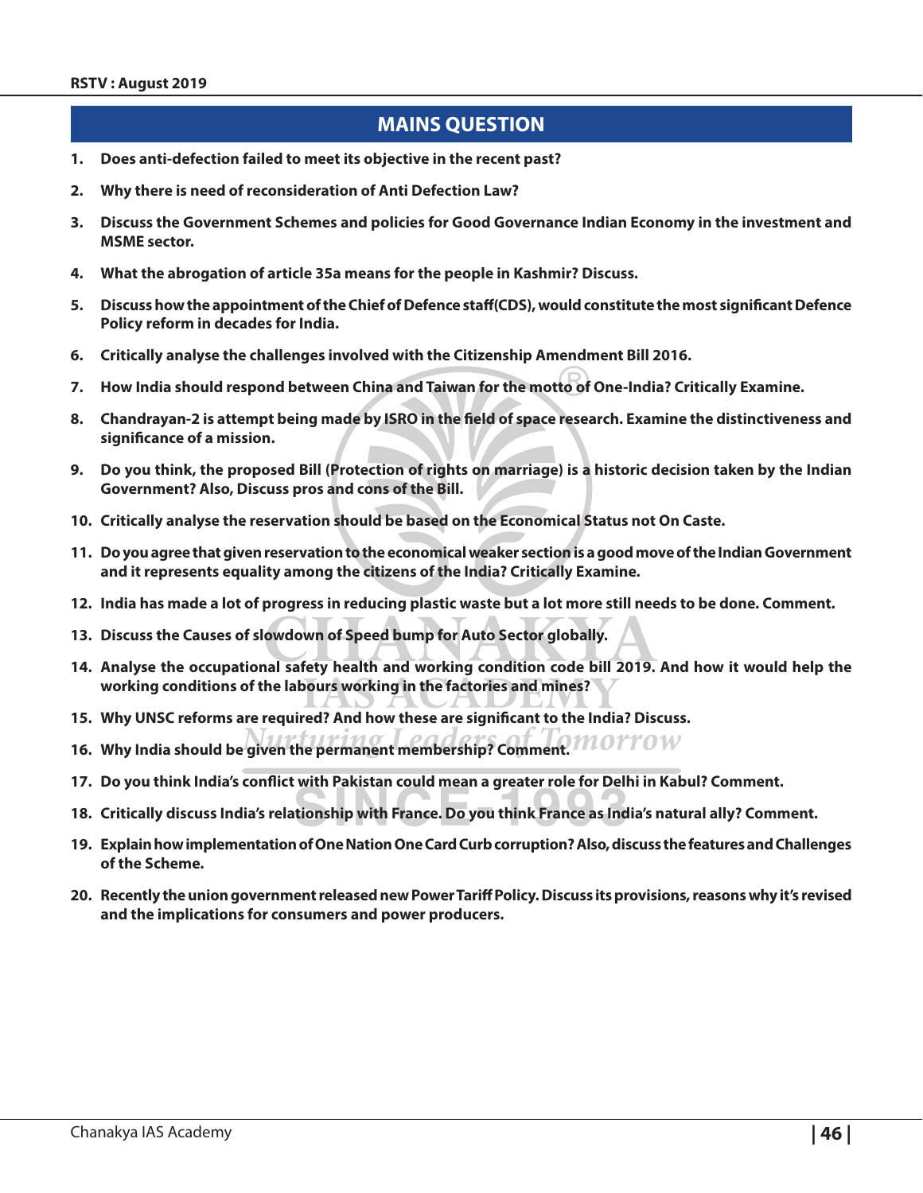## MAINS QUESTION

1. **Does anti-defection failed to meet its objective in the recent past?**
2. **Why there is need of reconsideration of Anti Defection Law?**
3. **Discuss the Government Schemes and policies for Good Governance Indian Economy in the investment and MSME sector.**
4. **What the abrogation of article 35a means for the people in Kashmir? Discuss.**
5. **Discuss how the appointment of the Chief of Defence staff(CDS), would constitute the most significant Defence Policy reform in decades for India.**
6. **Critically analyse the challenges involved with the Citizenship Amendment Bill 2016.**
7. **How India should respond between China and Taiwan for the motto of One-India? Critically Examine.**
8. **Chandrayan-2 is attempt being made by ISRO in the field of space research. Examine the distinctiveness and significance of a mission.**
9. **Do you think, the proposed Bill (Protection of rights on marriage) is a historic decision taken by the Indian Government? Also, Discuss pros and cons of the Bill.**
10. **Critically analyse the reservation should be based on the Economical Status not On Caste.**
11. **Do you agree that given reservation to the economical weaker section is a good move of the Indian Government and it represents equality among the citizens of the India? Critically Examine.**
12. **India has made a lot of progress in reducing plastic waste but a lot more still needs to be done. Comment.**
13. **Discuss the Causes of slowdown of Speed bump for Auto Sector globally.**
14. **Analyse the occupational safety health and working condition code bill 2019. And how it would help the working conditions of the labours working in the factories and mines?**
15. **Why UNSC reforms are required? And how these are significant to the India? Discuss.**
16. **Why India should be given the permanent membership? Comment.**
17. **Do you think India's conflict with Pakistan could mean a greater role for Delhi in Kabul? Comment.**
18. **Critically discuss India's relationship with France. Do you think France as India's natural ally? Comment.**
19. **Explain how implementation of One Nation One Card Curb corruption? Also, discuss the features and Challenges of the Scheme.**
20. **Recently the union government released new Power Tariff Policy. Discuss its provisions, reasons why it's revised and the implications for consumers and power producers.**